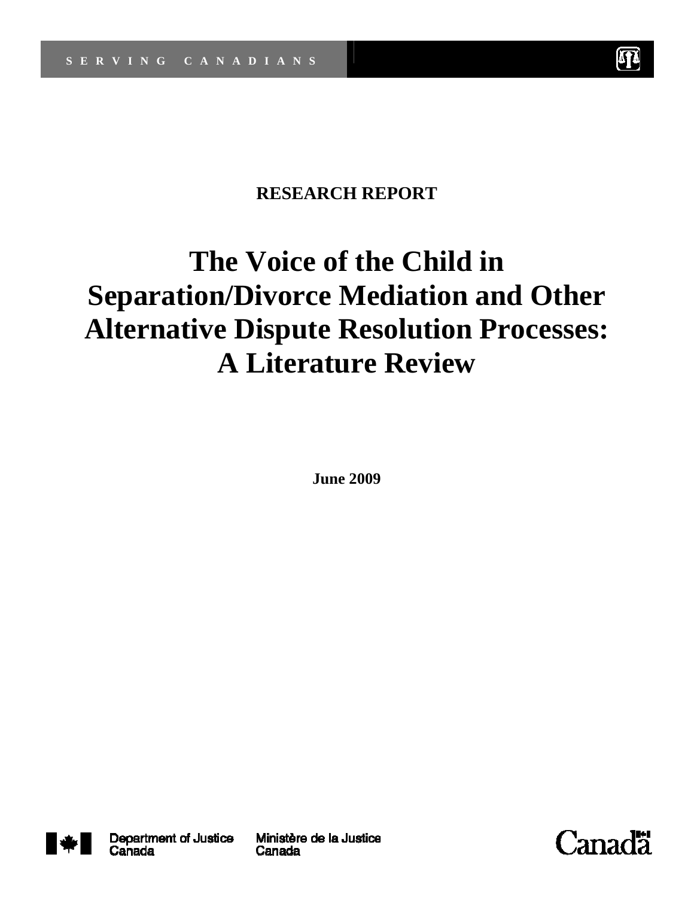SERVING CANADIANS

**RESEARCH REPORT**

# The Voice of the Child in Separation/Divorce Mediation and Other Alternative Dispute Resolution Processes: A Literature Review

**June 2009**

Department of Justice Canada

Ministère de la Justice Canada

Canada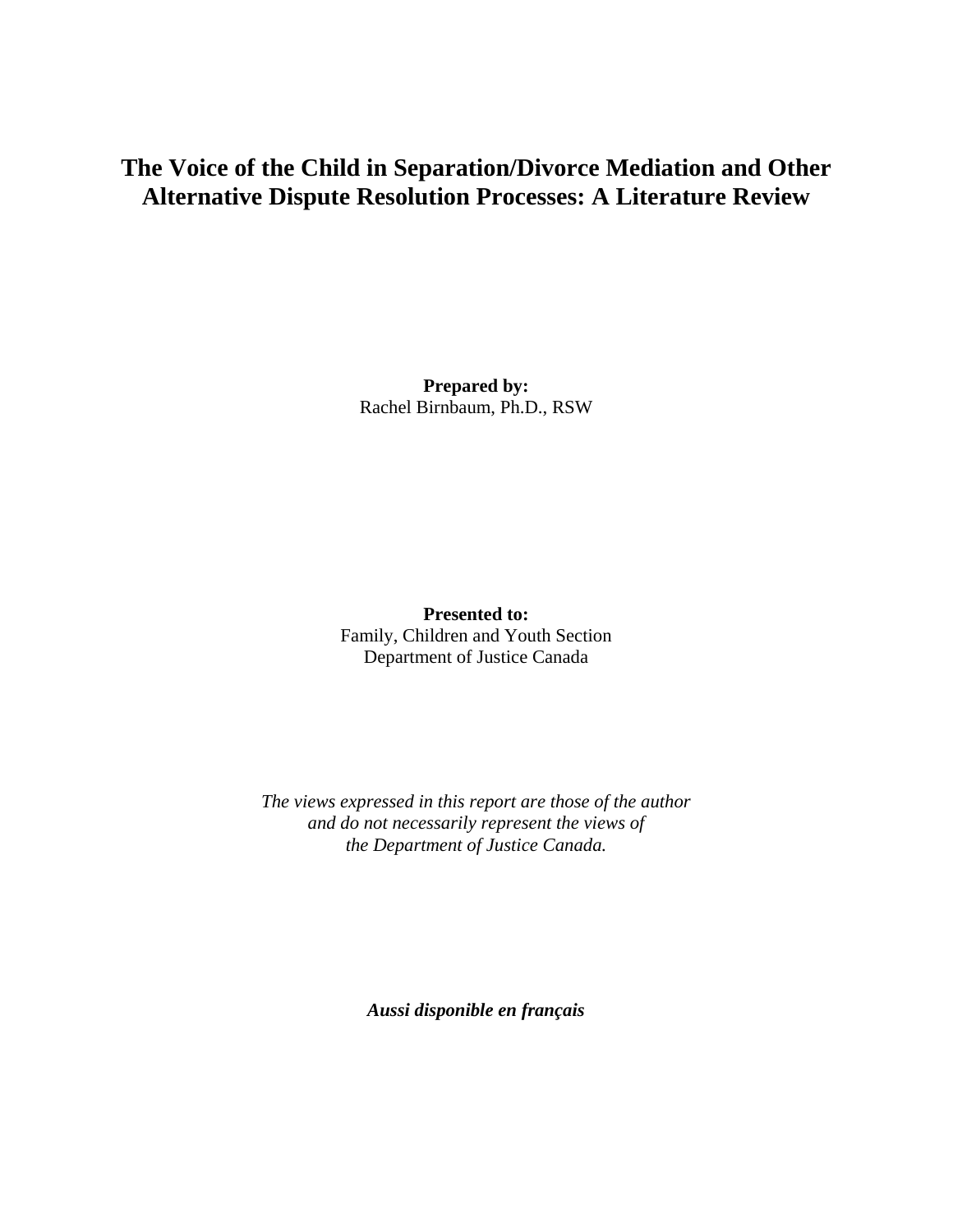# The Voice of the Child in Separation/Divorce Mediation and Other Alternative Dispute Resolution Processes: A Literature Review

**Prepared by:**
Rachel Birnbaum, Ph.D., RSW

**Presented to:**
Family, Children and Youth Section
Department of Justice Canada

*The views expressed in this report are those of the author and do not necessarily represent the views of the Department of Justice Canada.*

***Aussi disponible en français***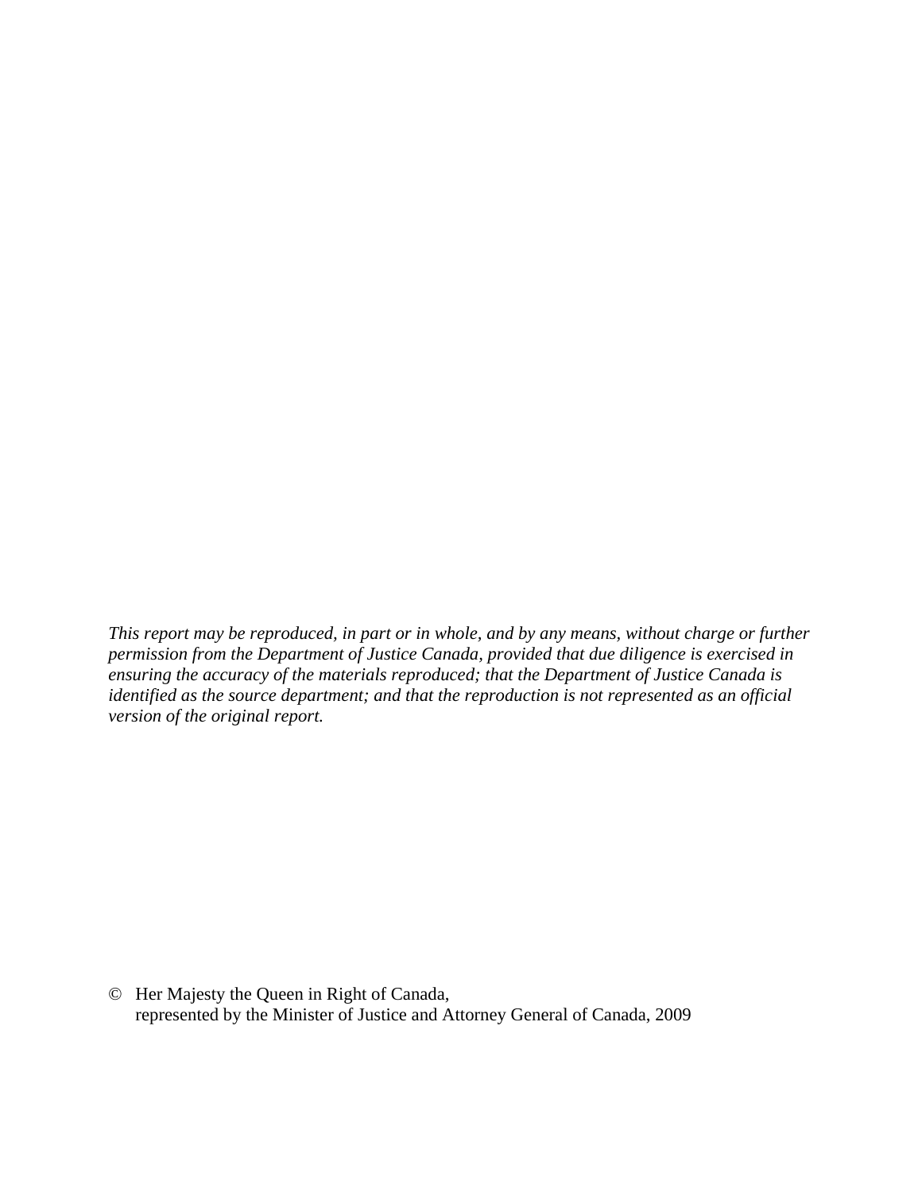*This report may be reproduced, in part or in whole, and by any means, without charge or further permission from the Department of Justice Canada, provided that due diligence is exercised in ensuring the accuracy of the materials reproduced; that the Department of Justice Canada is identified as the source department; and that the reproduction is not represented as an official version of the original report.*

© Her Majesty the Queen in Right of Canada,
represented by the Minister of Justice and Attorney General of Canada, 2009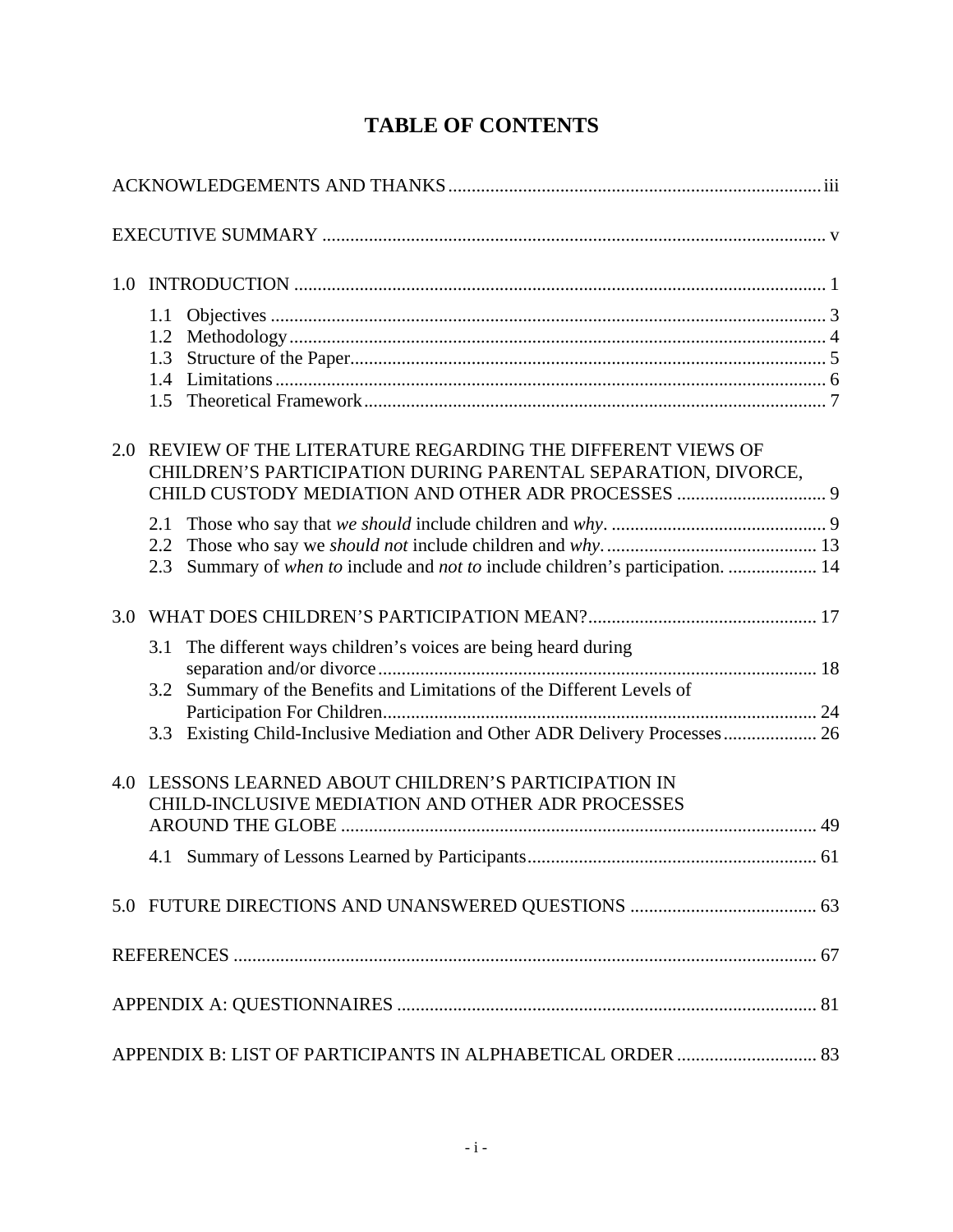# TABLE OF CONTENTS

ACKNOWLEDGEMENTS AND THANKS ............................................................................... iii

EXECUTIVE SUMMARY ........................................................................................................ v

1.0 INTRODUCTION ................................................................................................................ 1

- 1.1 Objectives ...................................................................................................................... 3
- 1.2 Methodology .................................................................................................................. 4
- 1.3 Structure of the Paper..................................................................................................... 5
- 1.4 Limitations ..................................................................................................................... 6
- 1.5 Theoretical Framework .................................................................................................. 7

2.0 REVIEW OF THE LITERATURE REGARDING THE DIFFERENT VIEWS OF CHILDREN'S PARTICIPATION DURING PARENTAL SEPARATION, DIVORCE, CHILD CUSTODY MEDIATION AND OTHER ADR PROCESSES ................................ 9

- 2.1 Those who say that *we should* include children and *why*. .............................................. 9
- 2.2 Those who say we *should not* include children and *why*. ............................................. 13
- 2.3 Summary of *when to* include and *not to* include children's participation. ................... 14

3.0 WHAT DOES CHILDREN'S PARTICIPATION MEAN?................................................. 17

- 3.1 The different ways children's voices are being heard during separation and/or divorce ............................................................................................ 18
- 3.2 Summary of the Benefits and Limitations of the Different Levels of Participation For Children........................................................................................... 24
- 3.3 Existing Child-Inclusive Mediation and Other ADR Delivery Processes.................... 26

4.0 LESSONS LEARNED ABOUT CHILDREN'S PARTICIPATION IN CHILD-INCLUSIVE MEDIATION AND OTHER ADR PROCESSES AROUND THE GLOBE ..................................................................................................... 49

- 4.1 Summary of Lessons Learned by Participants............................................................. 61

5.0 FUTURE DIRECTIONS AND UNANSWERED QUESTIONS ........................................ 63

REFERENCES ........................................................................................................................... 67

APPENDIX A: QUESTIONNAIRES ......................................................................................... 81

APPENDIX B: LIST OF PARTICIPANTS IN ALPHABETICAL ORDER .............................. 83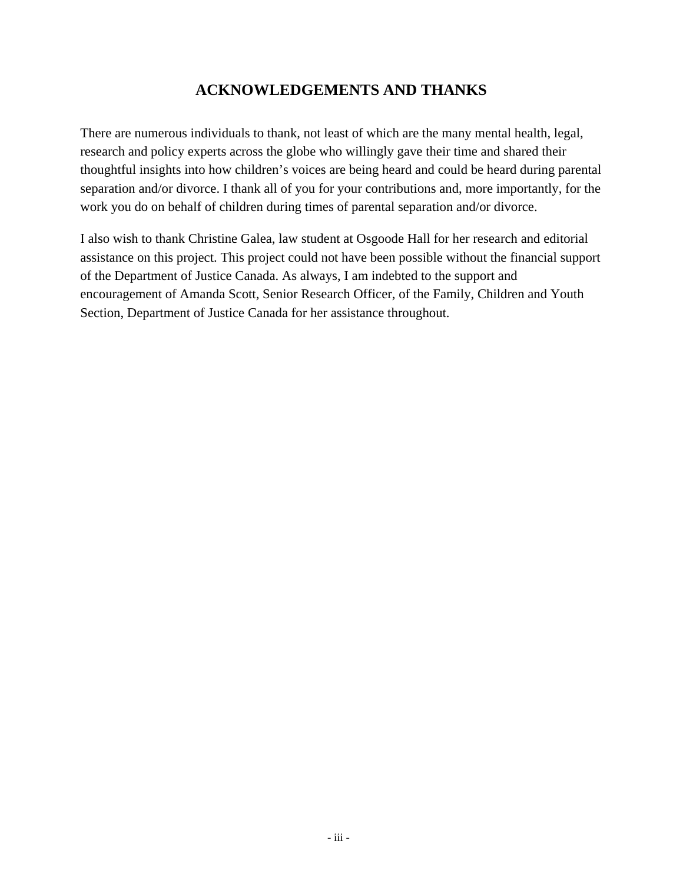## ACKNOWLEDGEMENTS AND THANKS

There are numerous individuals to thank, not least of which are the many mental health, legal, research and policy experts across the globe who willingly gave their time and shared their thoughtful insights into how children's voices are being heard and could be heard during parental separation and/or divorce. I thank all of you for your contributions and, more importantly, for the work you do on behalf of children during times of parental separation and/or divorce.

I also wish to thank Christine Galea, law student at Osgoode Hall for her research and editorial assistance on this project. This project could not have been possible without the financial support of the Department of Justice Canada. As always, I am indebted to the support and encouragement of Amanda Scott, Senior Research Officer, of the Family, Children and Youth Section, Department of Justice Canada for her assistance throughout.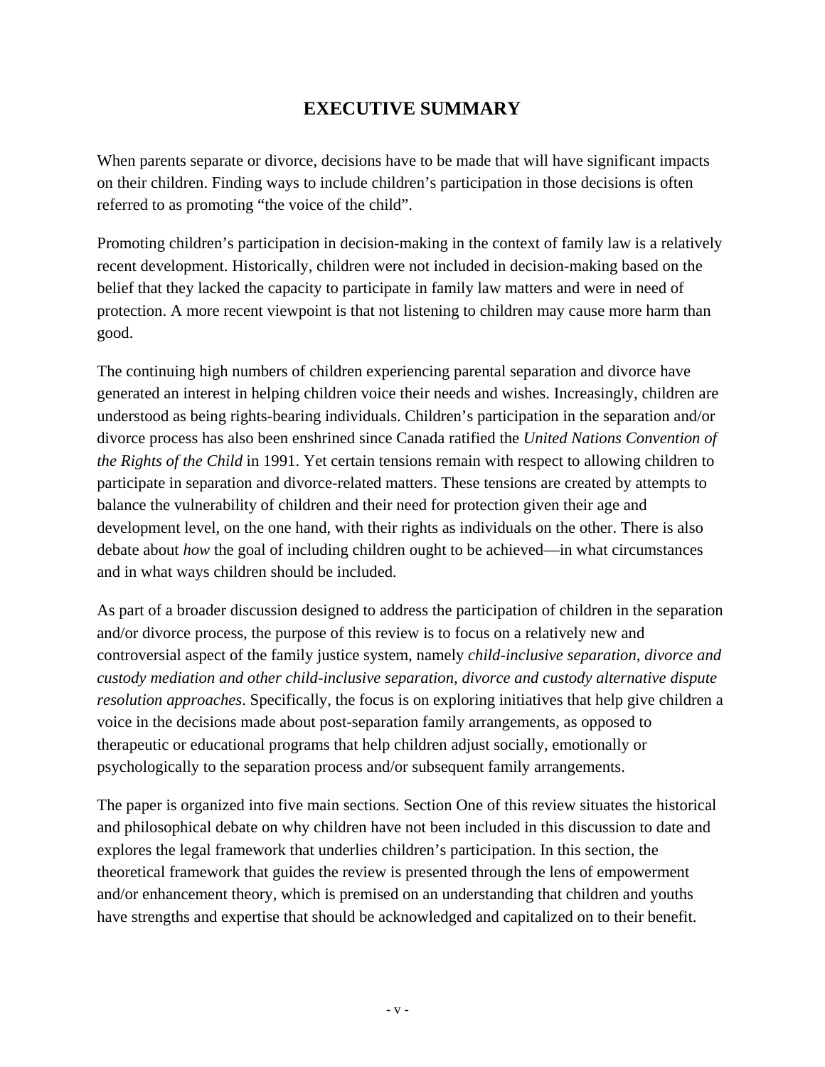# EXECUTIVE SUMMARY

When parents separate or divorce, decisions have to be made that will have significant impacts on their children. Finding ways to include children's participation in those decisions is often referred to as promoting "the voice of the child".

Promoting children's participation in decision-making in the context of family law is a relatively recent development. Historically, children were not included in decision-making based on the belief that they lacked the capacity to participate in family law matters and were in need of protection. A more recent viewpoint is that not listening to children may cause more harm than good.

The continuing high numbers of children experiencing parental separation and divorce have generated an interest in helping children voice their needs and wishes. Increasingly, children are understood as being rights-bearing individuals. Children's participation in the separation and/or divorce process has also been enshrined since Canada ratified the *United Nations Convention of the Rights of the Child* in 1991. Yet certain tensions remain with respect to allowing children to participate in separation and divorce-related matters. These tensions are created by attempts to balance the vulnerability of children and their need for protection given their age and development level, on the one hand, with their rights as individuals on the other. There is also debate about *how* the goal of including children ought to be achieved—in what circumstances and in what ways children should be included.

As part of a broader discussion designed to address the participation of children in the separation and/or divorce process, the purpose of this review is to focus on a relatively new and controversial aspect of the family justice system, namely *child-inclusive separation, divorce and custody mediation and other child-inclusive separation, divorce and custody alternative dispute resolution approaches*. Specifically, the focus is on exploring initiatives that help give children a voice in the decisions made about post-separation family arrangements, as opposed to therapeutic or educational programs that help children adjust socially, emotionally or psychologically to the separation process and/or subsequent family arrangements.

The paper is organized into five main sections. Section One of this review situates the historical and philosophical debate on why children have not been included in this discussion to date and explores the legal framework that underlies children's participation. In this section, the theoretical framework that guides the review is presented through the lens of empowerment and/or enhancement theory, which is premised on an understanding that children and youths have strengths and expertise that should be acknowledged and capitalized on to their benefit.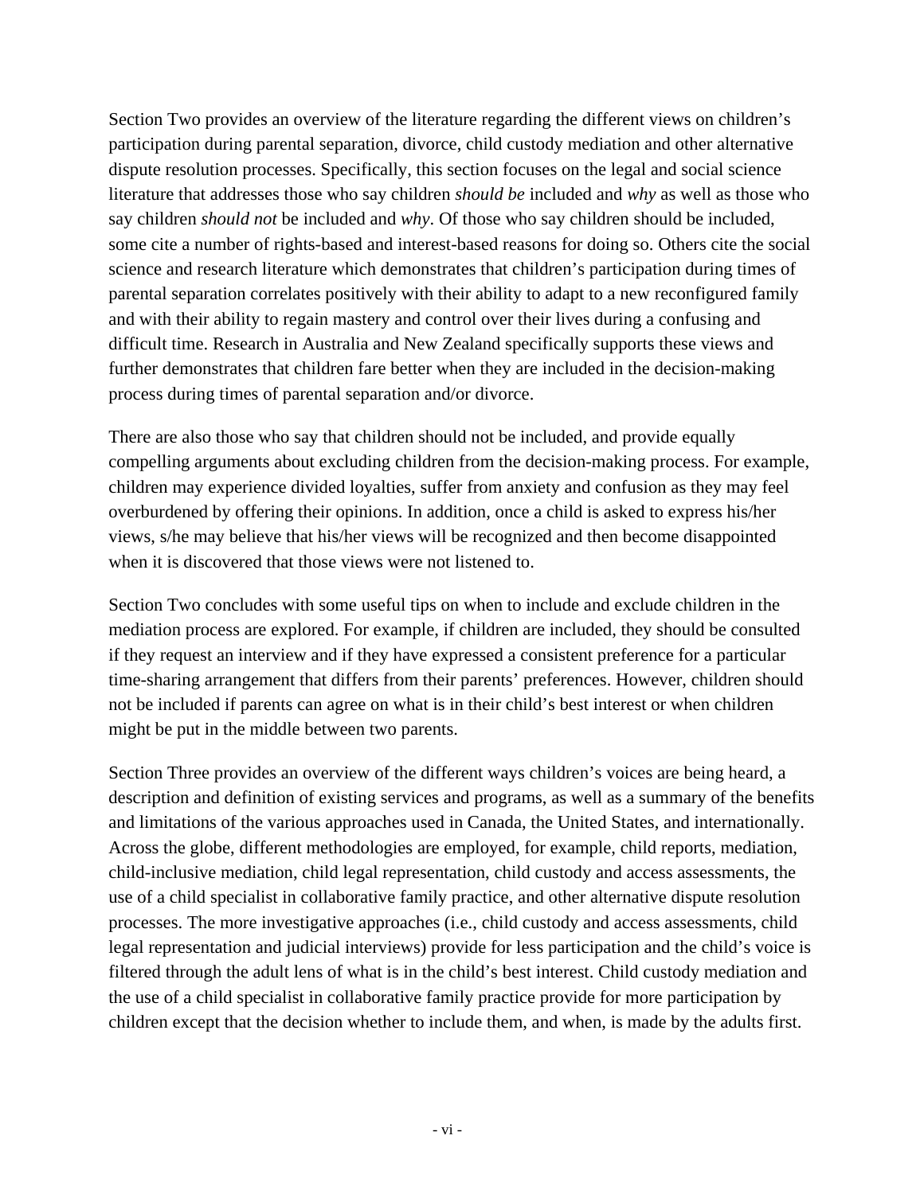Section Two provides an overview of the literature regarding the different views on children's participation during parental separation, divorce, child custody mediation and other alternative dispute resolution processes. Specifically, this section focuses on the legal and social science literature that addresses those who say children *should be* included and *why* as well as those who say children *should not* be included and *why*. Of those who say children should be included, some cite a number of rights-based and interest-based reasons for doing so. Others cite the social science and research literature which demonstrates that children's participation during times of parental separation correlates positively with their ability to adapt to a new reconfigured family and with their ability to regain mastery and control over their lives during a confusing and difficult time. Research in Australia and New Zealand specifically supports these views and further demonstrates that children fare better when they are included in the decision-making process during times of parental separation and/or divorce.

There are also those who say that children should not be included, and provide equally compelling arguments about excluding children from the decision-making process. For example, children may experience divided loyalties, suffer from anxiety and confusion as they may feel overburdened by offering their opinions. In addition, once a child is asked to express his/her views, s/he may believe that his/her views will be recognized and then become disappointed when it is discovered that those views were not listened to.

Section Two concludes with some useful tips on when to include and exclude children in the mediation process are explored. For example, if children are included, they should be consulted if they request an interview and if they have expressed a consistent preference for a particular time-sharing arrangement that differs from their parents' preferences. However, children should not be included if parents can agree on what is in their child's best interest or when children might be put in the middle between two parents.

Section Three provides an overview of the different ways children's voices are being heard, a description and definition of existing services and programs, as well as a summary of the benefits and limitations of the various approaches used in Canada, the United States, and internationally. Across the globe, different methodologies are employed, for example, child reports, mediation, child-inclusive mediation, child legal representation, child custody and access assessments, the use of a child specialist in collaborative family practice, and other alternative dispute resolution processes. The more investigative approaches (i.e., child custody and access assessments, child legal representation and judicial interviews) provide for less participation and the child's voice is filtered through the adult lens of what is in the child's best interest. Child custody mediation and the use of a child specialist in collaborative family practice provide for more participation by children except that the decision whether to include them, and when, is made by the adults first.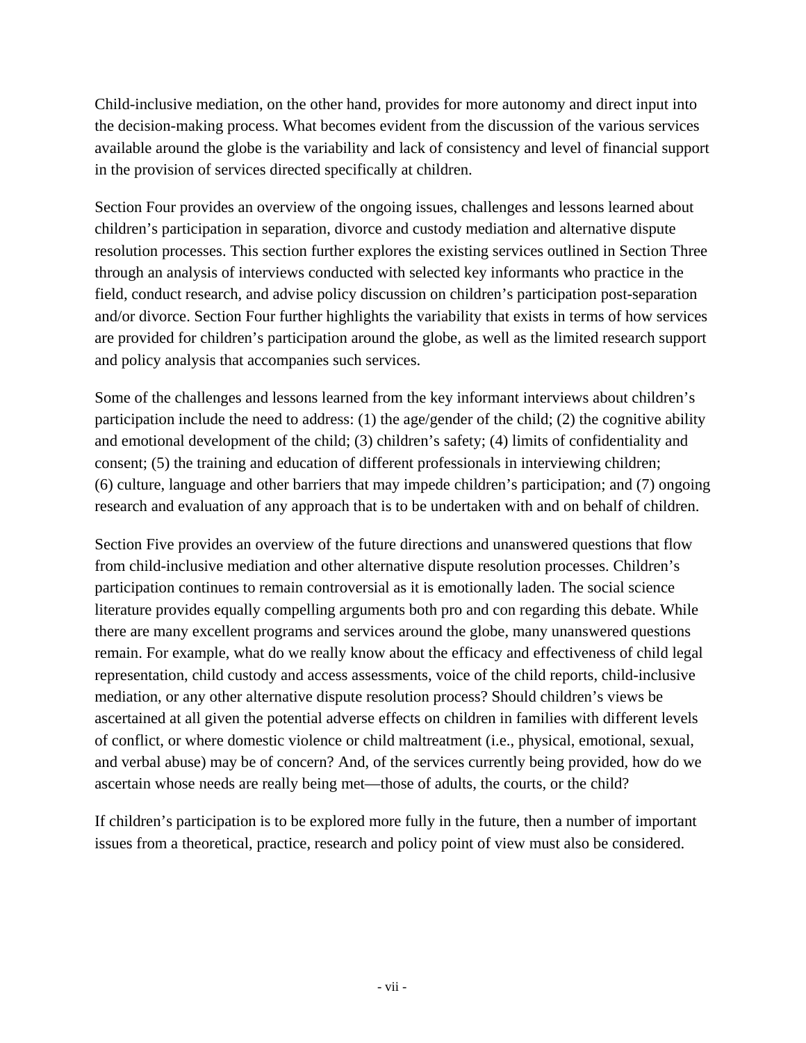Child-inclusive mediation, on the other hand, provides for more autonomy and direct input into the decision-making process. What becomes evident from the discussion of the various services available around the globe is the variability and lack of consistency and level of financial support in the provision of services directed specifically at children.

Section Four provides an overview of the ongoing issues, challenges and lessons learned about children's participation in separation, divorce and custody mediation and alternative dispute resolution processes. This section further explores the existing services outlined in Section Three through an analysis of interviews conducted with selected key informants who practice in the field, conduct research, and advise policy discussion on children's participation post-separation and/or divorce. Section Four further highlights the variability that exists in terms of how services are provided for children's participation around the globe, as well as the limited research support and policy analysis that accompanies such services.

Some of the challenges and lessons learned from the key informant interviews about children's participation include the need to address: (1) the age/gender of the child; (2) the cognitive ability and emotional development of the child; (3) children's safety; (4) limits of confidentiality and consent; (5) the training and education of different professionals in interviewing children; (6) culture, language and other barriers that may impede children's participation; and (7) ongoing research and evaluation of any approach that is to be undertaken with and on behalf of children.

Section Five provides an overview of the future directions and unanswered questions that flow from child-inclusive mediation and other alternative dispute resolution processes. Children's participation continues to remain controversial as it is emotionally laden. The social science literature provides equally compelling arguments both pro and con regarding this debate. While there are many excellent programs and services around the globe, many unanswered questions remain. For example, what do we really know about the efficacy and effectiveness of child legal representation, child custody and access assessments, voice of the child reports, child-inclusive mediation, or any other alternative dispute resolution process? Should children's views be ascertained at all given the potential adverse effects on children in families with different levels of conflict, or where domestic violence or child maltreatment (i.e., physical, emotional, sexual, and verbal abuse) may be of concern? And, of the services currently being provided, how do we ascertain whose needs are really being met—those of adults, the courts, or the child?

If children's participation is to be explored more fully in the future, then a number of important issues from a theoretical, practice, research and policy point of view must also be considered.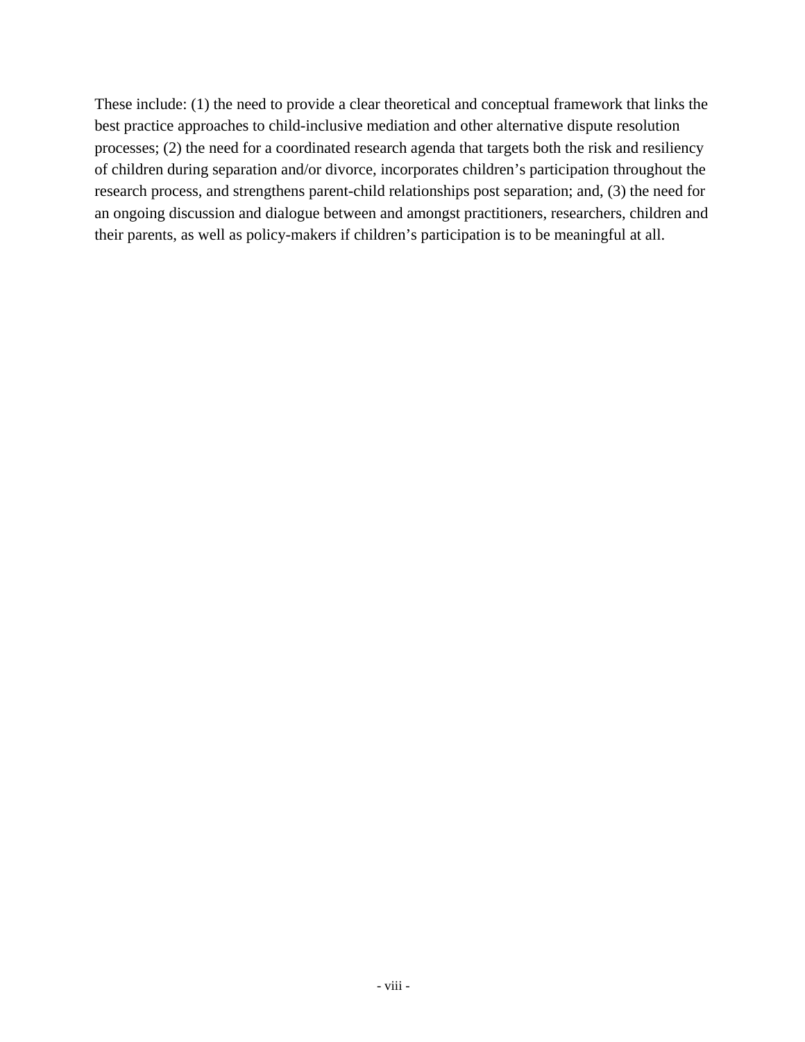These include: (1) the need to provide a clear theoretical and conceptual framework that links the best practice approaches to child-inclusive mediation and other alternative dispute resolution processes; (2) the need for a coordinated research agenda that targets both the risk and resiliency of children during separation and/or divorce, incorporates children's participation throughout the research process, and strengthens parent-child relationships post separation; and, (3) the need for an ongoing discussion and dialogue between and amongst practitioners, researchers, children and their parents, as well as policy-makers if children's participation is to be meaningful at all.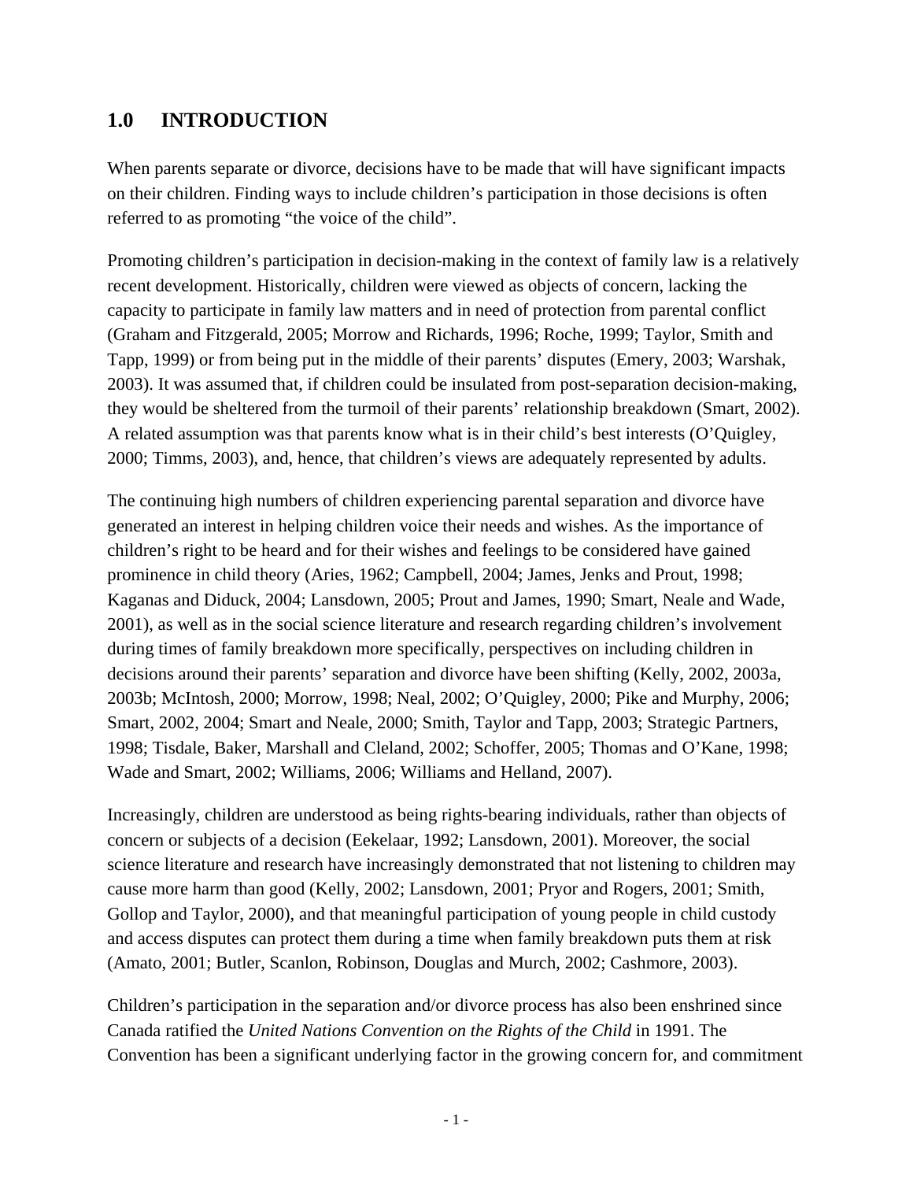## 1.0 INTRODUCTION

When parents separate or divorce, decisions have to be made that will have significant impacts on their children. Finding ways to include children's participation in those decisions is often referred to as promoting "the voice of the child".

Promoting children's participation in decision-making in the context of family law is a relatively recent development. Historically, children were viewed as objects of concern, lacking the capacity to participate in family law matters and in need of protection from parental conflict (Graham and Fitzgerald, 2005; Morrow and Richards, 1996; Roche, 1999; Taylor, Smith and Tapp, 1999) or from being put in the middle of their parents' disputes (Emery, 2003; Warshak, 2003). It was assumed that, if children could be insulated from post-separation decision-making, they would be sheltered from the turmoil of their parents' relationship breakdown (Smart, 2002). A related assumption was that parents know what is in their child's best interests (O'Quigley, 2000; Timms, 2003), and, hence, that children's views are adequately represented by adults.

The continuing high numbers of children experiencing parental separation and divorce have generated an interest in helping children voice their needs and wishes. As the importance of children's right to be heard and for their wishes and feelings to be considered have gained prominence in child theory (Aries, 1962; Campbell, 2004; James, Jenks and Prout, 1998; Kaganas and Diduck, 2004; Lansdown, 2005; Prout and James, 1990; Smart, Neale and Wade, 2001), as well as in the social science literature and research regarding children's involvement during times of family breakdown more specifically, perspectives on including children in decisions around their parents' separation and divorce have been shifting (Kelly, 2002, 2003a, 2003b; McIntosh, 2000; Morrow, 1998; Neal, 2002; O'Quigley, 2000; Pike and Murphy, 2006; Smart, 2002, 2004; Smart and Neale, 2000; Smith, Taylor and Tapp, 2003; Strategic Partners, 1998; Tisdale, Baker, Marshall and Cleland, 2002; Schoffer, 2005; Thomas and O'Kane, 1998; Wade and Smart, 2002; Williams, 2006; Williams and Helland, 2007).

Increasingly, children are understood as being rights-bearing individuals, rather than objects of concern or subjects of a decision (Eekelaar, 1992; Lansdown, 2001). Moreover, the social science literature and research have increasingly demonstrated that not listening to children may cause more harm than good (Kelly, 2002; Lansdown, 2001; Pryor and Rogers, 2001; Smith, Gollop and Taylor, 2000), and that meaningful participation of young people in child custody and access disputes can protect them during a time when family breakdown puts them at risk (Amato, 2001; Butler, Scanlon, Robinson, Douglas and Murch, 2002; Cashmore, 2003).

Children's participation in the separation and/or divorce process has also been enshrined since Canada ratified the *United Nations Convention on the Rights of the Child* in 1991. The Convention has been a significant underlying factor in the growing concern for, and commitment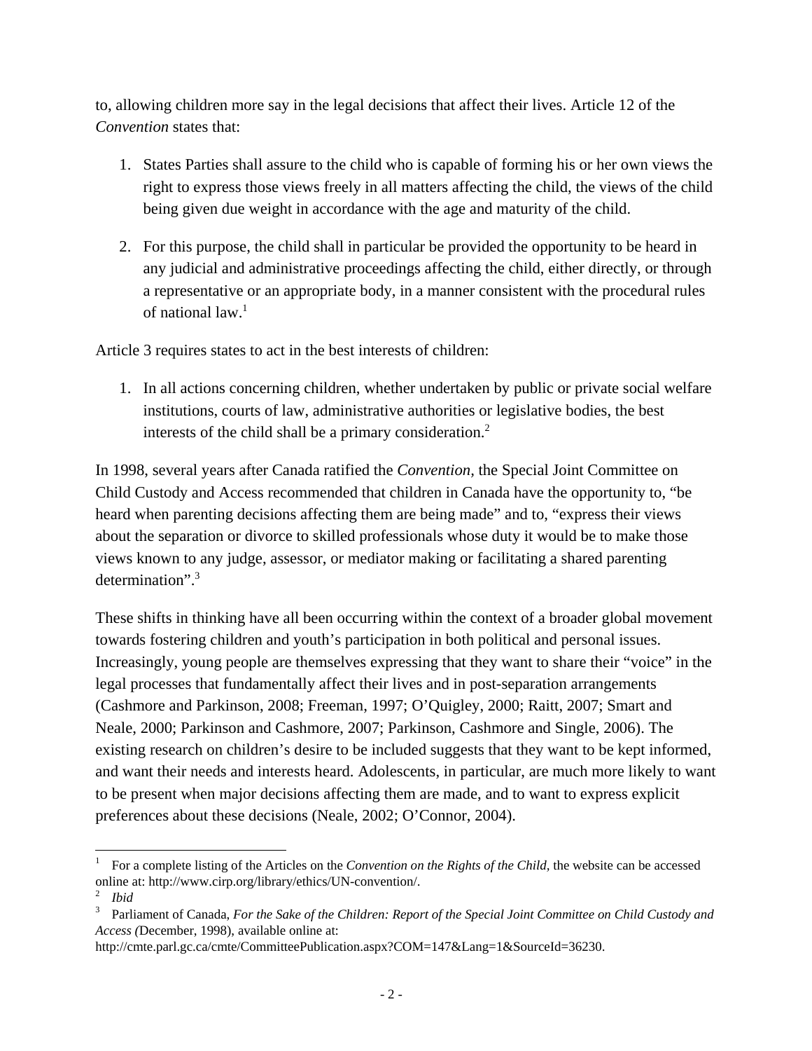to, allowing children more say in the legal decisions that affect their lives. Article 12 of the *Convention* states that:

1. States Parties shall assure to the child who is capable of forming his or her own views the right to express those views freely in all matters affecting the child, the views of the child being given due weight in accordance with the age and maturity of the child.

2. For this purpose, the child shall in particular be provided the opportunity to be heard in any judicial and administrative proceedings affecting the child, either directly, or through a representative or an appropriate body, in a manner consistent with the procedural rules of national law.[1]

Article 3 requires states to act in the best interests of children:

1. In all actions concerning children, whether undertaken by public or private social welfare institutions, courts of law, administrative authorities or legislative bodies, the best interests of the child shall be a primary consideration.[2]

In 1998, several years after Canada ratified the *Convention*, the Special Joint Committee on Child Custody and Access recommended that children in Canada have the opportunity to, "be heard when parenting decisions affecting them are being made" and to, "express their views about the separation or divorce to skilled professionals whose duty it would be to make those views known to any judge, assessor, or mediator making or facilitating a shared parenting determination".[3]

These shifts in thinking have all been occurring within the context of a broader global movement towards fostering children and youth's participation in both political and personal issues. Increasingly, young people are themselves expressing that they want to share their "voice" in the legal processes that fundamentally affect their lives and in post-separation arrangements (Cashmore and Parkinson, 2008; Freeman, 1997; O'Quigley, 2000; Raitt, 2007; Smart and Neale, 2000; Parkinson and Cashmore, 2007; Parkinson, Cashmore and Single, 2006). The existing research on children's desire to be included suggests that they want to be kept informed, and want their needs and interests heard. Adolescents, in particular, are much more likely to want to be present when major decisions affecting them are made, and to want to express explicit preferences about these decisions (Neale, 2002; O'Connor, 2004).

---

[1] For a complete listing of the Articles on the *Convention on the Rights of the Child*, the website can be accessed online at: http://www.cirp.org/library/ethics/UN-convention/.

[2] *Ibid*

[3] Parliament of Canada, *For the Sake of the Children: Report of the Special Joint Committee on Child Custody and Access (*December, 1998), available online at: http://cmte.parl.gc.ca/cmte/CommitteePublication.aspx?COM=147&Lang=1&SourceId=36230.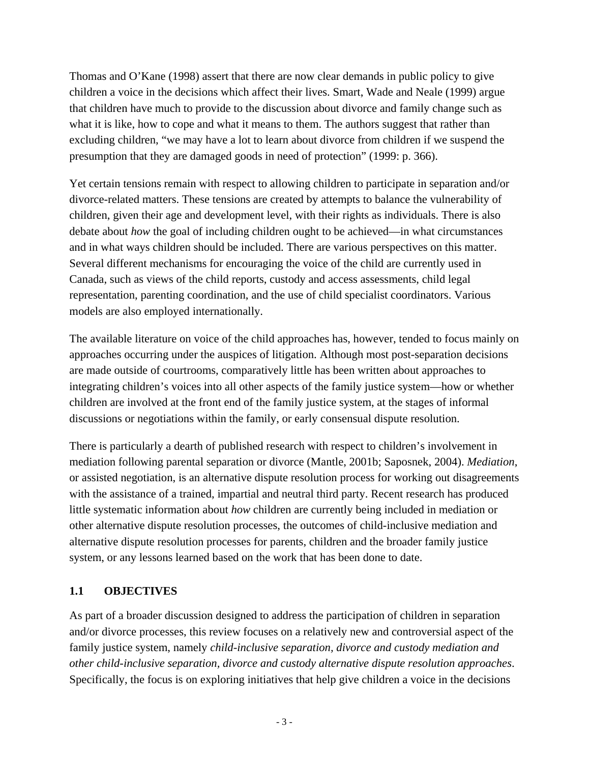Thomas and O'Kane (1998) assert that there are now clear demands in public policy to give children a voice in the decisions which affect their lives. Smart, Wade and Neale (1999) argue that children have much to provide to the discussion about divorce and family change such as what it is like, how to cope and what it means to them. The authors suggest that rather than excluding children, "we may have a lot to learn about divorce from children if we suspend the presumption that they are damaged goods in need of protection" (1999: p. 366).

Yet certain tensions remain with respect to allowing children to participate in separation and/or divorce-related matters. These tensions are created by attempts to balance the vulnerability of children, given their age and development level, with their rights as individuals. There is also debate about *how* the goal of including children ought to be achieved—in what circumstances and in what ways children should be included. There are various perspectives on this matter. Several different mechanisms for encouraging the voice of the child are currently used in Canada, such as views of the child reports, custody and access assessments, child legal representation, parenting coordination, and the use of child specialist coordinators. Various models are also employed internationally.

The available literature on voice of the child approaches has, however, tended to focus mainly on approaches occurring under the auspices of litigation. Although most post-separation decisions are made outside of courtrooms, comparatively little has been written about approaches to integrating children's voices into all other aspects of the family justice system—how or whether children are involved at the front end of the family justice system, at the stages of informal discussions or negotiations within the family, or early consensual dispute resolution.

There is particularly a dearth of published research with respect to children's involvement in mediation following parental separation or divorce (Mantle, 2001b; Saposnek, 2004). *Mediation*, or assisted negotiation, is an alternative dispute resolution process for working out disagreements with the assistance of a trained, impartial and neutral third party. Recent research has produced little systematic information about *how* children are currently being included in mediation or other alternative dispute resolution processes, the outcomes of child-inclusive mediation and alternative dispute resolution processes for parents, children and the broader family justice system, or any lessons learned based on the work that has been done to date.

## 1.1 OBJECTIVES

As part of a broader discussion designed to address the participation of children in separation and/or divorce processes, this review focuses on a relatively new and controversial aspect of the family justice system, namely *child-inclusive separation, divorce and custody mediation and other child-inclusive separation, divorce and custody alternative dispute resolution approaches*. Specifically, the focus is on exploring initiatives that help give children a voice in the decisions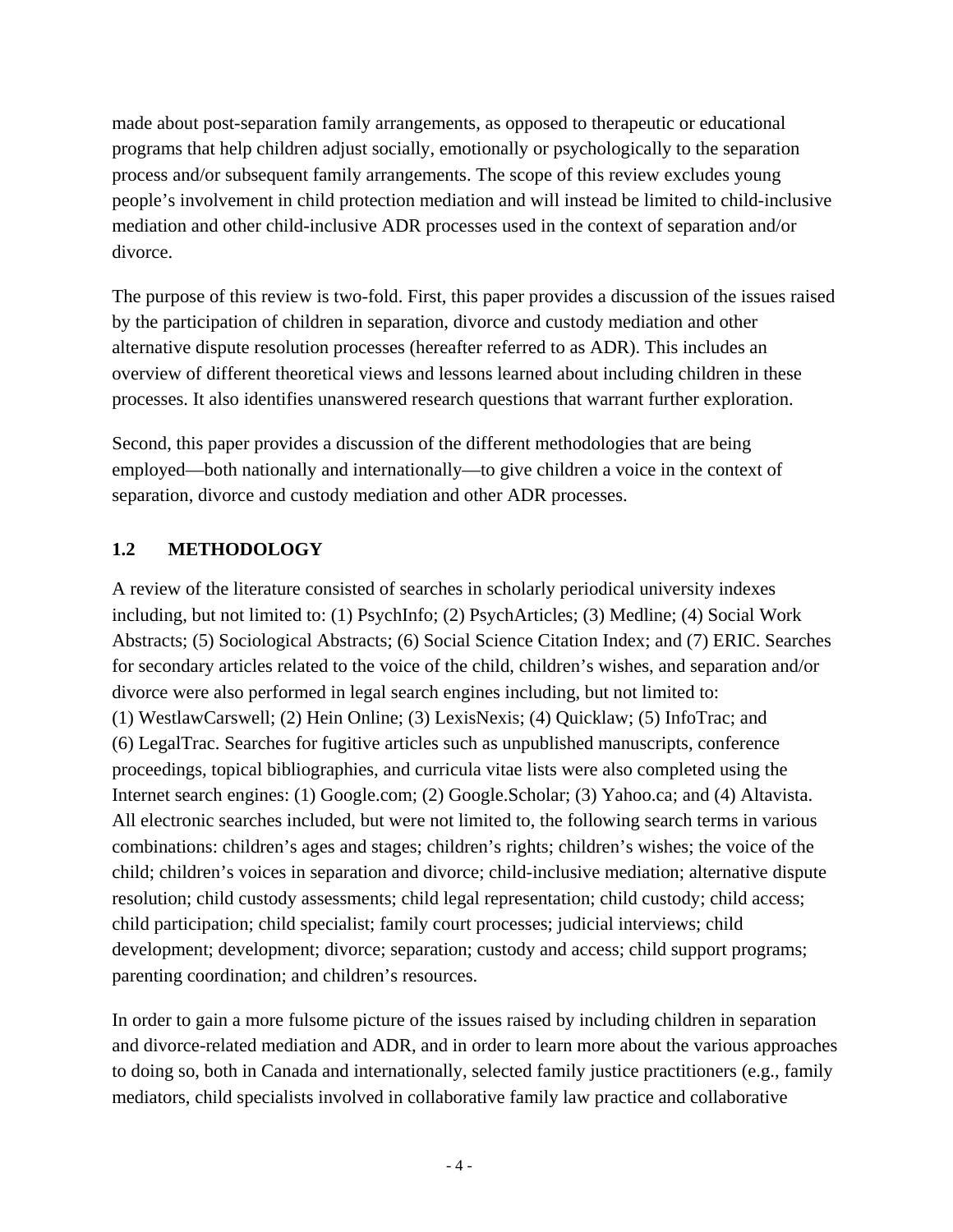made about post-separation family arrangements, as opposed to therapeutic or educational programs that help children adjust socially, emotionally or psychologically to the separation process and/or subsequent family arrangements. The scope of this review excludes young people's involvement in child protection mediation and will instead be limited to child-inclusive mediation and other child-inclusive ADR processes used in the context of separation and/or divorce.

The purpose of this review is two-fold. First, this paper provides a discussion of the issues raised by the participation of children in separation, divorce and custody mediation and other alternative dispute resolution processes (hereafter referred to as ADR). This includes an overview of different theoretical views and lessons learned about including children in these processes. It also identifies unanswered research questions that warrant further exploration.

Second, this paper provides a discussion of the different methodologies that are being employed—both nationally and internationally—to give children a voice in the context of separation, divorce and custody mediation and other ADR processes.

## 1.2 METHODOLOGY

A review of the literature consisted of searches in scholarly periodical university indexes including, but not limited to: (1) PsychInfo; (2) PsychArticles; (3) Medline; (4) Social Work Abstracts; (5) Sociological Abstracts; (6) Social Science Citation Index; and (7) ERIC. Searches for secondary articles related to the voice of the child, children's wishes, and separation and/or divorce were also performed in legal search engines including, but not limited to: (1) WestlawCarswell; (2) Hein Online; (3) LexisNexis; (4) Quicklaw; (5) InfoTrac; and (6) LegalTrac. Searches for fugitive articles such as unpublished manuscripts, conference proceedings, topical bibliographies, and curricula vitae lists were also completed using the Internet search engines: (1) Google.com; (2) Google.Scholar; (3) Yahoo.ca; and (4) Altavista. All electronic searches included, but were not limited to, the following search terms in various combinations: children's ages and stages; children's rights; children's wishes; the voice of the child; children's voices in separation and divorce; child-inclusive mediation; alternative dispute resolution; child custody assessments; child legal representation; child custody; child access; child participation; child specialist; family court processes; judicial interviews; child development; development; divorce; separation; custody and access; child support programs; parenting coordination; and children's resources.

In order to gain a more fulsome picture of the issues raised by including children in separation and divorce-related mediation and ADR, and in order to learn more about the various approaches to doing so, both in Canada and internationally, selected family justice practitioners (e.g., family mediators, child specialists involved in collaborative family law practice and collaborative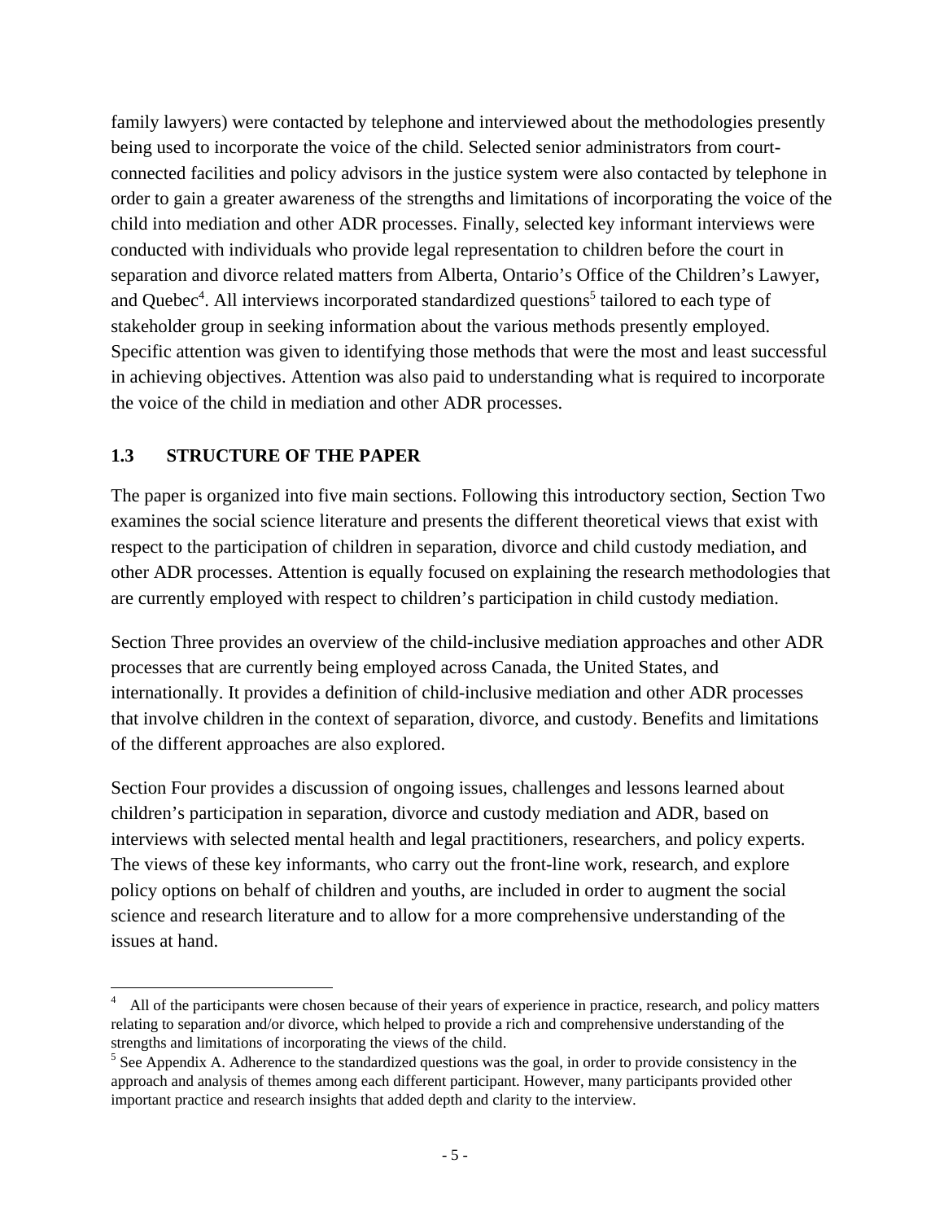family lawyers) were contacted by telephone and interviewed about the methodologies presently being used to incorporate the voice of the child. Selected senior administrators from court-connected facilities and policy advisors in the justice system were also contacted by telephone in order to gain a greater awareness of the strengths and limitations of incorporating the voice of the child into mediation and other ADR processes. Finally, selected key informant interviews were conducted with individuals who provide legal representation to children before the court in separation and divorce related matters from Alberta, Ontario's Office of the Children's Lawyer, and Quebec[4]. All interviews incorporated standardized questions[5] tailored to each type of stakeholder group in seeking information about the various methods presently employed. Specific attention was given to identifying those methods that were the most and least successful in achieving objectives. Attention was also paid to understanding what is required to incorporate the voice of the child in mediation and other ADR processes.

### 1.3 STRUCTURE OF THE PAPER

The paper is organized into five main sections. Following this introductory section, Section Two examines the social science literature and presents the different theoretical views that exist with respect to the participation of children in separation, divorce and child custody mediation, and other ADR processes. Attention is equally focused on explaining the research methodologies that are currently employed with respect to children's participation in child custody mediation.

Section Three provides an overview of the child-inclusive mediation approaches and other ADR processes that are currently being employed across Canada, the United States, and internationally. It provides a definition of child-inclusive mediation and other ADR processes that involve children in the context of separation, divorce, and custody. Benefits and limitations of the different approaches are also explored.

Section Four provides a discussion of ongoing issues, challenges and lessons learned about children's participation in separation, divorce and custody mediation and ADR, based on interviews with selected mental health and legal practitioners, researchers, and policy experts. The views of these key informants, who carry out the front-line work, research, and explore policy options on behalf of children and youths, are included in order to augment the social science and research literature and to allow for a more comprehensive understanding of the issues at hand.

---

[4] All of the participants were chosen because of their years of experience in practice, research, and policy matters relating to separation and/or divorce, which helped to provide a rich and comprehensive understanding of the strengths and limitations of incorporating the views of the child.

[5] See Appendix A. Adherence to the standardized questions was the goal, in order to provide consistency in the approach and analysis of themes among each different participant. However, many participants provided other important practice and research insights that added depth and clarity to the interview.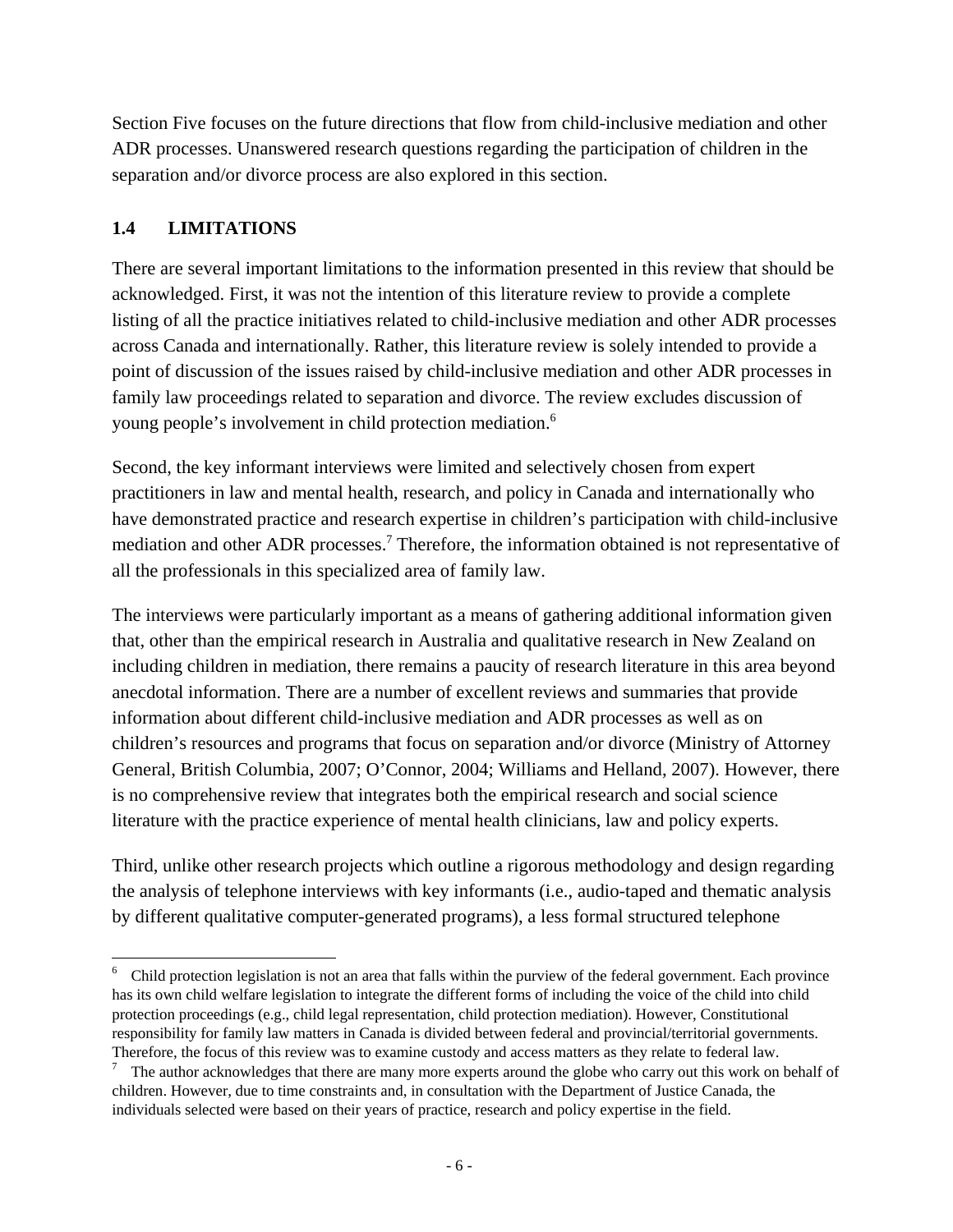Section Five focuses on the future directions that flow from child-inclusive mediation and other ADR processes. Unanswered research questions regarding the participation of children in the separation and/or divorce process are also explored in this section.

## 1.4 LIMITATIONS

There are several important limitations to the information presented in this review that should be acknowledged. First, it was not the intention of this literature review to provide a complete listing of all the practice initiatives related to child-inclusive mediation and other ADR processes across Canada and internationally. Rather, this literature review is solely intended to provide a point of discussion of the issues raised by child-inclusive mediation and other ADR processes in family law proceedings related to separation and divorce. The review excludes discussion of young people's involvement in child protection mediation.[6]

Second, the key informant interviews were limited and selectively chosen from expert practitioners in law and mental health, research, and policy in Canada and internationally who have demonstrated practice and research expertise in children's participation with child-inclusive mediation and other ADR processes.[7] Therefore, the information obtained is not representative of all the professionals in this specialized area of family law.

The interviews were particularly important as a means of gathering additional information given that, other than the empirical research in Australia and qualitative research in New Zealand on including children in mediation, there remains a paucity of research literature in this area beyond anecdotal information. There are a number of excellent reviews and summaries that provide information about different child-inclusive mediation and ADR processes as well as on children's resources and programs that focus on separation and/or divorce (Ministry of Attorney General, British Columbia, 2007; O'Connor, 2004; Williams and Helland, 2007). However, there is no comprehensive review that integrates both the empirical research and social science literature with the practice experience of mental health clinicians, law and policy experts.

Third, unlike other research projects which outline a rigorous methodology and design regarding the analysis of telephone interviews with key informants (i.e., audio-taped and thematic analysis by different qualitative computer-generated programs), a less formal structured telephone

---

[6] Child protection legislation is not an area that falls within the purview of the federal government. Each province has its own child welfare legislation to integrate the different forms of including the voice of the child into child protection proceedings (e.g., child legal representation, child protection mediation). However, Constitutional responsibility for family law matters in Canada is divided between federal and provincial/territorial governments. Therefore, the focus of this review was to examine custody and access matters as they relate to federal law.

[7] The author acknowledges that there are many more experts around the globe who carry out this work on behalf of children. However, due to time constraints and, in consultation with the Department of Justice Canada, the individuals selected were based on their years of practice, research and policy expertise in the field.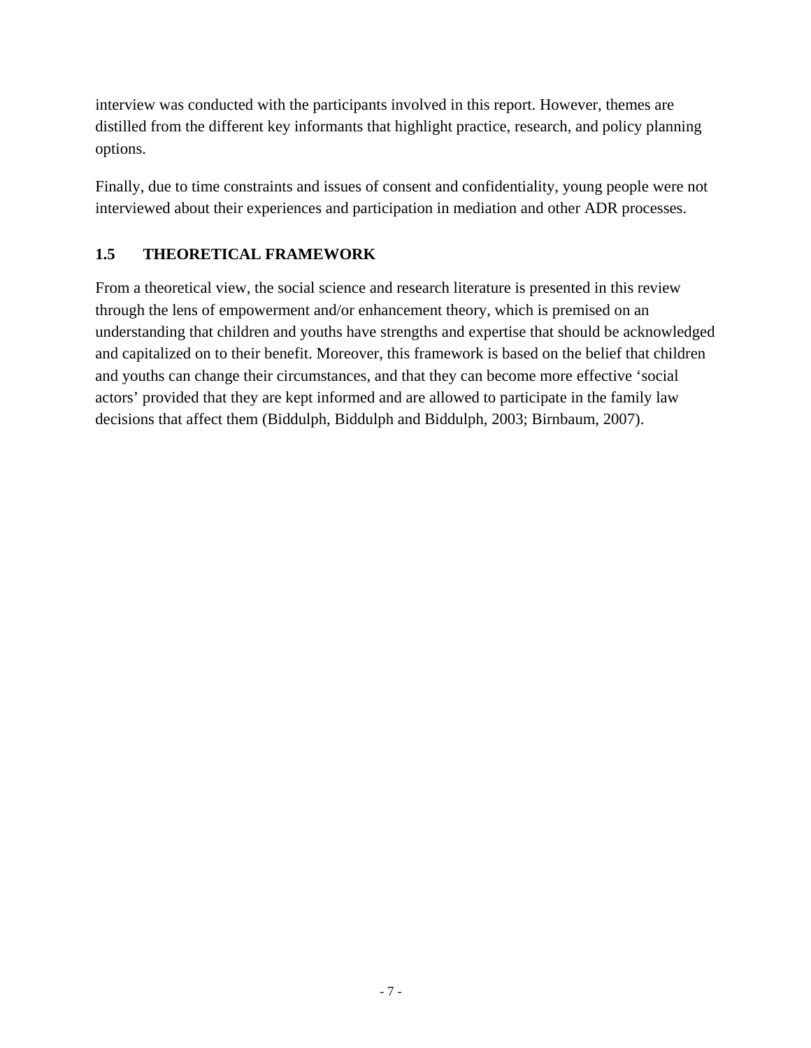interview was conducted with the participants involved in this report. However, themes are distilled from the different key informants that highlight practice, research, and policy planning options.

Finally, due to time constraints and issues of consent and confidentiality, young people were not interviewed about their experiences and participation in mediation and other ADR processes.

## 1.5 THEORETICAL FRAMEWORK

From a theoretical view, the social science and research literature is presented in this review through the lens of empowerment and/or enhancement theory, which is premised on an understanding that children and youths have strengths and expertise that should be acknowledged and capitalized on to their benefit. Moreover, this framework is based on the belief that children and youths can change their circumstances, and that they can become more effective 'social actors' provided that they are kept informed and are allowed to participate in the family law decisions that affect them (Biddulph, Biddulph and Biddulph, 2003; Birnbaum, 2007).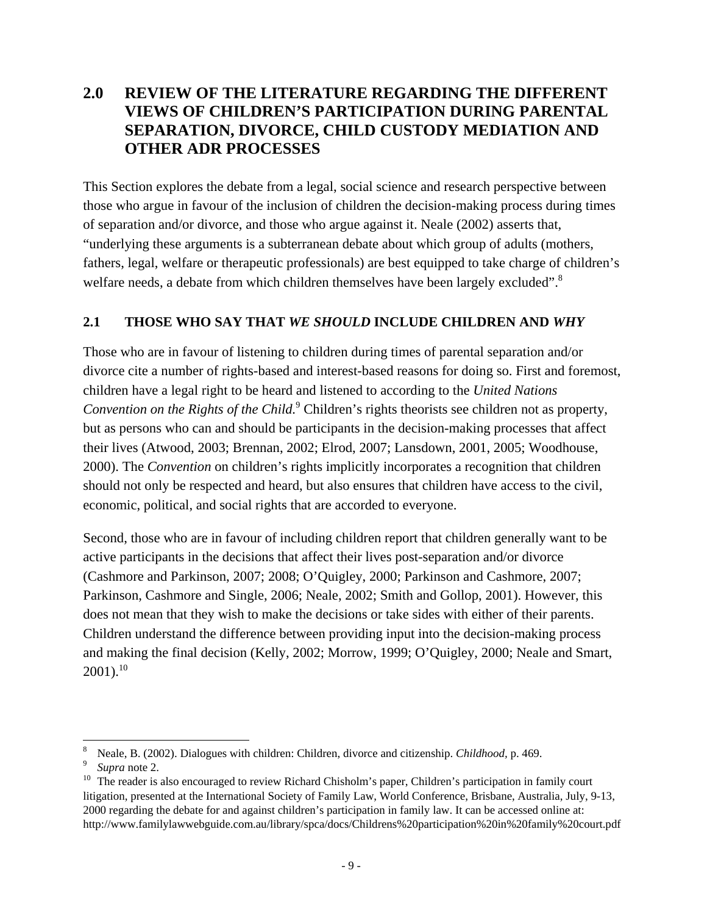## 2.0 REVIEW OF THE LITERATURE REGARDING THE DIFFERENT VIEWS OF CHILDREN'S PARTICIPATION DURING PARENTAL SEPARATION, DIVORCE, CHILD CUSTODY MEDIATION AND OTHER ADR PROCESSES

This Section explores the debate from a legal, social science and research perspective between those who argue in favour of the inclusion of children the decision-making process during times of separation and/or divorce, and those who argue against it. Neale (2002) asserts that, "underlying these arguments is a subterranean debate about which group of adults (mothers, fathers, legal, welfare or therapeutic professionals) are best equipped to take charge of children's welfare needs, a debate from which children themselves have been largely excluded".[8]

### 2.1 THOSE WHO SAY THAT *WE SHOULD* INCLUDE CHILDREN AND *WHY*

Those who are in favour of listening to children during times of parental separation and/or divorce cite a number of rights-based and interest-based reasons for doing so. First and foremost, children have a legal right to be heard and listened to according to the *United Nations Convention on the Rights of the Child.*[9] Children's rights theorists see children not as property, but as persons who can and should be participants in the decision-making processes that affect their lives (Atwood, 2003; Brennan, 2002; Elrod, 2007; Lansdown, 2001, 2005; Woodhouse, 2000). The *Convention* on children's rights implicitly incorporates a recognition that children should not only be respected and heard, but also ensures that children have access to the civil, economic, political, and social rights that are accorded to everyone.

Second, those who are in favour of including children report that children generally want to be active participants in the decisions that affect their lives post-separation and/or divorce (Cashmore and Parkinson, 2007; 2008; O'Quigley, 2000; Parkinson and Cashmore, 2007; Parkinson, Cashmore and Single, 2006; Neale, 2002; Smith and Gollop, 2001). However, this does not mean that they wish to make the decisions or take sides with either of their parents. Children understand the difference between providing input into the decision-making process and making the final decision (Kelly, 2002; Morrow, 1999; O'Quigley, 2000; Neale and Smart, 2001).[10]

---

[8] Neale, B. (2002). Dialogues with children: Children, divorce and citizenship. *Childhood*, p. 469.

[9] *Supra* note 2.

[10] The reader is also encouraged to review Richard Chisholm's paper, Children's participation in family court litigation, presented at the International Society of Family Law, World Conference, Brisbane, Australia, July, 9-13, 2000 regarding the debate for and against children's participation in family law. It can be accessed online at: http://www.familylawwebguide.com.au/library/spca/docs/Childrens%20participation%20in%20family%20court.pdf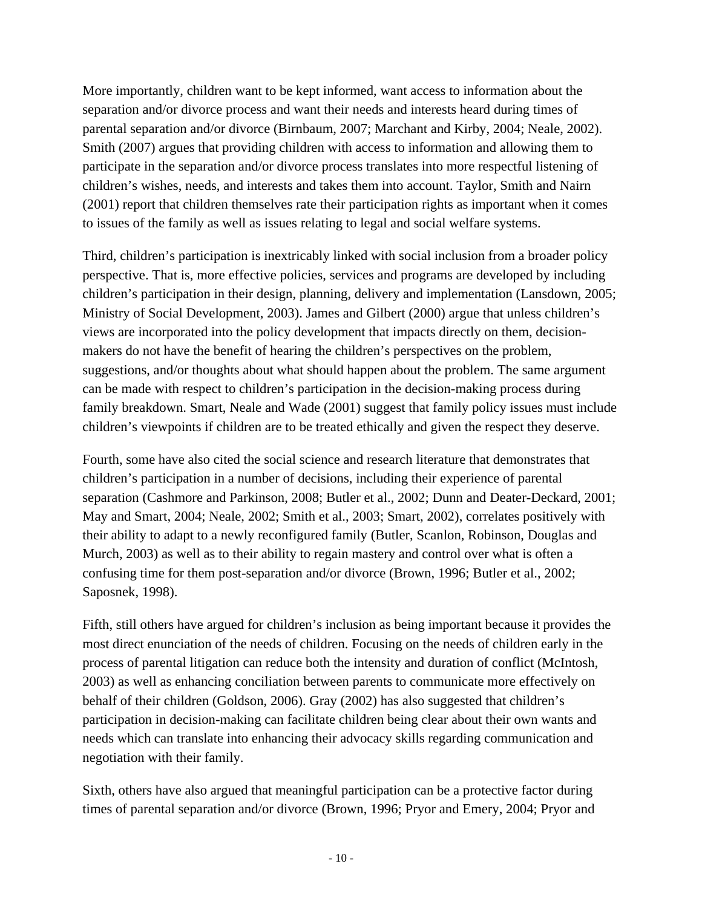More importantly, children want to be kept informed, want access to information about the separation and/or divorce process and want their needs and interests heard during times of parental separation and/or divorce (Birnbaum, 2007; Marchant and Kirby, 2004; Neale, 2002). Smith (2007) argues that providing children with access to information and allowing them to participate in the separation and/or divorce process translates into more respectful listening of children's wishes, needs, and interests and takes them into account. Taylor, Smith and Nairn (2001) report that children themselves rate their participation rights as important when it comes to issues of the family as well as issues relating to legal and social welfare systems.

Third, children's participation is inextricably linked with social inclusion from a broader policy perspective. That is, more effective policies, services and programs are developed by including children's participation in their design, planning, delivery and implementation (Lansdown, 2005; Ministry of Social Development, 2003). James and Gilbert (2000) argue that unless children's views are incorporated into the policy development that impacts directly on them, decision-makers do not have the benefit of hearing the children's perspectives on the problem, suggestions, and/or thoughts about what should happen about the problem. The same argument can be made with respect to children's participation in the decision-making process during family breakdown. Smart, Neale and Wade (2001) suggest that family policy issues must include children's viewpoints if children are to be treated ethically and given the respect they deserve.

Fourth, some have also cited the social science and research literature that demonstrates that children's participation in a number of decisions, including their experience of parental separation (Cashmore and Parkinson, 2008; Butler et al., 2002; Dunn and Deater-Deckard, 2001; May and Smart, 2004; Neale, 2002; Smith et al., 2003; Smart, 2002), correlates positively with their ability to adapt to a newly reconfigured family (Butler, Scanlon, Robinson, Douglas and Murch, 2003) as well as to their ability to regain mastery and control over what is often a confusing time for them post-separation and/or divorce (Brown, 1996; Butler et al., 2002; Saposnek, 1998).

Fifth, still others have argued for children's inclusion as being important because it provides the most direct enunciation of the needs of children. Focusing on the needs of children early in the process of parental litigation can reduce both the intensity and duration of conflict (McIntosh, 2003) as well as enhancing conciliation between parents to communicate more effectively on behalf of their children (Goldson, 2006). Gray (2002) has also suggested that children's participation in decision-making can facilitate children being clear about their own wants and needs which can translate into enhancing their advocacy skills regarding communication and negotiation with their family.

Sixth, others have also argued that meaningful participation can be a protective factor during times of parental separation and/or divorce (Brown, 1996; Pryor and Emery, 2004; Pryor and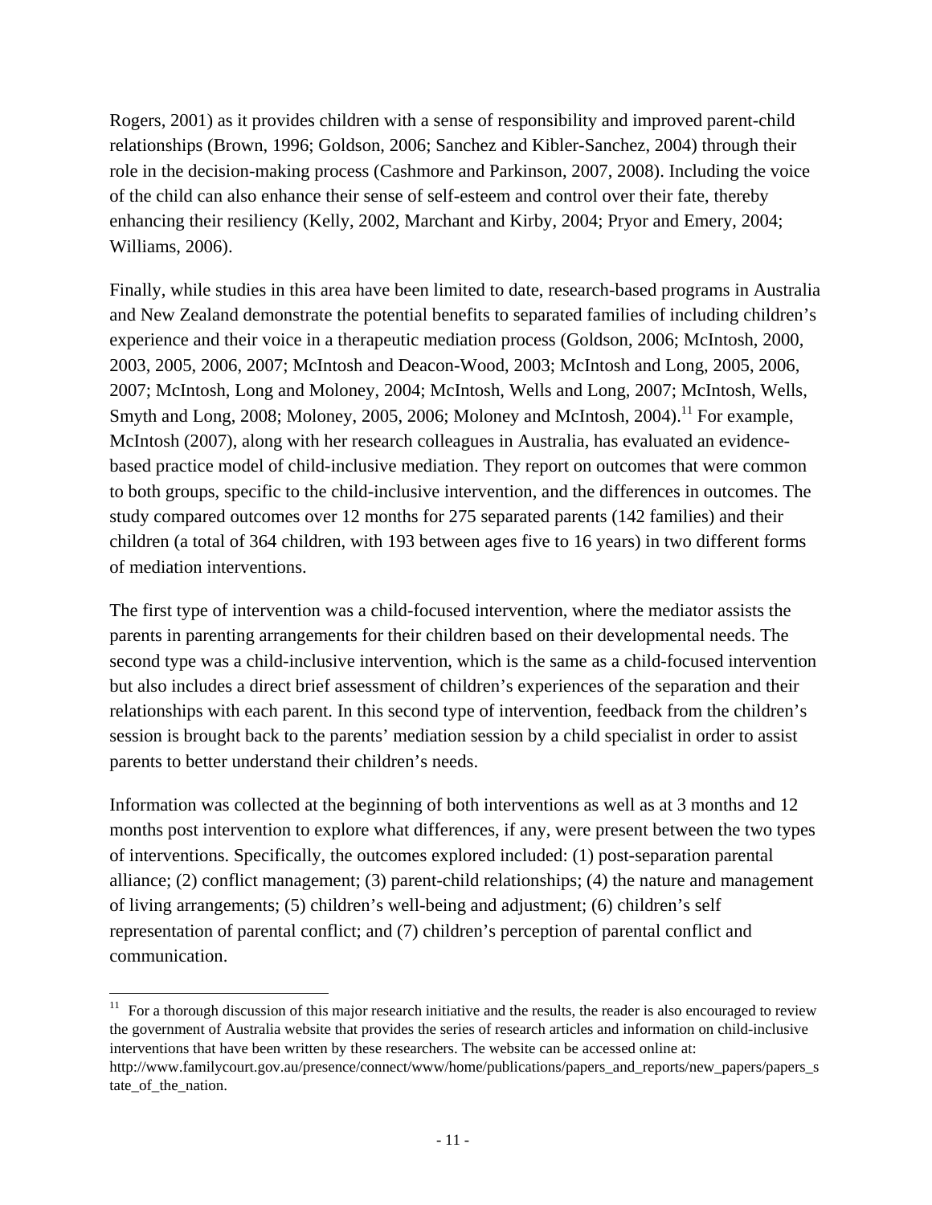Rogers, 2001) as it provides children with a sense of responsibility and improved parent-child relationships (Brown, 1996; Goldson, 2006; Sanchez and Kibler-Sanchez, 2004) through their role in the decision-making process (Cashmore and Parkinson, 2007, 2008). Including the voice of the child can also enhance their sense of self-esteem and control over their fate, thereby enhancing their resiliency (Kelly, 2002, Marchant and Kirby, 2004; Pryor and Emery, 2004; Williams, 2006).

Finally, while studies in this area have been limited to date, research-based programs in Australia and New Zealand demonstrate the potential benefits to separated families of including children's experience and their voice in a therapeutic mediation process (Goldson, 2006; McIntosh, 2000, 2003, 2005, 2006, 2007; McIntosh and Deacon-Wood, 2003; McIntosh and Long, 2005, 2006, 2007; McIntosh, Long and Moloney, 2004; McIntosh, Wells and Long, 2007; McIntosh, Wells, Smyth and Long, 2008; Moloney, 2005, 2006; Moloney and McIntosh, 2004).[11] For example, McIntosh (2007), along with her research colleagues in Australia, has evaluated an evidence-based practice model of child-inclusive mediation. They report on outcomes that were common to both groups, specific to the child-inclusive intervention, and the differences in outcomes. The study compared outcomes over 12 months for 275 separated parents (142 families) and their children (a total of 364 children, with 193 between ages five to 16 years) in two different forms of mediation interventions.

The first type of intervention was a child-focused intervention, where the mediator assists the parents in parenting arrangements for their children based on their developmental needs. The second type was a child-inclusive intervention, which is the same as a child-focused intervention but also includes a direct brief assessment of children's experiences of the separation and their relationships with each parent. In this second type of intervention, feedback from the children's session is brought back to the parents' mediation session by a child specialist in order to assist parents to better understand their children's needs.

Information was collected at the beginning of both interventions as well as at 3 months and 12 months post intervention to explore what differences, if any, were present between the two types of interventions. Specifically, the outcomes explored included: (1) post-separation parental alliance; (2) conflict management; (3) parent-child relationships; (4) the nature and management of living arrangements; (5) children's well-being and adjustment; (6) children's self representation of parental conflict; and (7) children's perception of parental conflict and communication.

[11] For a thorough discussion of this major research initiative and the results, the reader is also encouraged to review the government of Australia website that provides the series of research articles and information on child-inclusive interventions that have been written by these researchers. The website can be accessed online at: http://www.familycourt.gov.au/presence/connect/www/home/publications/papers_and_reports/new_papers/papers_state_of_the_nation.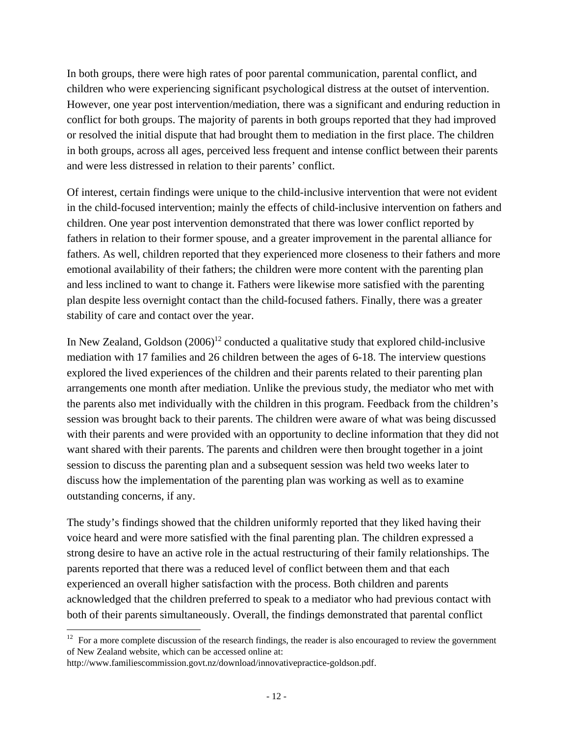In both groups, there were high rates of poor parental communication, parental conflict, and children who were experiencing significant psychological distress at the outset of intervention. However, one year post intervention/mediation, there was a significant and enduring reduction in conflict for both groups. The majority of parents in both groups reported that they had improved or resolved the initial dispute that had brought them to mediation in the first place. The children in both groups, across all ages, perceived less frequent and intense conflict between their parents and were less distressed in relation to their parents' conflict.

Of interest, certain findings were unique to the child-inclusive intervention that were not evident in the child-focused intervention; mainly the effects of child-inclusive intervention on fathers and children. One year post intervention demonstrated that there was lower conflict reported by fathers in relation to their former spouse, and a greater improvement in the parental alliance for fathers. As well, children reported that they experienced more closeness to their fathers and more emotional availability of their fathers; the children were more content with the parenting plan and less inclined to want to change it. Fathers were likewise more satisfied with the parenting plan despite less overnight contact than the child-focused fathers. Finally, there was a greater stability of care and contact over the year.

In New Zealand, Goldson (2006)[12] conducted a qualitative study that explored child-inclusive mediation with 17 families and 26 children between the ages of 6-18. The interview questions explored the lived experiences of the children and their parents related to their parenting plan arrangements one month after mediation. Unlike the previous study, the mediator who met with the parents also met individually with the children in this program. Feedback from the children's session was brought back to their parents. The children were aware of what was being discussed with their parents and were provided with an opportunity to decline information that they did not want shared with their parents. The parents and children were then brought together in a joint session to discuss the parenting plan and a subsequent session was held two weeks later to discuss how the implementation of the parenting plan was working as well as to examine outstanding concerns, if any.

The study's findings showed that the children uniformly reported that they liked having their voice heard and were more satisfied with the final parenting plan. The children expressed a strong desire to have an active role in the actual restructuring of their family relationships. The parents reported that there was a reduced level of conflict between them and that each experienced an overall higher satisfaction with the process. Both children and parents acknowledged that the children preferred to speak to a mediator who had previous contact with both of their parents simultaneously. Overall, the findings demonstrated that parental conflict

---

[12] For a more complete discussion of the research findings, the reader is also encouraged to review the government of New Zealand website, which can be accessed online at: http://www.familiescommission.govt.nz/download/innovativepractice-goldson.pdf.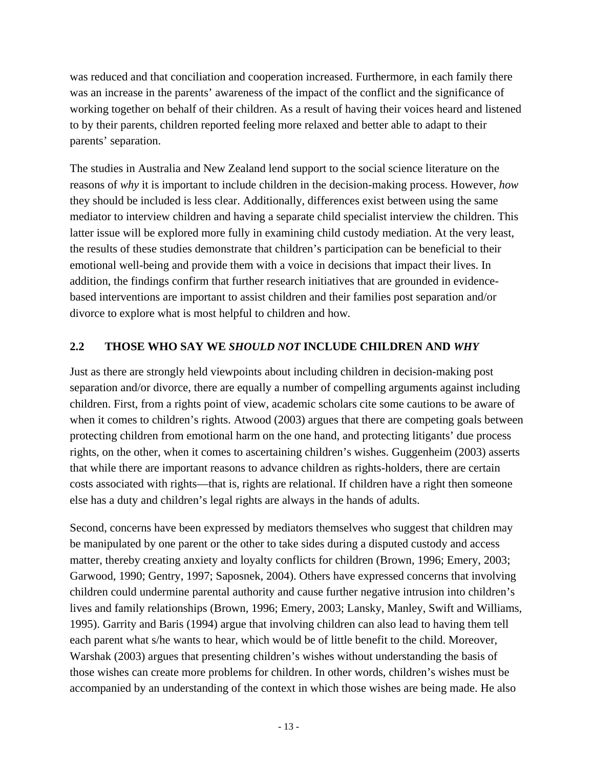was reduced and that conciliation and cooperation increased. Furthermore, in each family there was an increase in the parents' awareness of the impact of the conflict and the significance of working together on behalf of their children. As a result of having their voices heard and listened to by their parents, children reported feeling more relaxed and better able to adapt to their parents' separation.

The studies in Australia and New Zealand lend support to the social science literature on the reasons of *why* it is important to include children in the decision-making process. However, *how* they should be included is less clear. Additionally, differences exist between using the same mediator to interview children and having a separate child specialist interview the children. This latter issue will be explored more fully in examining child custody mediation. At the very least, the results of these studies demonstrate that children's participation can be beneficial to their emotional well-being and provide them with a voice in decisions that impact their lives. In addition, the findings confirm that further research initiatives that are grounded in evidence-based interventions are important to assist children and their families post separation and/or divorce to explore what is most helpful to children and how.

## 2.2 THOSE WHO SAY WE *SHOULD NOT* INCLUDE CHILDREN AND *WHY*

Just as there are strongly held viewpoints about including children in decision-making post separation and/or divorce, there are equally a number of compelling arguments against including children. First, from a rights point of view, academic scholars cite some cautions to be aware of when it comes to children's rights. Atwood (2003) argues that there are competing goals between protecting children from emotional harm on the one hand, and protecting litigants' due process rights, on the other, when it comes to ascertaining children's wishes. Guggenheim (2003) asserts that while there are important reasons to advance children as rights-holders, there are certain costs associated with rights—that is, rights are relational. If children have a right then someone else has a duty and children's legal rights are always in the hands of adults.

Second, concerns have been expressed by mediators themselves who suggest that children may be manipulated by one parent or the other to take sides during a disputed custody and access matter, thereby creating anxiety and loyalty conflicts for children (Brown, 1996; Emery, 2003; Garwood, 1990; Gentry, 1997; Saposnek, 2004). Others have expressed concerns that involving children could undermine parental authority and cause further negative intrusion into children's lives and family relationships (Brown, 1996; Emery, 2003; Lansky, Manley, Swift and Williams, 1995). Garrity and Baris (1994) argue that involving children can also lead to having them tell each parent what s/he wants to hear, which would be of little benefit to the child. Moreover, Warshak (2003) argues that presenting children's wishes without understanding the basis of those wishes can create more problems for children. In other words, children's wishes must be accompanied by an understanding of the context in which those wishes are being made. He also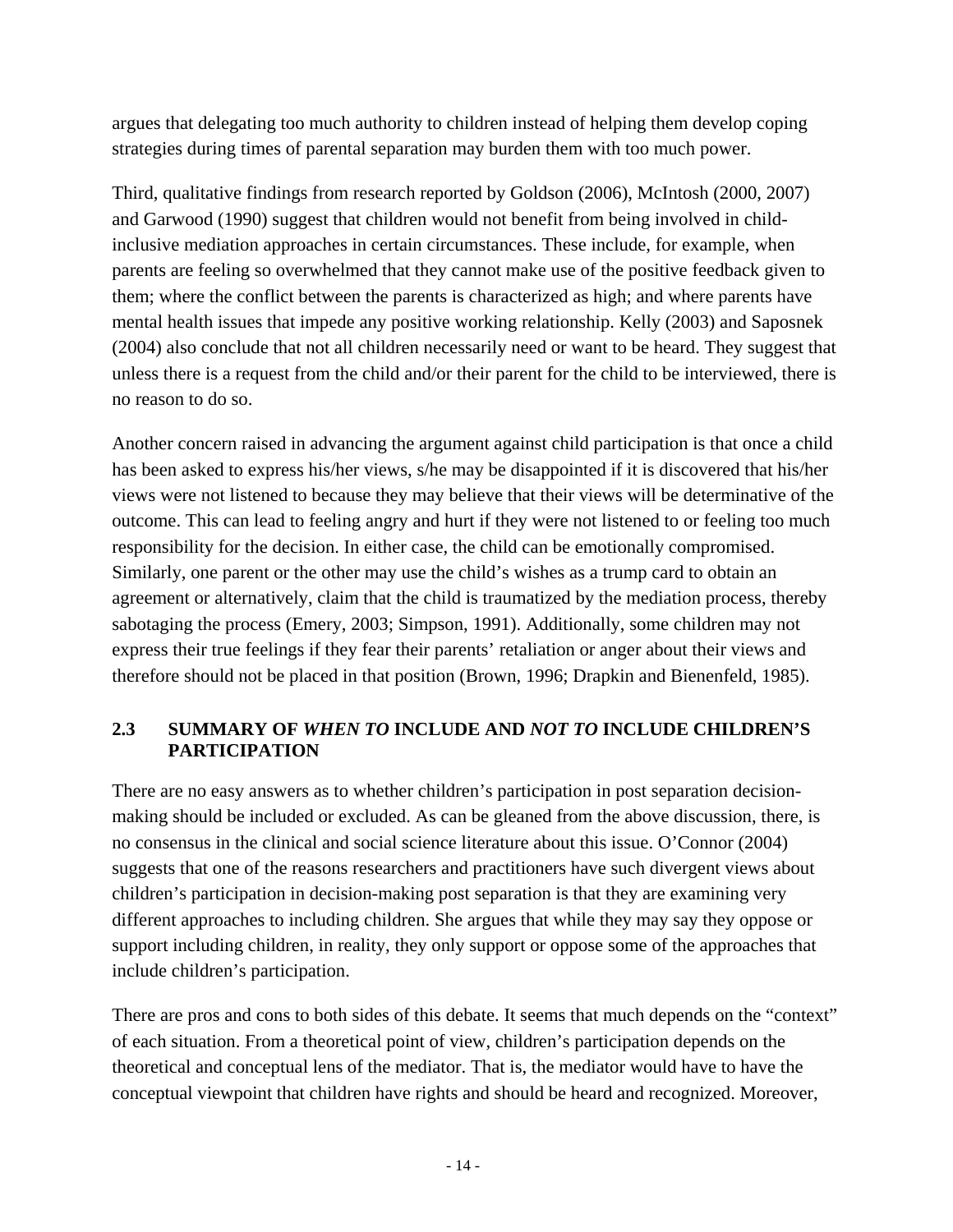argues that delegating too much authority to children instead of helping them develop coping strategies during times of parental separation may burden them with too much power.

Third, qualitative findings from research reported by Goldson (2006), McIntosh (2000, 2007) and Garwood (1990) suggest that children would not benefit from being involved in child-inclusive mediation approaches in certain circumstances. These include, for example, when parents are feeling so overwhelmed that they cannot make use of the positive feedback given to them; where the conflict between the parents is characterized as high; and where parents have mental health issues that impede any positive working relationship. Kelly (2003) and Saposnek (2004) also conclude that not all children necessarily need or want to be heard. They suggest that unless there is a request from the child and/or their parent for the child to be interviewed, there is no reason to do so.

Another concern raised in advancing the argument against child participation is that once a child has been asked to express his/her views, s/he may be disappointed if it is discovered that his/her views were not listened to because they may believe that their views will be determinative of the outcome. This can lead to feeling angry and hurt if they were not listened to or feeling too much responsibility for the decision. In either case, the child can be emotionally compromised. Similarly, one parent or the other may use the child's wishes as a trump card to obtain an agreement or alternatively, claim that the child is traumatized by the mediation process, thereby sabotaging the process (Emery, 2003; Simpson, 1991). Additionally, some children may not express their true feelings if they fear their parents' retaliation or anger about their views and therefore should not be placed in that position (Brown, 1996; Drapkin and Bienenfeld, 1985).

## 2.3 SUMMARY OF *WHEN TO* INCLUDE AND *NOT TO* INCLUDE CHILDREN'S PARTICIPATION

There are no easy answers as to whether children's participation in post separation decision-making should be included or excluded. As can be gleaned from the above discussion, there, is no consensus in the clinical and social science literature about this issue. O'Connor (2004) suggests that one of the reasons researchers and practitioners have such divergent views about children's participation in decision-making post separation is that they are examining very different approaches to including children. She argues that while they may say they oppose or support including children, in reality, they only support or oppose some of the approaches that include children's participation.

There are pros and cons to both sides of this debate. It seems that much depends on the "context" of each situation. From a theoretical point of view, children's participation depends on the theoretical and conceptual lens of the mediator. That is, the mediator would have to have the conceptual viewpoint that children have rights and should be heard and recognized. Moreover,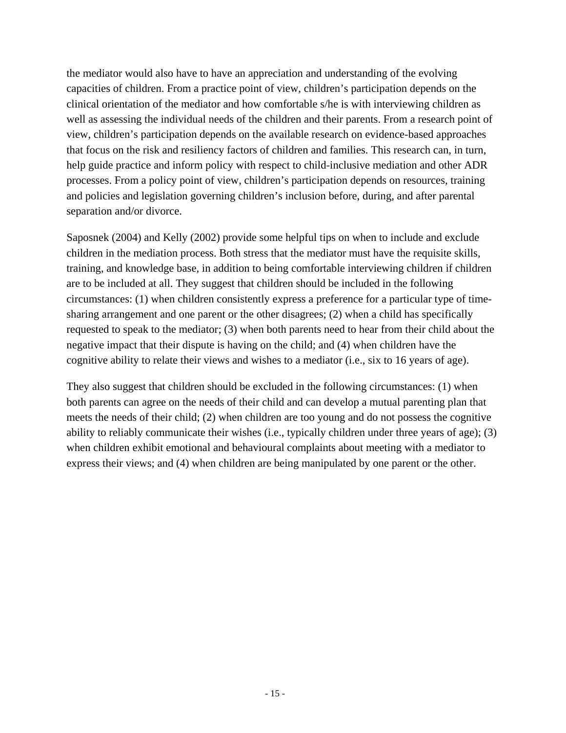the mediator would also have to have an appreciation and understanding of the evolving capacities of children. From a practice point of view, children's participation depends on the clinical orientation of the mediator and how comfortable s/he is with interviewing children as well as assessing the individual needs of the children and their parents. From a research point of view, children's participation depends on the available research on evidence-based approaches that focus on the risk and resiliency factors of children and families. This research can, in turn, help guide practice and inform policy with respect to child-inclusive mediation and other ADR processes. From a policy point of view, children's participation depends on resources, training and policies and legislation governing children's inclusion before, during, and after parental separation and/or divorce.

Saposnek (2004) and Kelly (2002) provide some helpful tips on when to include and exclude children in the mediation process. Both stress that the mediator must have the requisite skills, training, and knowledge base, in addition to being comfortable interviewing children if children are to be included at all. They suggest that children should be included in the following circumstances: (1) when children consistently express a preference for a particular type of time-sharing arrangement and one parent or the other disagrees; (2) when a child has specifically requested to speak to the mediator; (3) when both parents need to hear from their child about the negative impact that their dispute is having on the child; and (4) when children have the cognitive ability to relate their views and wishes to a mediator (i.e., six to 16 years of age).

They also suggest that children should be excluded in the following circumstances: (1) when both parents can agree on the needs of their child and can develop a mutual parenting plan that meets the needs of their child; (2) when children are too young and do not possess the cognitive ability to reliably communicate their wishes (i.e., typically children under three years of age); (3) when children exhibit emotional and behavioural complaints about meeting with a mediator to express their views; and (4) when children are being manipulated by one parent or the other.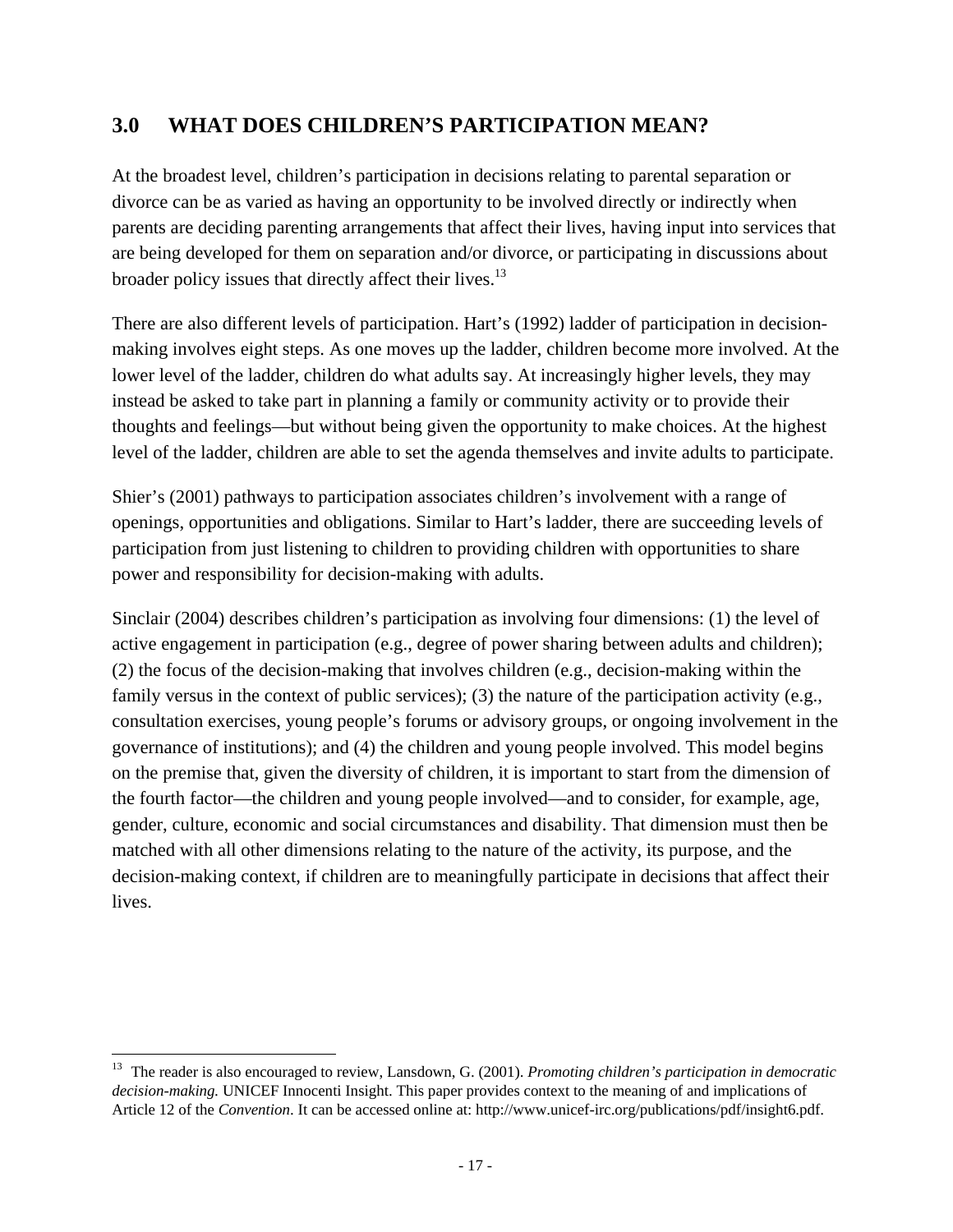## 3.0 WHAT DOES CHILDREN'S PARTICIPATION MEAN?

At the broadest level, children's participation in decisions relating to parental separation or divorce can be as varied as having an opportunity to be involved directly or indirectly when parents are deciding parenting arrangements that affect their lives, having input into services that are being developed for them on separation and/or divorce, or participating in discussions about broader policy issues that directly affect their lives.[13]

There are also different levels of participation. Hart's (1992) ladder of participation in decision-making involves eight steps. As one moves up the ladder, children become more involved. At the lower level of the ladder, children do what adults say. At increasingly higher levels, they may instead be asked to take part in planning a family or community activity or to provide their thoughts and feelings—but without being given the opportunity to make choices. At the highest level of the ladder, children are able to set the agenda themselves and invite adults to participate.

Shier's (2001) pathways to participation associates children's involvement with a range of openings, opportunities and obligations. Similar to Hart's ladder, there are succeeding levels of participation from just listening to children to providing children with opportunities to share power and responsibility for decision-making with adults.

Sinclair (2004) describes children's participation as involving four dimensions: (1) the level of active engagement in participation (e.g., degree of power sharing between adults and children); (2) the focus of the decision-making that involves children (e.g., decision-making within the family versus in the context of public services); (3) the nature of the participation activity (e.g., consultation exercises, young people's forums or advisory groups, or ongoing involvement in the governance of institutions); and (4) the children and young people involved. This model begins on the premise that, given the diversity of children, it is important to start from the dimension of the fourth factor—the children and young people involved—and to consider, for example, age, gender, culture, economic and social circumstances and disability. That dimension must then be matched with all other dimensions relating to the nature of the activity, its purpose, and the decision-making context, if children are to meaningfully participate in decisions that affect their lives.

---

[13] The reader is also encouraged to review, Lansdown, G. (2001). *Promoting children's participation in democratic decision-making.* UNICEF Innocenti Insight. This paper provides context to the meaning of and implications of Article 12 of the *Convention*. It can be accessed online at: http://www.unicef-irc.org/publications/pdf/insight6.pdf.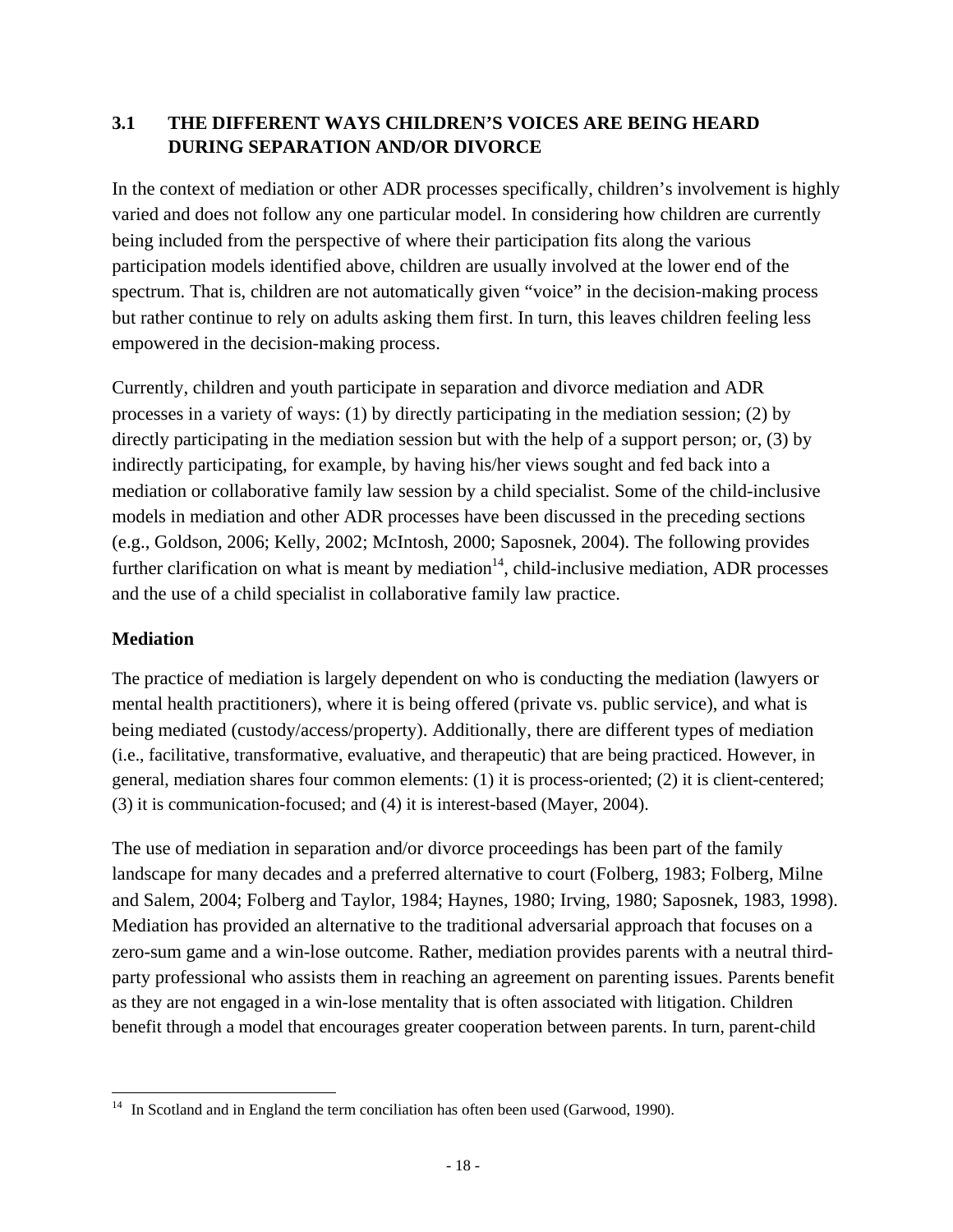## 3.1 THE DIFFERENT WAYS CHILDREN'S VOICES ARE BEING HEARD DURING SEPARATION AND/OR DIVORCE

In the context of mediation or other ADR processes specifically, children's involvement is highly varied and does not follow any one particular model. In considering how children are currently being included from the perspective of where their participation fits along the various participation models identified above, children are usually involved at the lower end of the spectrum. That is, children are not automatically given "voice" in the decision-making process but rather continue to rely on adults asking them first. In turn, this leaves children feeling less empowered in the decision-making process.

Currently, children and youth participate in separation and divorce mediation and ADR processes in a variety of ways: (1) by directly participating in the mediation session; (2) by directly participating in the mediation session but with the help of a support person; or, (3) by indirectly participating, for example, by having his/her views sought and fed back into a mediation or collaborative family law session by a child specialist. Some of the child-inclusive models in mediation and other ADR processes have been discussed in the preceding sections (e.g., Goldson, 2006; Kelly, 2002; McIntosh, 2000; Saposnek, 2004). The following provides further clarification on what is meant by mediation[14], child-inclusive mediation, ADR processes and the use of a child specialist in collaborative family law practice.

**Mediation**

The practice of mediation is largely dependent on who is conducting the mediation (lawyers or mental health practitioners), where it is being offered (private vs. public service), and what is being mediated (custody/access/property). Additionally, there are different types of mediation (i.e., facilitative, transformative, evaluative, and therapeutic) that are being practiced. However, in general, mediation shares four common elements: (1) it is process-oriented; (2) it is client-centered; (3) it is communication-focused; and (4) it is interest-based (Mayer, 2004).

The use of mediation in separation and/or divorce proceedings has been part of the family landscape for many decades and a preferred alternative to court (Folberg, 1983; Folberg, Milne and Salem, 2004; Folberg and Taylor, 1984; Haynes, 1980; Irving, 1980; Saposnek, 1983, 1998). Mediation has provided an alternative to the traditional adversarial approach that focuses on a zero-sum game and a win-lose outcome. Rather, mediation provides parents with a neutral third-party professional who assists them in reaching an agreement on parenting issues. Parents benefit as they are not engaged in a win-lose mentality that is often associated with litigation. Children benefit through a model that encourages greater cooperation between parents. In turn, parent-child

[14] In Scotland and in England the term conciliation has often been used (Garwood, 1990).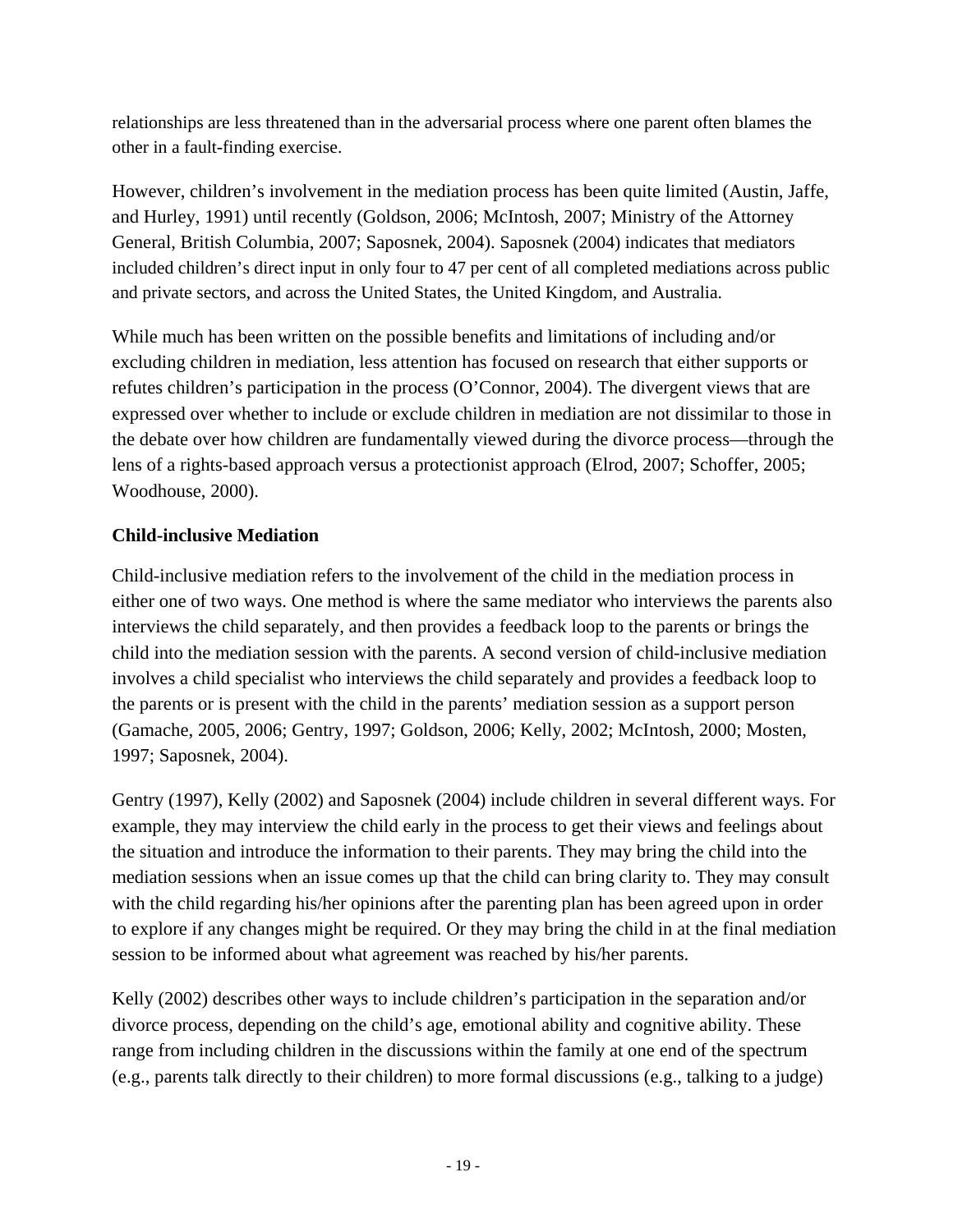relationships are less threatened than in the adversarial process where one parent often blames the other in a fault-finding exercise.

However, children's involvement in the mediation process has been quite limited (Austin, Jaffe, and Hurley, 1991) until recently (Goldson, 2006; McIntosh, 2007; Ministry of the Attorney General, British Columbia, 2007; Saposnek, 2004). Saposnek (2004) indicates that mediators included children's direct input in only four to 47 per cent of all completed mediations across public and private sectors, and across the United States, the United Kingdom, and Australia.

While much has been written on the possible benefits and limitations of including and/or excluding children in mediation, less attention has focused on research that either supports or refutes children's participation in the process (O'Connor, 2004). The divergent views that are expressed over whether to include or exclude children in mediation are not dissimilar to those in the debate over how children are fundamentally viewed during the divorce process—through the lens of a rights-based approach versus a protectionist approach (Elrod, 2007; Schoffer, 2005; Woodhouse, 2000).

### Child-inclusive Mediation

Child-inclusive mediation refers to the involvement of the child in the mediation process in either one of two ways. One method is where the same mediator who interviews the parents also interviews the child separately, and then provides a feedback loop to the parents or brings the child into the mediation session with the parents. A second version of child-inclusive mediation involves a child specialist who interviews the child separately and provides a feedback loop to the parents or is present with the child in the parents' mediation session as a support person (Gamache, 2005, 2006; Gentry, 1997; Goldson, 2006; Kelly, 2002; McIntosh, 2000; Mosten, 1997; Saposnek, 2004).

Gentry (1997), Kelly (2002) and Saposnek (2004) include children in several different ways. For example, they may interview the child early in the process to get their views and feelings about the situation and introduce the information to their parents. They may bring the child into the mediation sessions when an issue comes up that the child can bring clarity to. They may consult with the child regarding his/her opinions after the parenting plan has been agreed upon in order to explore if any changes might be required. Or they may bring the child in at the final mediation session to be informed about what agreement was reached by his/her parents.

Kelly (2002) describes other ways to include children's participation in the separation and/or divorce process, depending on the child's age, emotional ability and cognitive ability. These range from including children in the discussions within the family at one end of the spectrum (e.g., parents talk directly to their children) to more formal discussions (e.g., talking to a judge)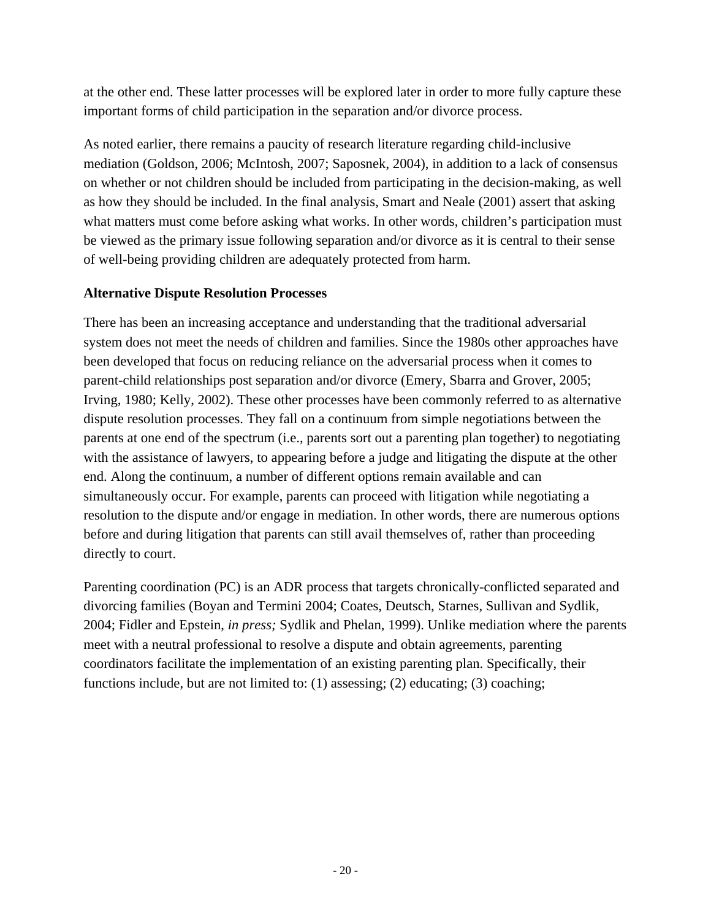at the other end. These latter processes will be explored later in order to more fully capture these important forms of child participation in the separation and/or divorce process.

As noted earlier, there remains a paucity of research literature regarding child-inclusive mediation (Goldson, 2006; McIntosh, 2007; Saposnek, 2004), in addition to a lack of consensus on whether or not children should be included from participating in the decision-making, as well as how they should be included. In the final analysis, Smart and Neale (2001) assert that asking what matters must come before asking what works. In other words, children's participation must be viewed as the primary issue following separation and/or divorce as it is central to their sense of well-being providing children are adequately protected from harm.

### Alternative Dispute Resolution Processes

There has been an increasing acceptance and understanding that the traditional adversarial system does not meet the needs of children and families. Since the 1980s other approaches have been developed that focus on reducing reliance on the adversarial process when it comes to parent-child relationships post separation and/or divorce (Emery, Sbarra and Grover, 2005; Irving, 1980; Kelly, 2002). These other processes have been commonly referred to as alternative dispute resolution processes. They fall on a continuum from simple negotiations between the parents at one end of the spectrum (i.e., parents sort out a parenting plan together) to negotiating with the assistance of lawyers, to appearing before a judge and litigating the dispute at the other end. Along the continuum, a number of different options remain available and can simultaneously occur. For example, parents can proceed with litigation while negotiating a resolution to the dispute and/or engage in mediation. In other words, there are numerous options before and during litigation that parents can still avail themselves of, rather than proceeding directly to court.

Parenting coordination (PC) is an ADR process that targets chronically-conflicted separated and divorcing families (Boyan and Termini 2004; Coates, Deutsch, Starnes, Sullivan and Sydlik, 2004; Fidler and Epstein, *in press;* Sydlik and Phelan, 1999). Unlike mediation where the parents meet with a neutral professional to resolve a dispute and obtain agreements, parenting coordinators facilitate the implementation of an existing parenting plan. Specifically, their functions include, but are not limited to: (1) assessing; (2) educating; (3) coaching;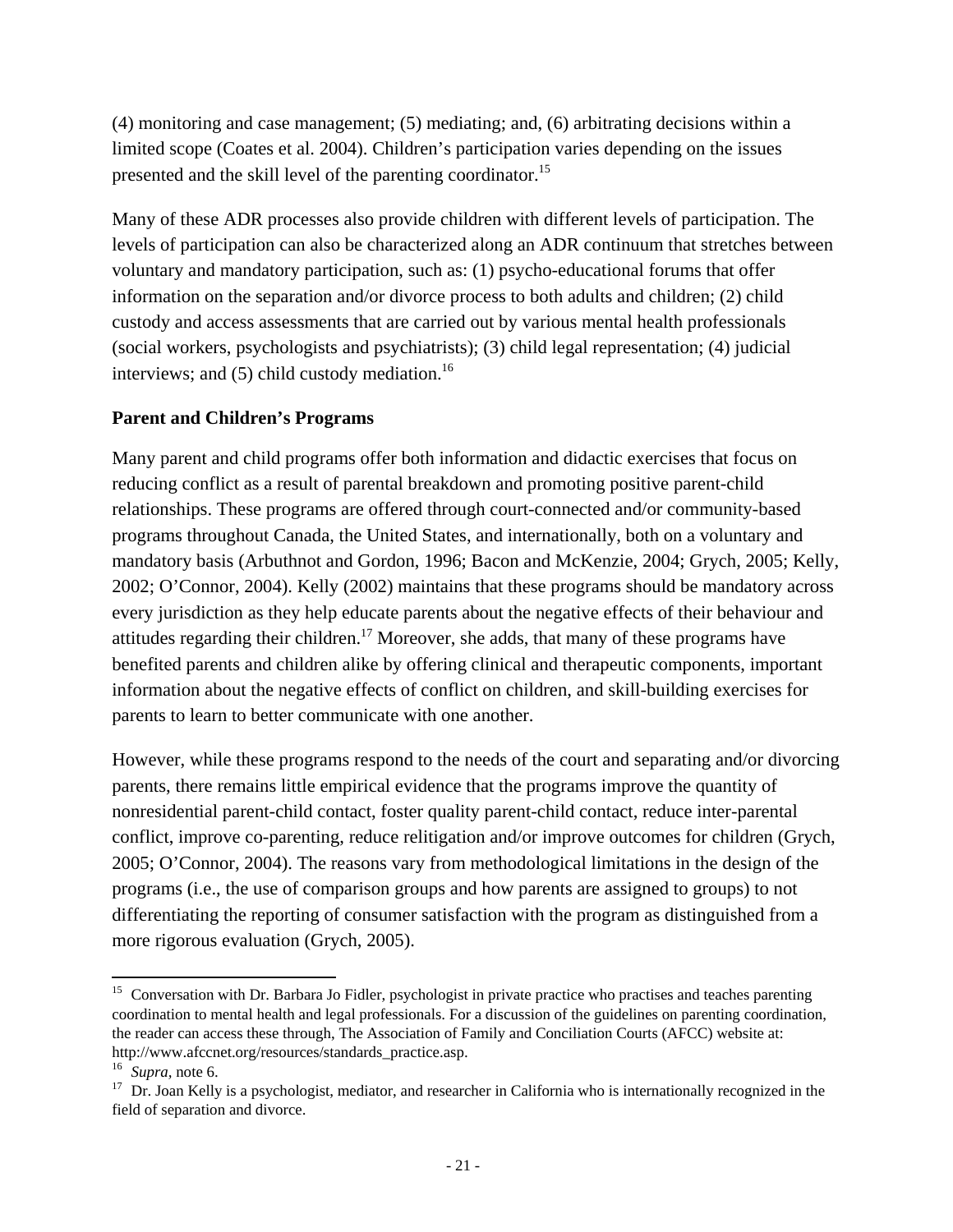(4) monitoring and case management; (5) mediating; and, (6) arbitrating decisions within a limited scope (Coates et al. 2004). Children's participation varies depending on the issues presented and the skill level of the parenting coordinator.[15]

Many of these ADR processes also provide children with different levels of participation. The levels of participation can also be characterized along an ADR continuum that stretches between voluntary and mandatory participation, such as: (1) psycho-educational forums that offer information on the separation and/or divorce process to both adults and children; (2) child custody and access assessments that are carried out by various mental health professionals (social workers, psychologists and psychiatrists); (3) child legal representation; (4) judicial interviews; and (5) child custody mediation.[16]

**Parent and Children's Programs**

Many parent and child programs offer both information and didactic exercises that focus on reducing conflict as a result of parental breakdown and promoting positive parent-child relationships. These programs are offered through court-connected and/or community-based programs throughout Canada, the United States, and internationally, both on a voluntary and mandatory basis (Arbuthnot and Gordon, 1996; Bacon and McKenzie, 2004; Grych, 2005; Kelly, 2002; O'Connor, 2004). Kelly (2002) maintains that these programs should be mandatory across every jurisdiction as they help educate parents about the negative effects of their behaviour and attitudes regarding their children.[17] Moreover, she adds, that many of these programs have benefited parents and children alike by offering clinical and therapeutic components, important information about the negative effects of conflict on children, and skill-building exercises for parents to learn to better communicate with one another.

However, while these programs respond to the needs of the court and separating and/or divorcing parents, there remains little empirical evidence that the programs improve the quantity of nonresidential parent-child contact, foster quality parent-child contact, reduce inter-parental conflict, improve co-parenting, reduce relitigation and/or improve outcomes for children (Grych, 2005; O'Connor, 2004). The reasons vary from methodological limitations in the design of the programs (i.e., the use of comparison groups and how parents are assigned to groups) to not differentiating the reporting of consumer satisfaction with the program as distinguished from a more rigorous evaluation (Grych, 2005).

---

[15] Conversation with Dr. Barbara Jo Fidler, psychologist in private practice who practises and teaches parenting coordination to mental health and legal professionals. For a discussion of the guidelines on parenting coordination, the reader can access these through, The Association of Family and Conciliation Courts (AFCC) website at: http://www.afccnet.org/resources/standards_practice.asp.

[16] *Supra*, note 6.

[17] Dr. Joan Kelly is a psychologist, mediator, and researcher in California who is internationally recognized in the field of separation and divorce.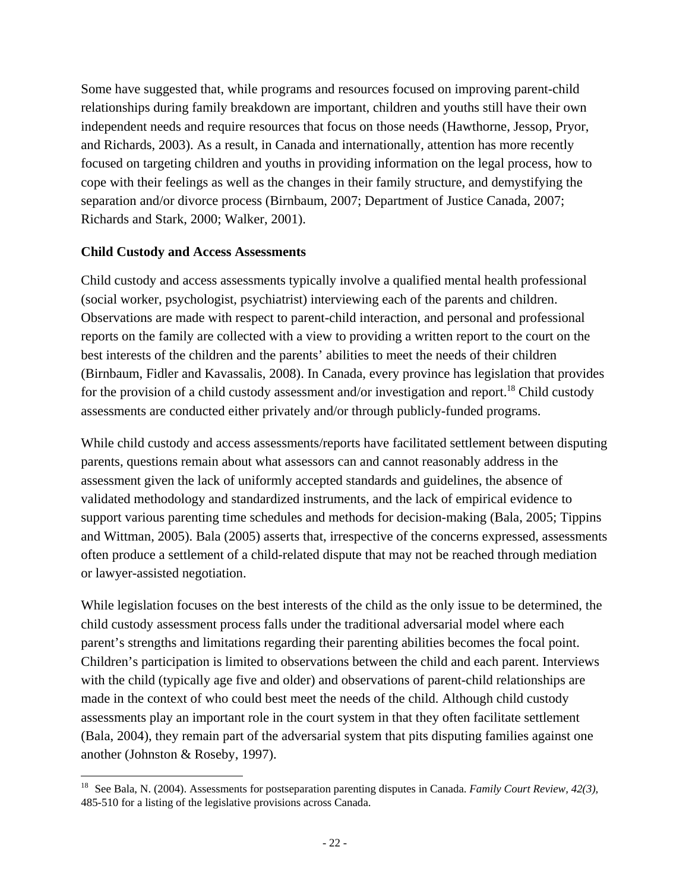Some have suggested that, while programs and resources focused on improving parent-child relationships during family breakdown are important, children and youths still have their own independent needs and require resources that focus on those needs (Hawthorne, Jessop, Pryor, and Richards, 2003). As a result, in Canada and internationally, attention has more recently focused on targeting children and youths in providing information on the legal process, how to cope with their feelings as well as the changes in their family structure, and demystifying the separation and/or divorce process (Birnbaum, 2007; Department of Justice Canada, 2007; Richards and Stark, 2000; Walker, 2001).

**Child Custody and Access Assessments**

Child custody and access assessments typically involve a qualified mental health professional (social worker, psychologist, psychiatrist) interviewing each of the parents and children. Observations are made with respect to parent-child interaction, and personal and professional reports on the family are collected with a view to providing a written report to the court on the best interests of the children and the parents' abilities to meet the needs of their children (Birnbaum, Fidler and Kavassalis, 2008). In Canada, every province has legislation that provides for the provision of a child custody assessment and/or investigation and report.[18] Child custody assessments are conducted either privately and/or through publicly-funded programs.

While child custody and access assessments/reports have facilitated settlement between disputing parents, questions remain about what assessors can and cannot reasonably address in the assessment given the lack of uniformly accepted standards and guidelines, the absence of validated methodology and standardized instruments, and the lack of empirical evidence to support various parenting time schedules and methods for decision-making (Bala, 2005; Tippins and Wittman, 2005). Bala (2005) asserts that, irrespective of the concerns expressed, assessments often produce a settlement of a child-related dispute that may not be reached through mediation or lawyer-assisted negotiation.

While legislation focuses on the best interests of the child as the only issue to be determined, the child custody assessment process falls under the traditional adversarial model where each parent's strengths and limitations regarding their parenting abilities becomes the focal point. Children's participation is limited to observations between the child and each parent. Interviews with the child (typically age five and older) and observations of parent-child relationships are made in the context of who could best meet the needs of the child. Although child custody assessments play an important role in the court system in that they often facilitate settlement (Bala, 2004), they remain part of the adversarial system that pits disputing families against one another (Johnston & Roseby, 1997).

---

[18] See Bala, N. (2004). Assessments for postseparation parenting disputes in Canada. *Family Court Review, 42(3),* 485-510 for a listing of the legislative provisions across Canada.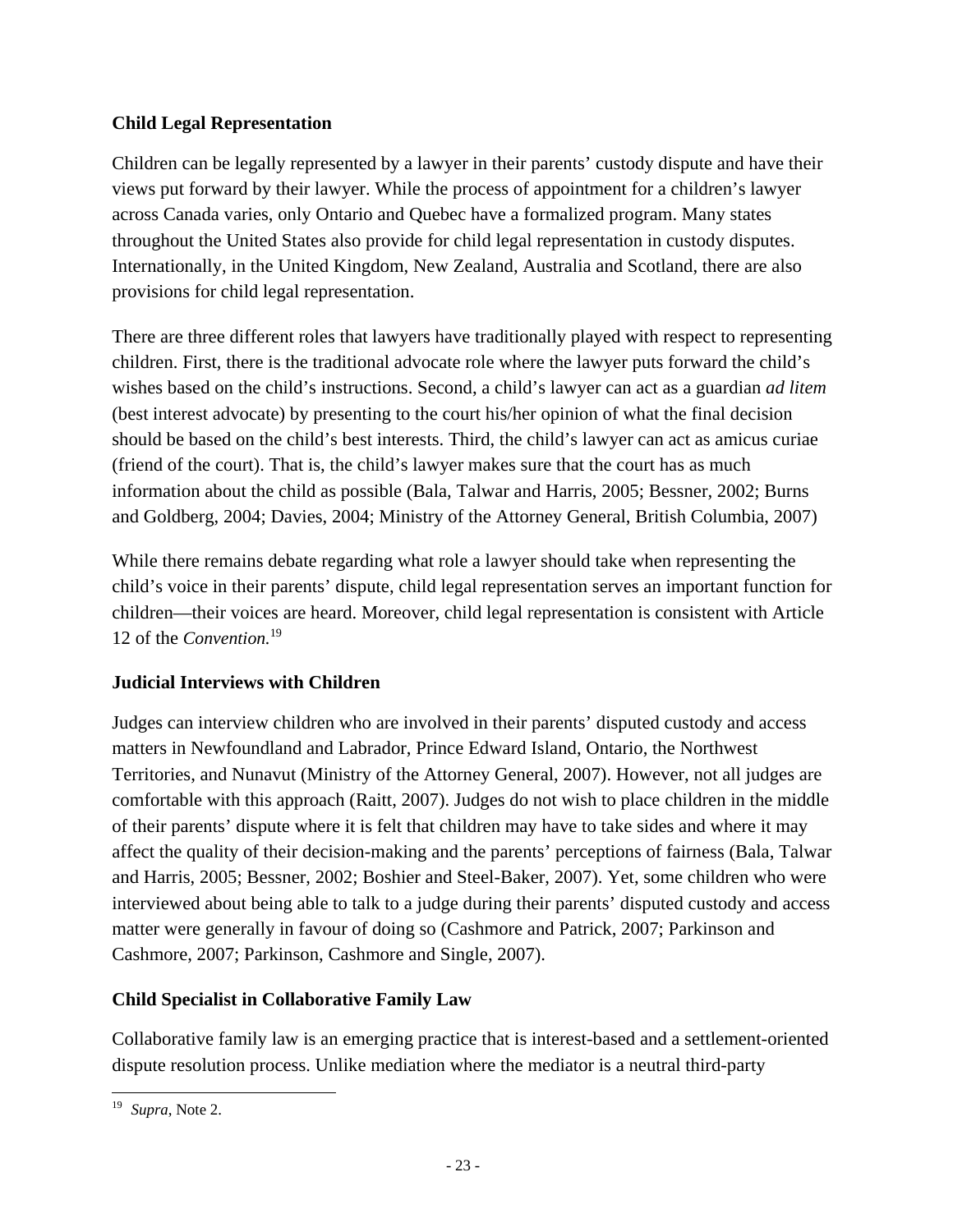## Child Legal Representation

Children can be legally represented by a lawyer in their parents' custody dispute and have their views put forward by their lawyer. While the process of appointment for a children's lawyer across Canada varies, only Ontario and Quebec have a formalized program. Many states throughout the United States also provide for child legal representation in custody disputes. Internationally, in the United Kingdom, New Zealand, Australia and Scotland, there are also provisions for child legal representation.

There are three different roles that lawyers have traditionally played with respect to representing children. First, there is the traditional advocate role where the lawyer puts forward the child's wishes based on the child's instructions. Second, a child's lawyer can act as a guardian *ad litem* (best interest advocate) by presenting to the court his/her opinion of what the final decision should be based on the child's best interests. Third, the child's lawyer can act as amicus curiae (friend of the court). That is, the child's lawyer makes sure that the court has as much information about the child as possible (Bala, Talwar and Harris, 2005; Bessner, 2002; Burns and Goldberg, 2004; Davies, 2004; Ministry of the Attorney General, British Columbia, 2007)

While there remains debate regarding what role a lawyer should take when representing the child's voice in their parents' dispute, child legal representation serves an important function for children—their voices are heard. Moreover, child legal representation is consistent with Article 12 of the *Convention.*[19]

## Judicial Interviews with Children

Judges can interview children who are involved in their parents' disputed custody and access matters in Newfoundland and Labrador, Prince Edward Island, Ontario, the Northwest Territories, and Nunavut (Ministry of the Attorney General, 2007). However, not all judges are comfortable with this approach (Raitt, 2007). Judges do not wish to place children in the middle of their parents' dispute where it is felt that children may have to take sides and where it may affect the quality of their decision-making and the parents' perceptions of fairness (Bala, Talwar and Harris, 2005; Bessner, 2002; Boshier and Steel-Baker, 2007). Yet, some children who were interviewed about being able to talk to a judge during their parents' disputed custody and access matter were generally in favour of doing so (Cashmore and Patrick, 2007; Parkinson and Cashmore, 2007; Parkinson, Cashmore and Single, 2007).

## Child Specialist in Collaborative Family Law

Collaborative family law is an emerging practice that is interest-based and a settlement-oriented dispute resolution process. Unlike mediation where the mediator is a neutral third-party

---

[19] *Supra,* Note 2.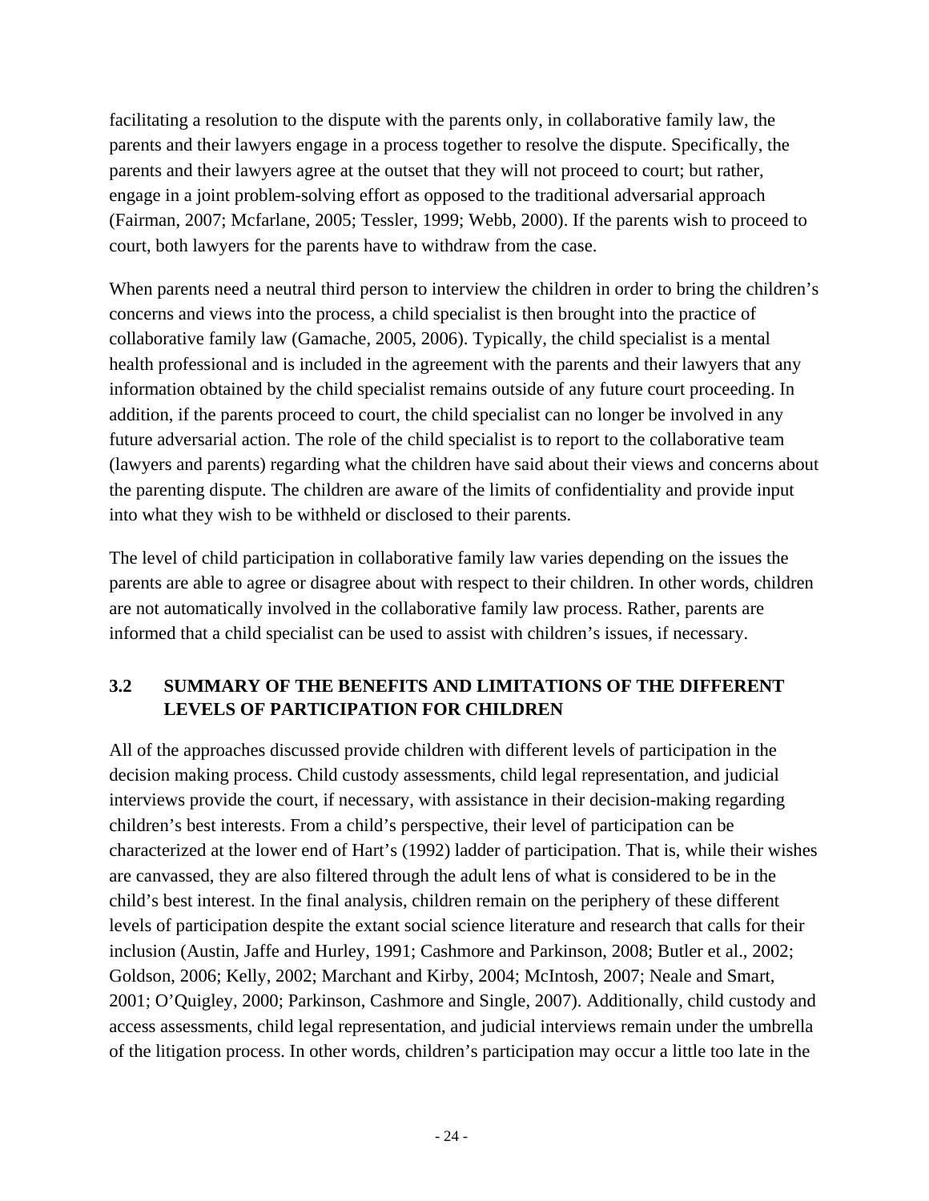facilitating a resolution to the dispute with the parents only, in collaborative family law, the parents and their lawyers engage in a process together to resolve the dispute. Specifically, the parents and their lawyers agree at the outset that they will not proceed to court; but rather, engage in a joint problem-solving effort as opposed to the traditional adversarial approach (Fairman, 2007; Mcfarlane, 2005; Tessler, 1999; Webb, 2000). If the parents wish to proceed to court, both lawyers for the parents have to withdraw from the case.

When parents need a neutral third person to interview the children in order to bring the children's concerns and views into the process, a child specialist is then brought into the practice of collaborative family law (Gamache, 2005, 2006). Typically, the child specialist is a mental health professional and is included in the agreement with the parents and their lawyers that any information obtained by the child specialist remains outside of any future court proceeding. In addition, if the parents proceed to court, the child specialist can no longer be involved in any future adversarial action. The role of the child specialist is to report to the collaborative team (lawyers and parents) regarding what the children have said about their views and concerns about the parenting dispute. The children are aware of the limits of confidentiality and provide input into what they wish to be withheld or disclosed to their parents.

The level of child participation in collaborative family law varies depending on the issues the parents are able to agree or disagree about with respect to their children. In other words, children are not automatically involved in the collaborative family law process. Rather, parents are informed that a child specialist can be used to assist with children's issues, if necessary.

## 3.2 SUMMARY OF THE BENEFITS AND LIMITATIONS OF THE DIFFERENT LEVELS OF PARTICIPATION FOR CHILDREN

All of the approaches discussed provide children with different levels of participation in the decision making process. Child custody assessments, child legal representation, and judicial interviews provide the court, if necessary, with assistance in their decision-making regarding children's best interests. From a child's perspective, their level of participation can be characterized at the lower end of Hart's (1992) ladder of participation. That is, while their wishes are canvassed, they are also filtered through the adult lens of what is considered to be in the child's best interest. In the final analysis, children remain on the periphery of these different levels of participation despite the extant social science literature and research that calls for their inclusion (Austin, Jaffe and Hurley, 1991; Cashmore and Parkinson, 2008; Butler et al., 2002; Goldson, 2006; Kelly, 2002; Marchant and Kirby, 2004; McIntosh, 2007; Neale and Smart, 2001; O'Quigley, 2000; Parkinson, Cashmore and Single, 2007). Additionally, child custody and access assessments, child legal representation, and judicial interviews remain under the umbrella of the litigation process. In other words, children's participation may occur a little too late in the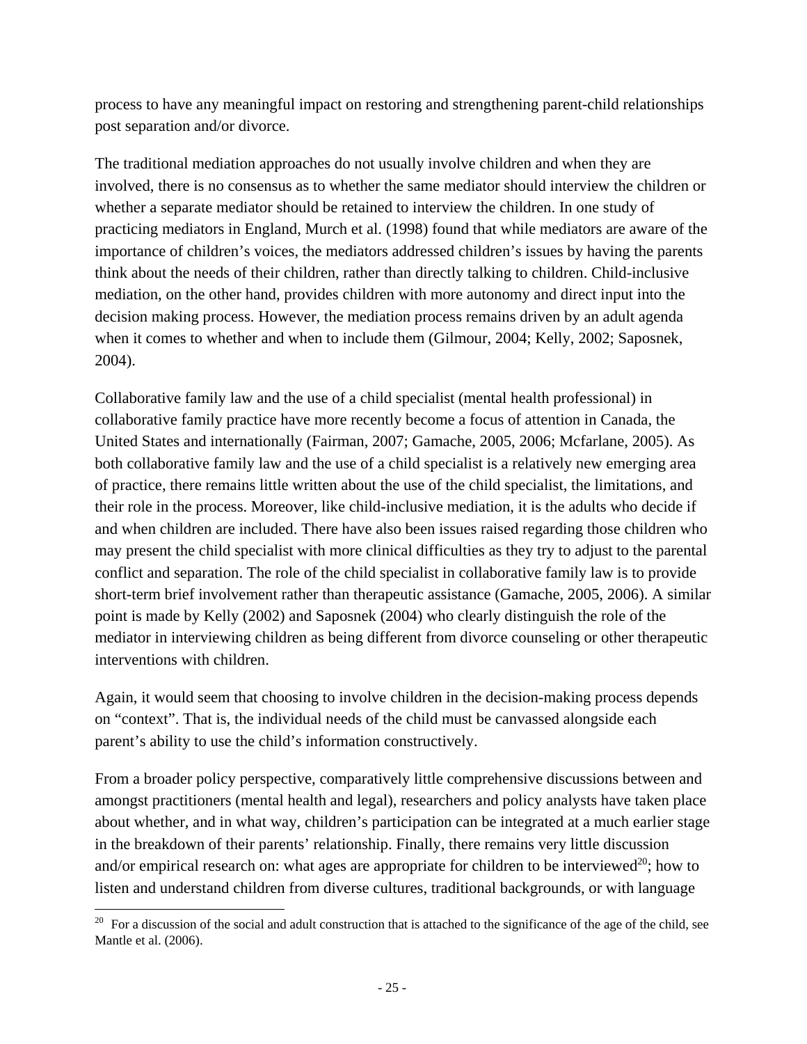process to have any meaningful impact on restoring and strengthening parent-child relationships post separation and/or divorce.

The traditional mediation approaches do not usually involve children and when they are involved, there is no consensus as to whether the same mediator should interview the children or whether a separate mediator should be retained to interview the children. In one study of practicing mediators in England, Murch et al. (1998) found that while mediators are aware of the importance of children's voices, the mediators addressed children's issues by having the parents think about the needs of their children, rather than directly talking to children. Child-inclusive mediation, on the other hand, provides children with more autonomy and direct input into the decision making process. However, the mediation process remains driven by an adult agenda when it comes to whether and when to include them (Gilmour, 2004; Kelly, 2002; Saposnek, 2004).

Collaborative family law and the use of a child specialist (mental health professional) in collaborative family practice have more recently become a focus of attention in Canada, the United States and internationally (Fairman, 2007; Gamache, 2005, 2006; Mcfarlane, 2005). As both collaborative family law and the use of a child specialist is a relatively new emerging area of practice, there remains little written about the use of the child specialist, the limitations, and their role in the process. Moreover, like child-inclusive mediation, it is the adults who decide if and when children are included. There have also been issues raised regarding those children who may present the child specialist with more clinical difficulties as they try to adjust to the parental conflict and separation. The role of the child specialist in collaborative family law is to provide short-term brief involvement rather than therapeutic assistance (Gamache, 2005, 2006). A similar point is made by Kelly (2002) and Saposnek (2004) who clearly distinguish the role of the mediator in interviewing children as being different from divorce counseling or other therapeutic interventions with children.

Again, it would seem that choosing to involve children in the decision-making process depends on "context". That is, the individual needs of the child must be canvassed alongside each parent's ability to use the child's information constructively.

From a broader policy perspective, comparatively little comprehensive discussions between and amongst practitioners (mental health and legal), researchers and policy analysts have taken place about whether, and in what way, children's participation can be integrated at a much earlier stage in the breakdown of their parents' relationship. Finally, there remains very little discussion and/or empirical research on: what ages are appropriate for children to be interviewed[20]; how to listen and understand children from diverse cultures, traditional backgrounds, or with language

[20] For a discussion of the social and adult construction that is attached to the significance of the age of the child, see Mantle et al. (2006).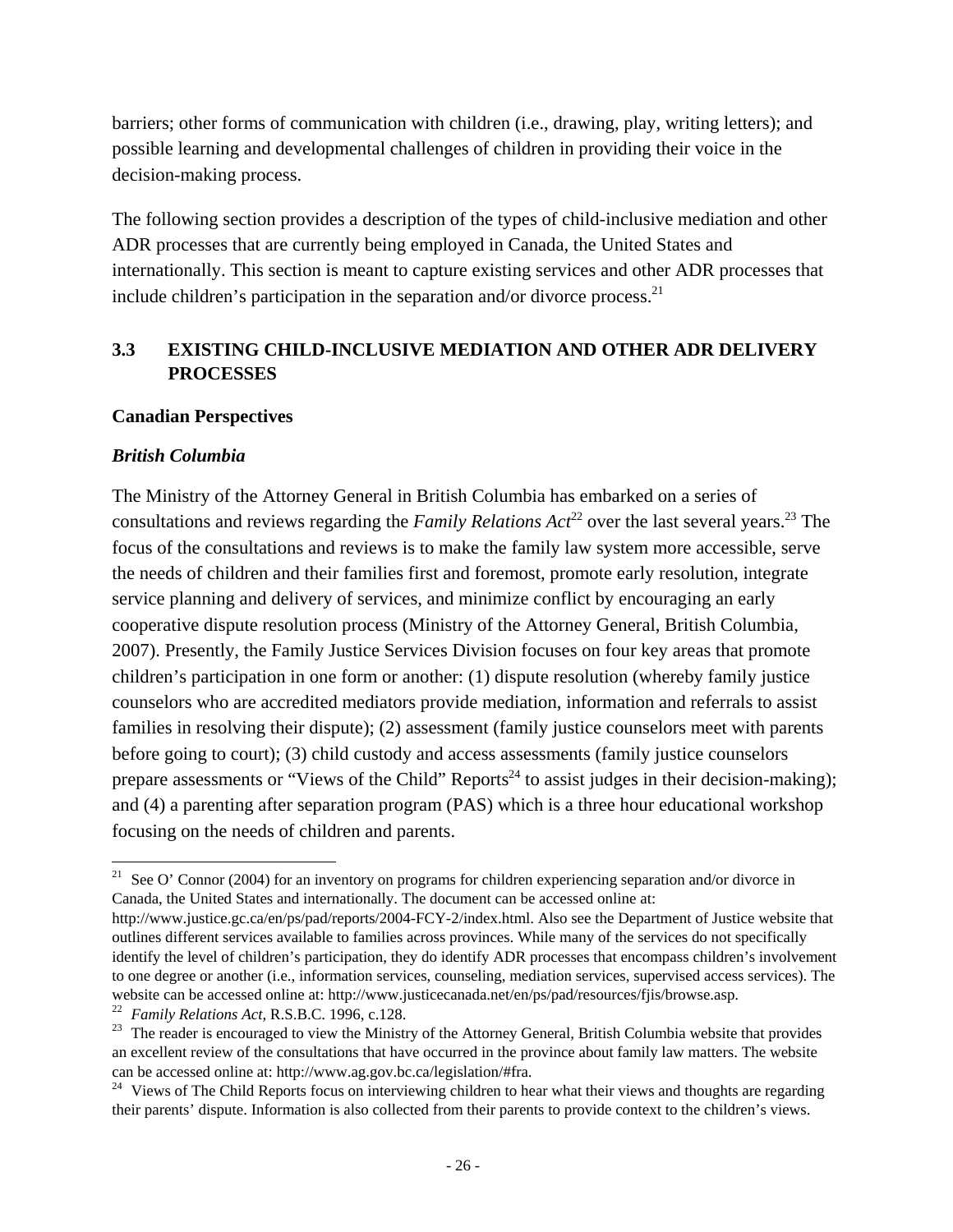barriers; other forms of communication with children (i.e., drawing, play, writing letters); and possible learning and developmental challenges of children in providing their voice in the decision-making process.

The following section provides a description of the types of child-inclusive mediation and other ADR processes that are currently being employed in Canada, the United States and internationally. This section is meant to capture existing services and other ADR processes that include children's participation in the separation and/or divorce process.[21]

## 3.3 EXISTING CHILD-INCLUSIVE MEDIATION AND OTHER ADR DELIVERY PROCESSES

### Canadian Perspectives

#### *British Columbia*

The Ministry of the Attorney General in British Columbia has embarked on a series of consultations and reviews regarding the *Family Relations Act*[22] over the last several years.[23] The focus of the consultations and reviews is to make the family law system more accessible, serve the needs of children and their families first and foremost, promote early resolution, integrate service planning and delivery of services, and minimize conflict by encouraging an early cooperative dispute resolution process (Ministry of the Attorney General, British Columbia, 2007). Presently, the Family Justice Services Division focuses on four key areas that promote children's participation in one form or another: (1) dispute resolution (whereby family justice counselors who are accredited mediators provide mediation, information and referrals to assist families in resolving their dispute); (2) assessment (family justice counselors meet with parents before going to court); (3) child custody and access assessments (family justice counselors prepare assessments or "Views of the Child" Reports[24] to assist judges in their decision-making); and (4) a parenting after separation program (PAS) which is a three hour educational workshop focusing on the needs of children and parents.

---

[21] See O' Connor (2004) for an inventory on programs for children experiencing separation and/or divorce in Canada, the United States and internationally. The document can be accessed online at: http://www.justice.gc.ca/en/ps/pad/reports/2004-FCY-2/index.html. Also see the Department of Justice website that outlines different services available to families across provinces. While many of the services do not specifically identify the level of children's participation, they do identify ADR processes that encompass children's involvement to one degree or another (i.e., information services, counseling, mediation services, supervised access services). The website can be accessed online at: http://www.justicecanada.net/en/ps/pad/resources/fjis/browse.asp.

[22] *Family Relations Act*, R.S.B.C. 1996, c.128.

[23] The reader is encouraged to view the Ministry of the Attorney General, British Columbia website that provides an excellent review of the consultations that have occurred in the province about family law matters. The website can be accessed online at: http://www.ag.gov.bc.ca/legislation/#fra.

[24] Views of The Child Reports focus on interviewing children to hear what their views and thoughts are regarding their parents' dispute. Information is also collected from their parents to provide context to the children's views.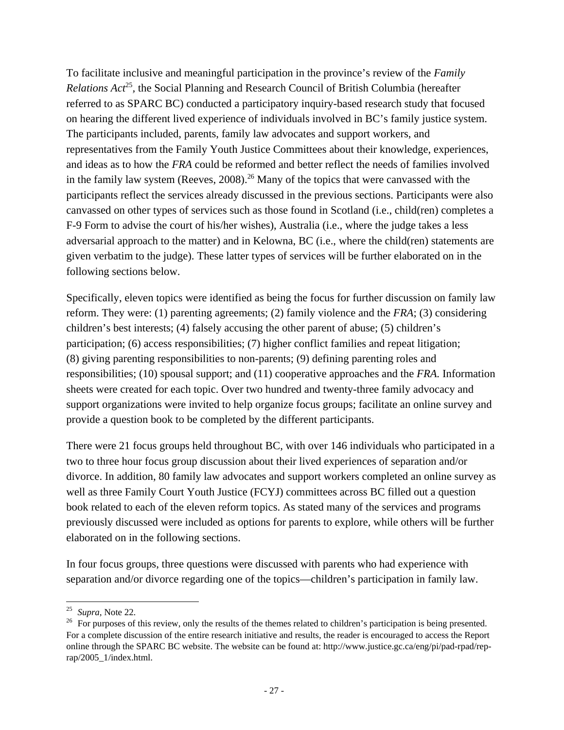To facilitate inclusive and meaningful participation in the province's review of the *Family Relations Act*[25], the Social Planning and Research Council of British Columbia (hereafter referred to as SPARC BC) conducted a participatory inquiry-based research study that focused on hearing the different lived experience of individuals involved in BC's family justice system. The participants included, parents, family law advocates and support workers, and representatives from the Family Youth Justice Committees about their knowledge, experiences, and ideas as to how the *FRA* could be reformed and better reflect the needs of families involved in the family law system (Reeves, 2008).[26] Many of the topics that were canvassed with the participants reflect the services already discussed in the previous sections. Participants were also canvassed on other types of services such as those found in Scotland (i.e., child(ren) completes a F-9 Form to advise the court of his/her wishes), Australia (i.e., where the judge takes a less adversarial approach to the matter) and in Kelowna, BC (i.e., where the child(ren) statements are given verbatim to the judge). These latter types of services will be further elaborated on in the following sections below.

Specifically, eleven topics were identified as being the focus for further discussion on family law reform. They were: (1) parenting agreements; (2) family violence and the *FRA*; (3) considering children's best interests; (4) falsely accusing the other parent of abuse; (5) children's participation; (6) access responsibilities; (7) higher conflict families and repeat litigation; (8) giving parenting responsibilities to non-parents; (9) defining parenting roles and responsibilities; (10) spousal support; and (11) cooperative approaches and the *FRA.* Information sheets were created for each topic. Over two hundred and twenty-three family advocacy and support organizations were invited to help organize focus groups; facilitate an online survey and provide a question book to be completed by the different participants.

There were 21 focus groups held throughout BC, with over 146 individuals who participated in a two to three hour focus group discussion about their lived experiences of separation and/or divorce. In addition, 80 family law advocates and support workers completed an online survey as well as three Family Court Youth Justice (FCYJ) committees across BC filled out a question book related to each of the eleven reform topics. As stated many of the services and programs previously discussed were included as options for parents to explore, while others will be further elaborated on in the following sections.

In four focus groups, three questions were discussed with parents who had experience with separation and/or divorce regarding one of the topics—children's participation in family law.

---

[25] *Supra,* Note 22.

[26] For purposes of this review, only the results of the themes related to children's participation is being presented. For a complete discussion of the entire research initiative and results, the reader is encouraged to access the Report online through the SPARC BC website. The website can be found at: http://www.justice.gc.ca/eng/pi/pad-rpad/rep-rap/2005_1/index.html.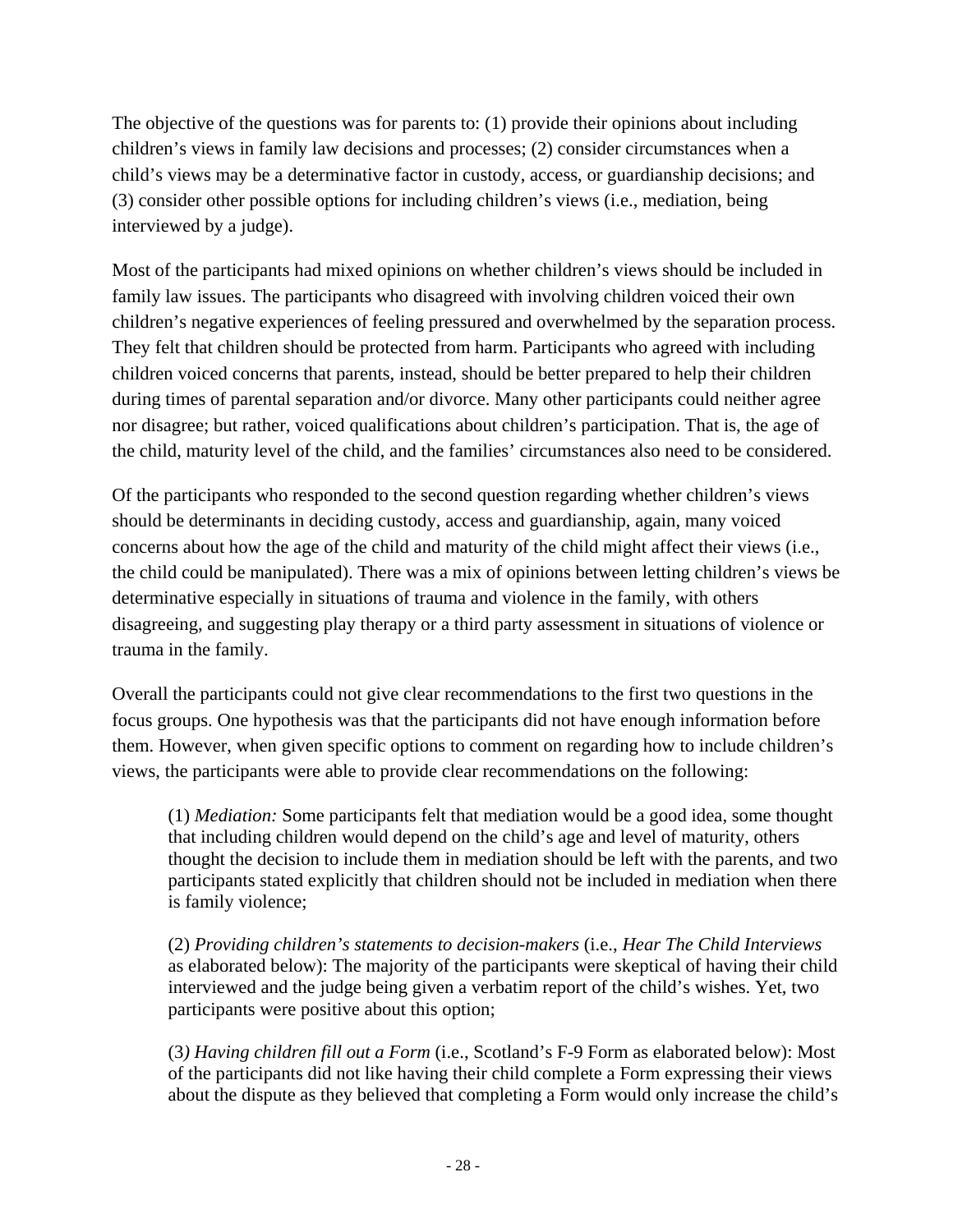The objective of the questions was for parents to: (1) provide their opinions about including children's views in family law decisions and processes; (2) consider circumstances when a child's views may be a determinative factor in custody, access, or guardianship decisions; and (3) consider other possible options for including children's views (i.e., mediation, being interviewed by a judge).

Most of the participants had mixed opinions on whether children's views should be included in family law issues. The participants who disagreed with involving children voiced their own children's negative experiences of feeling pressured and overwhelmed by the separation process. They felt that children should be protected from harm. Participants who agreed with including children voiced concerns that parents, instead, should be better prepared to help their children during times of parental separation and/or divorce. Many other participants could neither agree nor disagree; but rather, voiced qualifications about children's participation. That is, the age of the child, maturity level of the child, and the families' circumstances also need to be considered.

Of the participants who responded to the second question regarding whether children's views should be determinants in deciding custody, access and guardianship, again, many voiced concerns about how the age of the child and maturity of the child might affect their views (i.e., the child could be manipulated). There was a mix of opinions between letting children's views be determinative especially in situations of trauma and violence in the family, with others disagreeing, and suggesting play therapy or a third party assessment in situations of violence or trauma in the family.

Overall the participants could not give clear recommendations to the first two questions in the focus groups. One hypothesis was that the participants did not have enough information before them. However, when given specific options to comment on regarding how to include children's views, the participants were able to provide clear recommendations on the following:

> (1) *Mediation:* Some participants felt that mediation would be a good idea, some thought that including children would depend on the child's age and level of maturity, others thought the decision to include them in mediation should be left with the parents, and two participants stated explicitly that children should not be included in mediation when there is family violence;
>
> (2) *Providing children's statements to decision-makers* (i.e., *Hear The Child Interviews* as elaborated below): The majority of the participants were skeptical of having their child interviewed and the judge being given a verbatim report of the child's wishes. Yet, two participants were positive about this option;
>
> (3*) Having children fill out a Form* (i.e., Scotland's F-9 Form as elaborated below): Most of the participants did not like having their child complete a Form expressing their views about the dispute as they believed that completing a Form would only increase the child's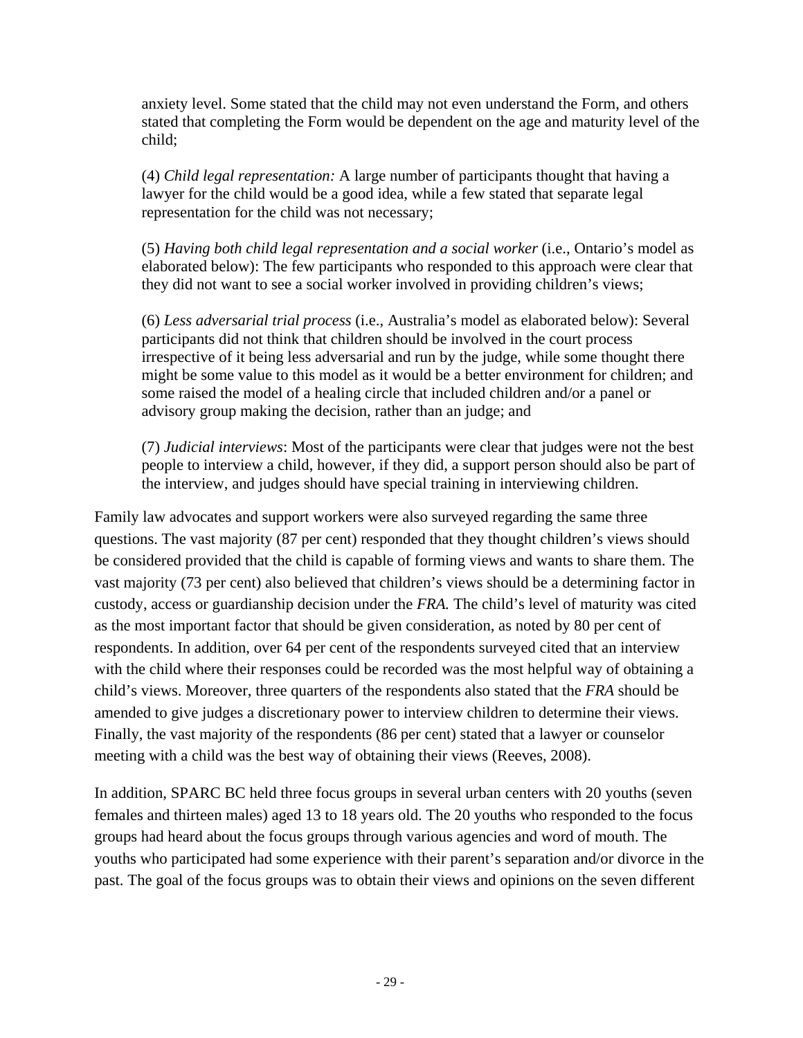anxiety level. Some stated that the child may not even understand the Form, and others stated that completing the Form would be dependent on the age and maturity level of the child;

(4) *Child legal representation:* A large number of participants thought that having a lawyer for the child would be a good idea, while a few stated that separate legal representation for the child was not necessary;

(5) *Having both child legal representation and a social worker* (i.e., Ontario's model as elaborated below): The few participants who responded to this approach were clear that they did not want to see a social worker involved in providing children's views;

(6) *Less adversarial trial process* (i.e., Australia's model as elaborated below): Several participants did not think that children should be involved in the court process irrespective of it being less adversarial and run by the judge, while some thought there might be some value to this model as it would be a better environment for children; and some raised the model of a healing circle that included children and/or a panel or advisory group making the decision, rather than an judge; and

(7) *Judicial interviews*: Most of the participants were clear that judges were not the best people to interview a child, however, if they did, a support person should also be part of the interview, and judges should have special training in interviewing children.

Family law advocates and support workers were also surveyed regarding the same three questions. The vast majority (87 per cent) responded that they thought children's views should be considered provided that the child is capable of forming views and wants to share them. The vast majority (73 per cent) also believed that children's views should be a determining factor in custody, access or guardianship decision under the *FRA.* The child's level of maturity was cited as the most important factor that should be given consideration, as noted by 80 per cent of respondents. In addition, over 64 per cent of the respondents surveyed cited that an interview with the child where their responses could be recorded was the most helpful way of obtaining a child's views. Moreover, three quarters of the respondents also stated that the *FRA* should be amended to give judges a discretionary power to interview children to determine their views. Finally, the vast majority of the respondents (86 per cent) stated that a lawyer or counselor meeting with a child was the best way of obtaining their views (Reeves, 2008).

In addition, SPARC BC held three focus groups in several urban centers with 20 youths (seven females and thirteen males) aged 13 to 18 years old. The 20 youths who responded to the focus groups had heard about the focus groups through various agencies and word of mouth. The youths who participated had some experience with their parent's separation and/or divorce in the past. The goal of the focus groups was to obtain their views and opinions on the seven different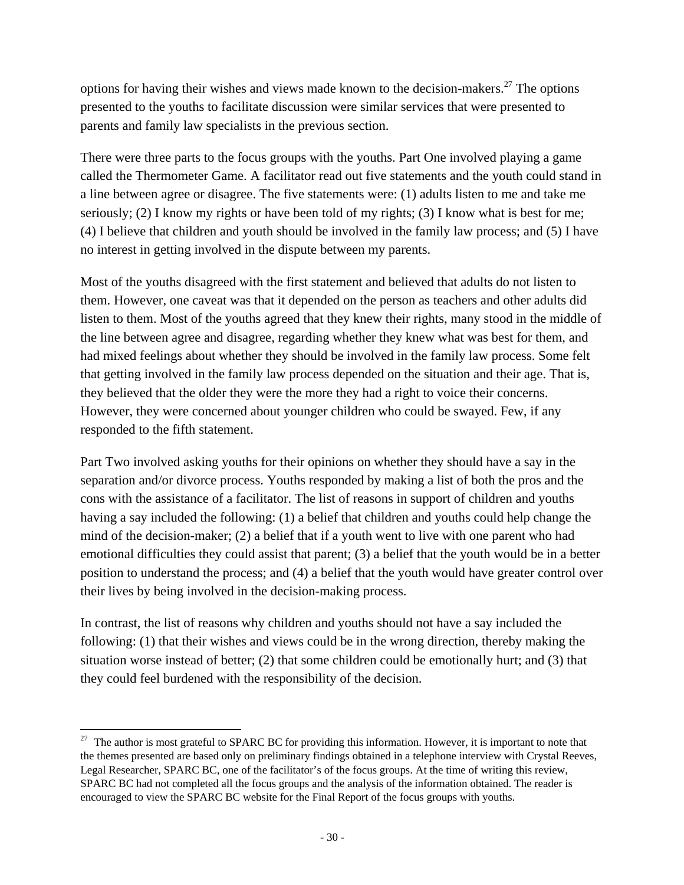options for having their wishes and views made known to the decision-makers.[27] The options presented to the youths to facilitate discussion were similar services that were presented to parents and family law specialists in the previous section.

There were three parts to the focus groups with the youths. Part One involved playing a game called the Thermometer Game. A facilitator read out five statements and the youth could stand in a line between agree or disagree. The five statements were: (1) adults listen to me and take me seriously; (2) I know my rights or have been told of my rights; (3) I know what is best for me; (4) I believe that children and youth should be involved in the family law process; and (5) I have no interest in getting involved in the dispute between my parents.

Most of the youths disagreed with the first statement and believed that adults do not listen to them. However, one caveat was that it depended on the person as teachers and other adults did listen to them. Most of the youths agreed that they knew their rights, many stood in the middle of the line between agree and disagree, regarding whether they knew what was best for them, and had mixed feelings about whether they should be involved in the family law process. Some felt that getting involved in the family law process depended on the situation and their age. That is, they believed that the older they were the more they had a right to voice their concerns. However, they were concerned about younger children who could be swayed. Few, if any responded to the fifth statement.

Part Two involved asking youths for their opinions on whether they should have a say in the separation and/or divorce process. Youths responded by making a list of both the pros and the cons with the assistance of a facilitator. The list of reasons in support of children and youths having a say included the following: (1) a belief that children and youths could help change the mind of the decision-maker; (2) a belief that if a youth went to live with one parent who had emotional difficulties they could assist that parent; (3) a belief that the youth would be in a better position to understand the process; and (4) a belief that the youth would have greater control over their lives by being involved in the decision-making process.

In contrast, the list of reasons why children and youths should not have a say included the following: (1) that their wishes and views could be in the wrong direction, thereby making the situation worse instead of better; (2) that some children could be emotionally hurt; and (3) that they could feel burdened with the responsibility of the decision.

---

[27] The author is most grateful to SPARC BC for providing this information. However, it is important to note that the themes presented are based only on preliminary findings obtained in a telephone interview with Crystal Reeves, Legal Researcher, SPARC BC, one of the facilitator's of the focus groups. At the time of writing this review, SPARC BC had not completed all the focus groups and the analysis of the information obtained. The reader is encouraged to view the SPARC BC website for the Final Report of the focus groups with youths.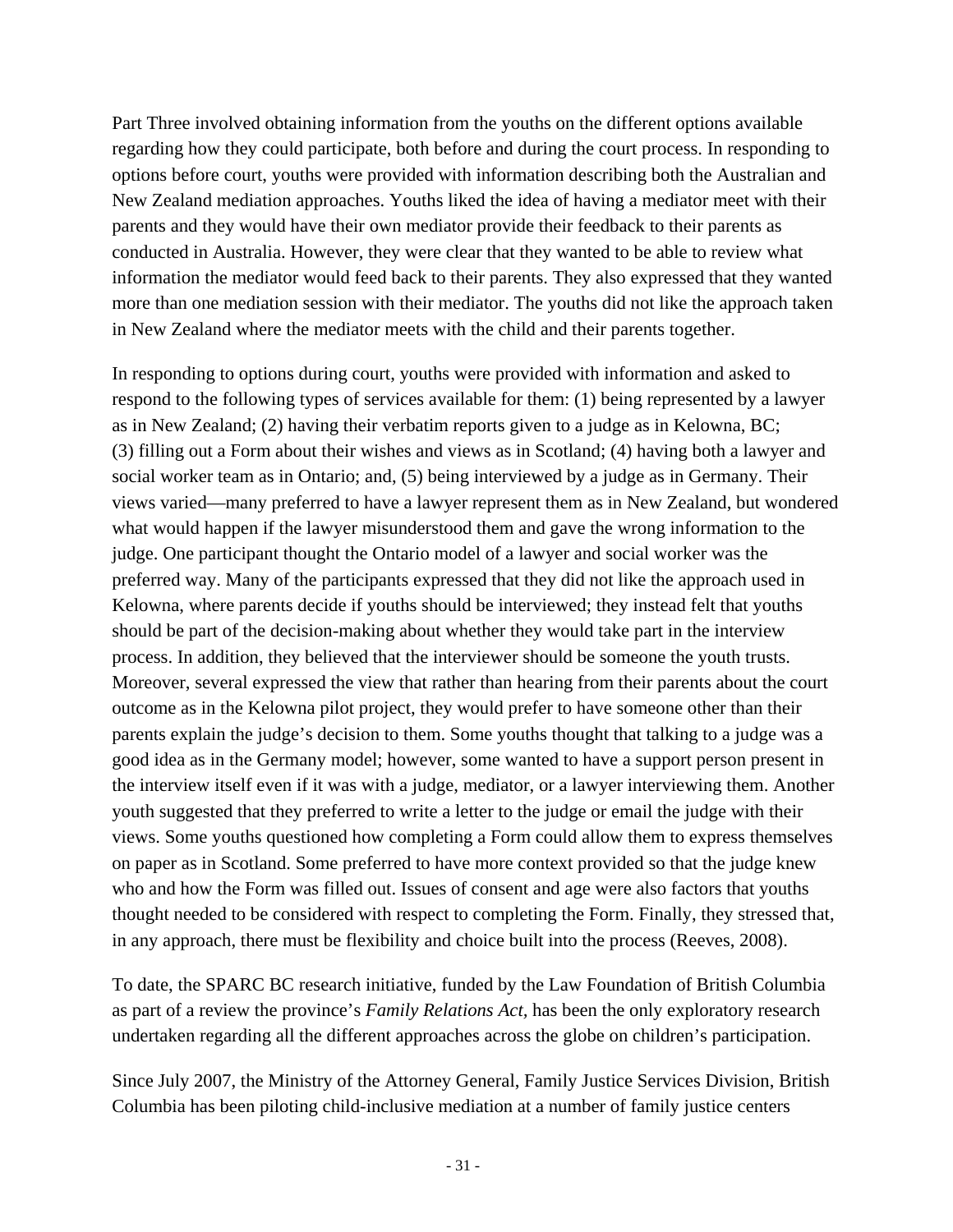Part Three involved obtaining information from the youths on the different options available regarding how they could participate, both before and during the court process. In responding to options before court, youths were provided with information describing both the Australian and New Zealand mediation approaches. Youths liked the idea of having a mediator meet with their parents and they would have their own mediator provide their feedback to their parents as conducted in Australia. However, they were clear that they wanted to be able to review what information the mediator would feed back to their parents. They also expressed that they wanted more than one mediation session with their mediator. The youths did not like the approach taken in New Zealand where the mediator meets with the child and their parents together.

In responding to options during court, youths were provided with information and asked to respond to the following types of services available for them: (1) being represented by a lawyer as in New Zealand; (2) having their verbatim reports given to a judge as in Kelowna, BC; (3) filling out a Form about their wishes and views as in Scotland; (4) having both a lawyer and social worker team as in Ontario; and, (5) being interviewed by a judge as in Germany. Their views varied—many preferred to have a lawyer represent them as in New Zealand, but wondered what would happen if the lawyer misunderstood them and gave the wrong information to the judge. One participant thought the Ontario model of a lawyer and social worker was the preferred way. Many of the participants expressed that they did not like the approach used in Kelowna, where parents decide if youths should be interviewed; they instead felt that youths should be part of the decision-making about whether they would take part in the interview process. In addition, they believed that the interviewer should be someone the youth trusts. Moreover, several expressed the view that rather than hearing from their parents about the court outcome as in the Kelowna pilot project, they would prefer to have someone other than their parents explain the judge's decision to them. Some youths thought that talking to a judge was a good idea as in the Germany model; however, some wanted to have a support person present in the interview itself even if it was with a judge, mediator, or a lawyer interviewing them. Another youth suggested that they preferred to write a letter to the judge or email the judge with their views. Some youths questioned how completing a Form could allow them to express themselves on paper as in Scotland. Some preferred to have more context provided so that the judge knew who and how the Form was filled out. Issues of consent and age were also factors that youths thought needed to be considered with respect to completing the Form. Finally, they stressed that, in any approach, there must be flexibility and choice built into the process (Reeves, 2008).

To date, the SPARC BC research initiative, funded by the Law Foundation of British Columbia as part of a review the province's *Family Relations Act,* has been the only exploratory research undertaken regarding all the different approaches across the globe on children's participation.

Since July 2007, the Ministry of the Attorney General, Family Justice Services Division, British Columbia has been piloting child-inclusive mediation at a number of family justice centers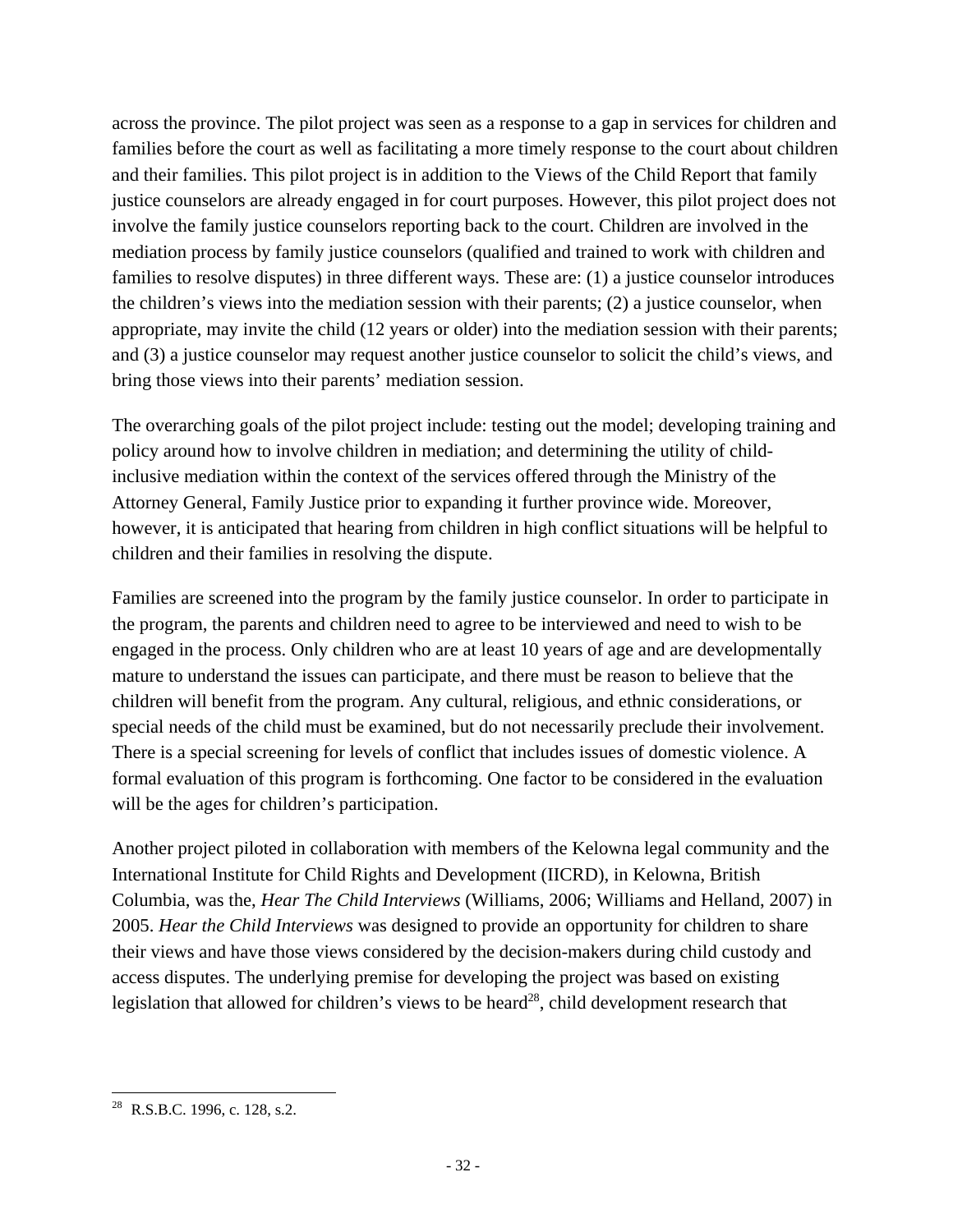across the province. The pilot project was seen as a response to a gap in services for children and families before the court as well as facilitating a more timely response to the court about children and their families. This pilot project is in addition to the Views of the Child Report that family justice counselors are already engaged in for court purposes. However, this pilot project does not involve the family justice counselors reporting back to the court. Children are involved in the mediation process by family justice counselors (qualified and trained to work with children and families to resolve disputes) in three different ways. These are: (1) a justice counselor introduces the children's views into the mediation session with their parents; (2) a justice counselor, when appropriate, may invite the child (12 years or older) into the mediation session with their parents; and (3) a justice counselor may request another justice counselor to solicit the child's views, and bring those views into their parents' mediation session.

The overarching goals of the pilot project include: testing out the model; developing training and policy around how to involve children in mediation; and determining the utility of child-inclusive mediation within the context of the services offered through the Ministry of the Attorney General, Family Justice prior to expanding it further province wide. Moreover, however, it is anticipated that hearing from children in high conflict situations will be helpful to children and their families in resolving the dispute.

Families are screened into the program by the family justice counselor. In order to participate in the program, the parents and children need to agree to be interviewed and need to wish to be engaged in the process. Only children who are at least 10 years of age and are developmentally mature to understand the issues can participate, and there must be reason to believe that the children will benefit from the program. Any cultural, religious, and ethnic considerations, or special needs of the child must be examined, but do not necessarily preclude their involvement. There is a special screening for levels of conflict that includes issues of domestic violence. A formal evaluation of this program is forthcoming. One factor to be considered in the evaluation will be the ages for children's participation.

Another project piloted in collaboration with members of the Kelowna legal community and the International Institute for Child Rights and Development (IICRD), in Kelowna, British Columbia, was the, *Hear The Child Interviews* (Williams, 2006; Williams and Helland, 2007) in 2005. *Hear the Child Interviews* was designed to provide an opportunity for children to share their views and have those views considered by the decision-makers during child custody and access disputes. The underlying premise for developing the project was based on existing legislation that allowed for children's views to be heard[28], child development research that

[28] R.S.B.C. 1996, c. 128, s.2.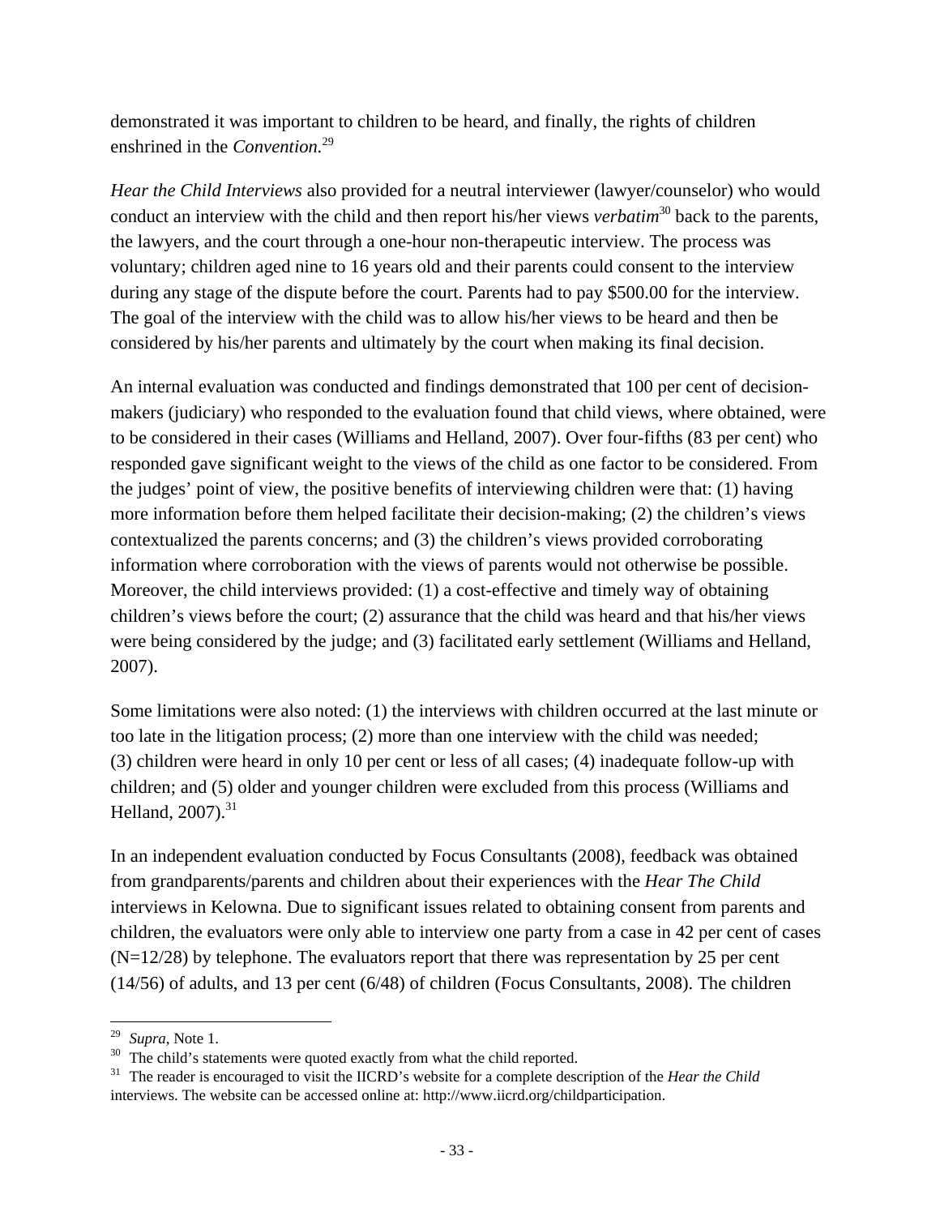demonstrated it was important to children to be heard, and finally, the rights of children enshrined in the *Convention.*[29]

*Hear the Child Interviews* also provided for a neutral interviewer (lawyer/counselor) who would conduct an interview with the child and then report his/her views *verbatim*[30] back to the parents, the lawyers, and the court through a one-hour non-therapeutic interview. The process was voluntary; children aged nine to 16 years old and their parents could consent to the interview during any stage of the dispute before the court. Parents had to pay $500.00 for the interview. The goal of the interview with the child was to allow his/her views to be heard and then be considered by his/her parents and ultimately by the court when making its final decision.

An internal evaluation was conducted and findings demonstrated that 100 per cent of decision-makers (judiciary) who responded to the evaluation found that child views, where obtained, were to be considered in their cases (Williams and Helland, 2007). Over four-fifths (83 per cent) who responded gave significant weight to the views of the child as one factor to be considered. From the judges' point of view, the positive benefits of interviewing children were that: (1) having more information before them helped facilitate their decision-making; (2) the children's views contextualized the parents concerns; and (3) the children's views provided corroborating information where corroboration with the views of parents would not otherwise be possible. Moreover, the child interviews provided: (1) a cost-effective and timely way of obtaining children's views before the court; (2) assurance that the child was heard and that his/her views were being considered by the judge; and (3) facilitated early settlement (Williams and Helland, 2007).

Some limitations were also noted: (1) the interviews with children occurred at the last minute or too late in the litigation process; (2) more than one interview with the child was needed; (3) children were heard in only 10 per cent or less of all cases; (4) inadequate follow-up with children; and (5) older and younger children were excluded from this process (Williams and Helland, 2007).[31]

In an independent evaluation conducted by Focus Consultants (2008), feedback was obtained from grandparents/parents and children about their experiences with the *Hear The Child* interviews in Kelowna. Due to significant issues related to obtaining consent from parents and children, the evaluators were only able to interview one party from a case in 42 per cent of cases (N=12/28) by telephone. The evaluators report that there was representation by 25 per cent (14/56) of adults, and 13 per cent (6/48) of children (Focus Consultants, 2008). The children

---

[29] *Supra*, Note 1.

[30] The child's statements were quoted exactly from what the child reported.

[31] The reader is encouraged to visit the IICRD's website for a complete description of the *Hear the Child* interviews. The website can be accessed online at: http://www.iicrd.org/childparticipation.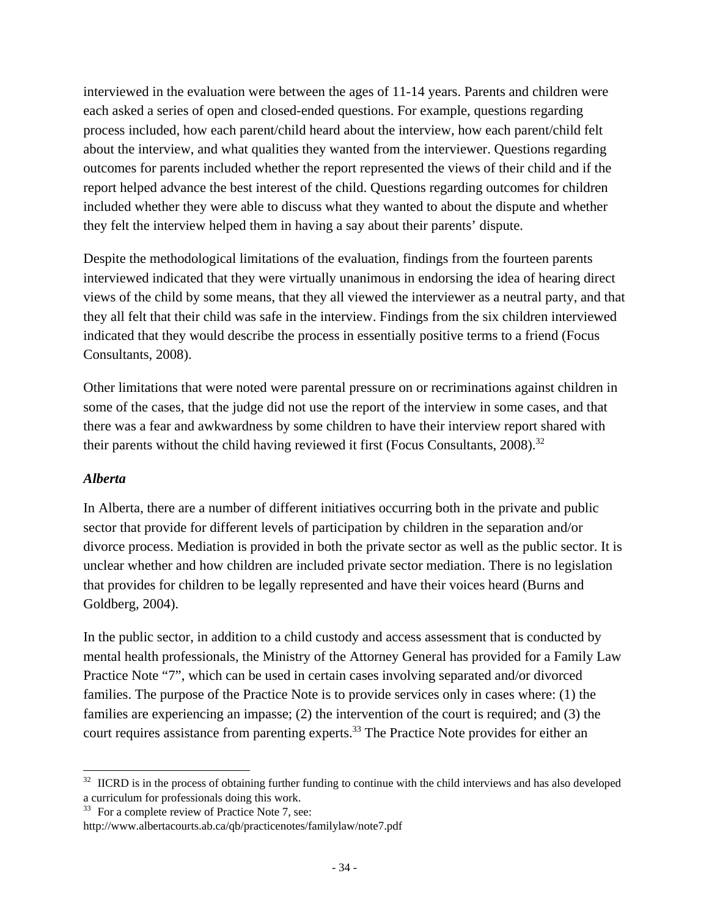interviewed in the evaluation were between the ages of 11-14 years. Parents and children were each asked a series of open and closed-ended questions. For example, questions regarding process included, how each parent/child heard about the interview, how each parent/child felt about the interview, and what qualities they wanted from the interviewer. Questions regarding outcomes for parents included whether the report represented the views of their child and if the report helped advance the best interest of the child. Questions regarding outcomes for children included whether they were able to discuss what they wanted to about the dispute and whether they felt the interview helped them in having a say about their parents' dispute.

Despite the methodological limitations of the evaluation, findings from the fourteen parents interviewed indicated that they were virtually unanimous in endorsing the idea of hearing direct views of the child by some means, that they all viewed the interviewer as a neutral party, and that they all felt that their child was safe in the interview. Findings from the six children interviewed indicated that they would describe the process in essentially positive terms to a friend (Focus Consultants, 2008).

Other limitations that were noted were parental pressure on or recriminations against children in some of the cases, that the judge did not use the report of the interview in some cases, and that there was a fear and awkwardness by some children to have their interview report shared with their parents without the child having reviewed it first (Focus Consultants, 2008).[32]

### *Alberta*

In Alberta, there are a number of different initiatives occurring both in the private and public sector that provide for different levels of participation by children in the separation and/or divorce process. Mediation is provided in both the private sector as well as the public sector. It is unclear whether and how children are included private sector mediation. There is no legislation that provides for children to be legally represented and have their voices heard (Burns and Goldberg, 2004).

In the public sector, in addition to a child custody and access assessment that is conducted by mental health professionals, the Ministry of the Attorney General has provided for a Family Law Practice Note "7", which can be used in certain cases involving separated and/or divorced families. The purpose of the Practice Note is to provide services only in cases where: (1) the families are experiencing an impasse; (2) the intervention of the court is required; and (3) the court requires assistance from parenting experts.[33] The Practice Note provides for either an

---

[32] IICRD is in the process of obtaining further funding to continue with the child interviews and has also developed a curriculum for professionals doing this work.

[33] For a complete review of Practice Note 7, see: http://www.albertacourts.ab.ca/qb/practicenotes/familylaw/note7.pdf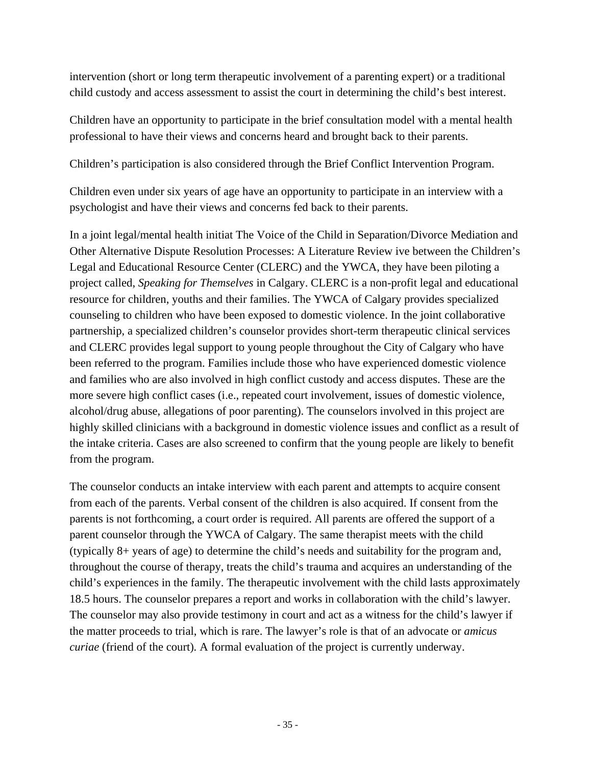intervention (short or long term therapeutic involvement of a parenting expert) or a traditional child custody and access assessment to assist the court in determining the child's best interest.

Children have an opportunity to participate in the brief consultation model with a mental health professional to have their views and concerns heard and brought back to their parents.

Children's participation is also considered through the Brief Conflict Intervention Program.

Children even under six years of age have an opportunity to participate in an interview with a psychologist and have their views and concerns fed back to their parents.

In a joint legal/mental health initiat The Voice of the Child in Separation/Divorce Mediation and Other Alternative Dispute Resolution Processes: A Literature Review ive between the Children's Legal and Educational Resource Center (CLERC) and the YWCA, they have been piloting a project called, *Speaking for Themselves* in Calgary. CLERC is a non-profit legal and educational resource for children, youths and their families. The YWCA of Calgary provides specialized counseling to children who have been exposed to domestic violence. In the joint collaborative partnership, a specialized children's counselor provides short-term therapeutic clinical services and CLERC provides legal support to young people throughout the City of Calgary who have been referred to the program. Families include those who have experienced domestic violence and families who are also involved in high conflict custody and access disputes. These are the more severe high conflict cases (i.e., repeated court involvement, issues of domestic violence, alcohol/drug abuse, allegations of poor parenting). The counselors involved in this project are highly skilled clinicians with a background in domestic violence issues and conflict as a result of the intake criteria. Cases are also screened to confirm that the young people are likely to benefit from the program.

The counselor conducts an intake interview with each parent and attempts to acquire consent from each of the parents. Verbal consent of the children is also acquired. If consent from the parents is not forthcoming, a court order is required. All parents are offered the support of a parent counselor through the YWCA of Calgary. The same therapist meets with the child (typically 8+ years of age) to determine the child's needs and suitability for the program and, throughout the course of therapy, treats the child's trauma and acquires an understanding of the child's experiences in the family. The therapeutic involvement with the child lasts approximately 18.5 hours. The counselor prepares a report and works in collaboration with the child's lawyer. The counselor may also provide testimony in court and act as a witness for the child's lawyer if the matter proceeds to trial, which is rare. The lawyer's role is that of an advocate or *amicus curiae* (friend of the court). A formal evaluation of the project is currently underway.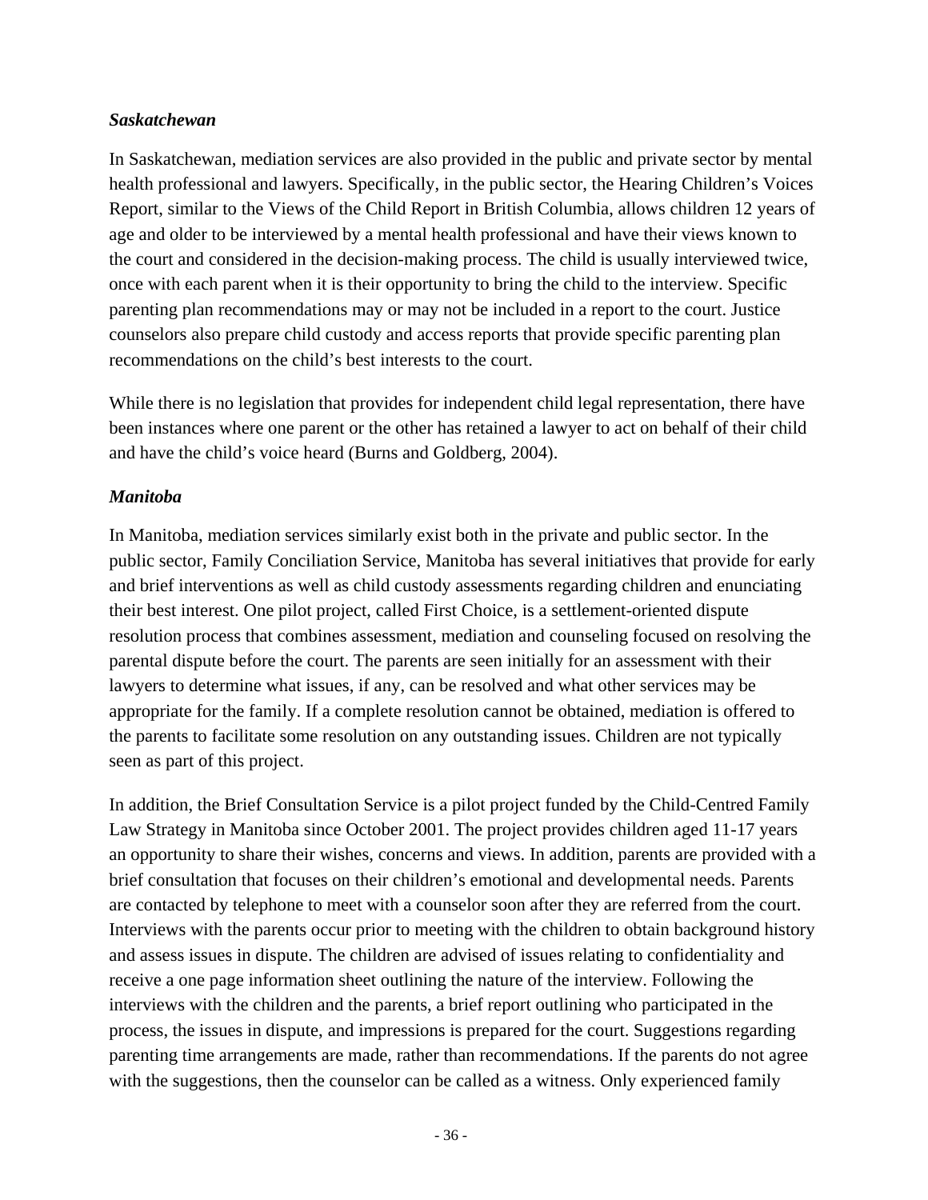### *Saskatchewan*

In Saskatchewan, mediation services are also provided in the public and private sector by mental health professional and lawyers. Specifically, in the public sector, the Hearing Children's Voices Report, similar to the Views of the Child Report in British Columbia, allows children 12 years of age and older to be interviewed by a mental health professional and have their views known to the court and considered in the decision-making process. The child is usually interviewed twice, once with each parent when it is their opportunity to bring the child to the interview. Specific parenting plan recommendations may or may not be included in a report to the court. Justice counselors also prepare child custody and access reports that provide specific parenting plan recommendations on the child's best interests to the court.

While there is no legislation that provides for independent child legal representation, there have been instances where one parent or the other has retained a lawyer to act on behalf of their child and have the child's voice heard (Burns and Goldberg, 2004).

### *Manitoba*

In Manitoba, mediation services similarly exist both in the private and public sector. In the public sector, Family Conciliation Service, Manitoba has several initiatives that provide for early and brief interventions as well as child custody assessments regarding children and enunciating their best interest. One pilot project, called First Choice, is a settlement-oriented dispute resolution process that combines assessment, mediation and counseling focused on resolving the parental dispute before the court. The parents are seen initially for an assessment with their lawyers to determine what issues, if any, can be resolved and what other services may be appropriate for the family. If a complete resolution cannot be obtained, mediation is offered to the parents to facilitate some resolution on any outstanding issues. Children are not typically seen as part of this project.

In addition, the Brief Consultation Service is a pilot project funded by the Child-Centred Family Law Strategy in Manitoba since October 2001. The project provides children aged 11-17 years an opportunity to share their wishes, concerns and views. In addition, parents are provided with a brief consultation that focuses on their children's emotional and developmental needs. Parents are contacted by telephone to meet with a counselor soon after they are referred from the court. Interviews with the parents occur prior to meeting with the children to obtain background history and assess issues in dispute. The children are advised of issues relating to confidentiality and receive a one page information sheet outlining the nature of the interview. Following the interviews with the children and the parents, a brief report outlining who participated in the process, the issues in dispute, and impressions is prepared for the court. Suggestions regarding parenting time arrangements are made, rather than recommendations. If the parents do not agree with the suggestions, then the counselor can be called as a witness. Only experienced family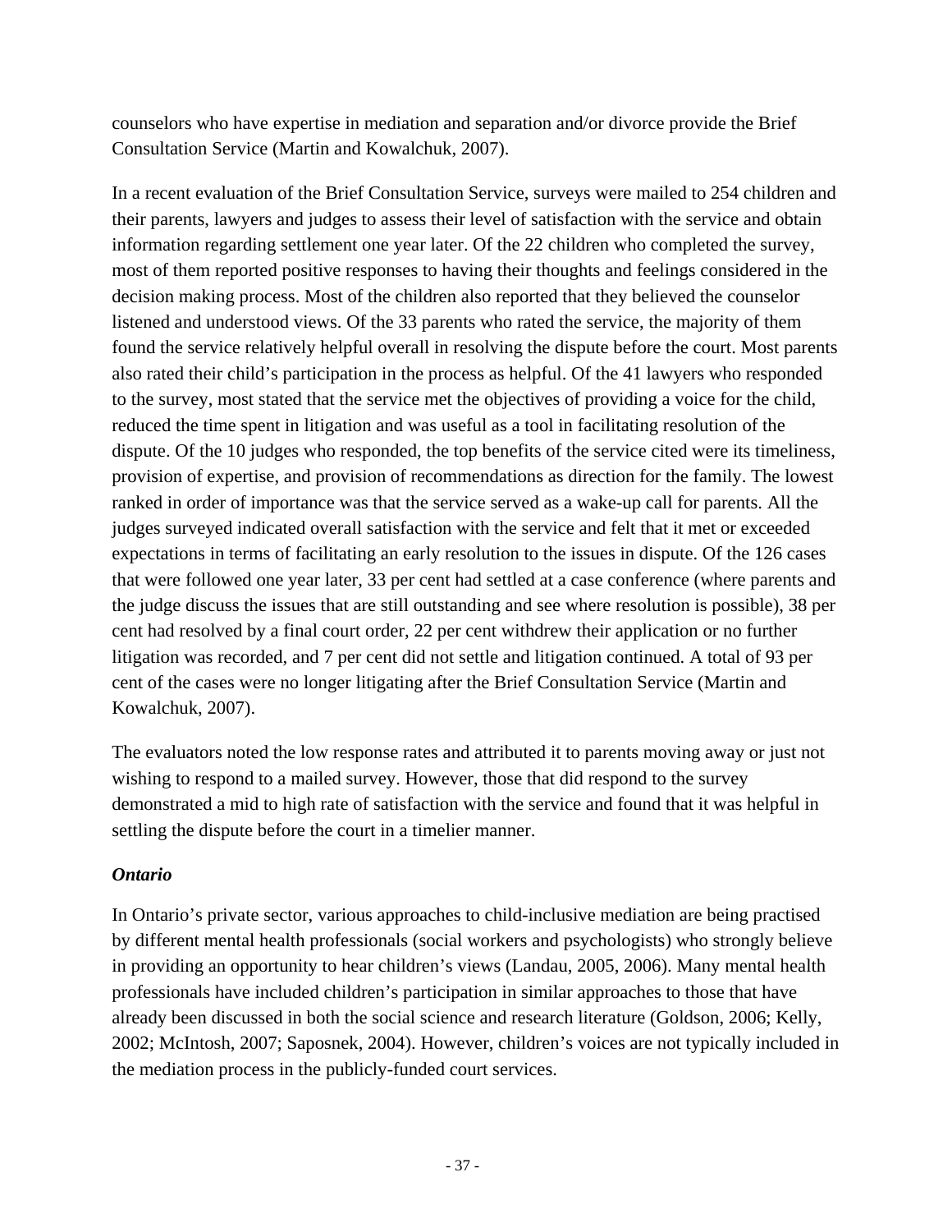counselors who have expertise in mediation and separation and/or divorce provide the Brief Consultation Service (Martin and Kowalchuk, 2007).

In a recent evaluation of the Brief Consultation Service, surveys were mailed to 254 children and their parents, lawyers and judges to assess their level of satisfaction with the service and obtain information regarding settlement one year later. Of the 22 children who completed the survey, most of them reported positive responses to having their thoughts and feelings considered in the decision making process. Most of the children also reported that they believed the counselor listened and understood views. Of the 33 parents who rated the service, the majority of them found the service relatively helpful overall in resolving the dispute before the court. Most parents also rated their child's participation in the process as helpful. Of the 41 lawyers who responded to the survey, most stated that the service met the objectives of providing a voice for the child, reduced the time spent in litigation and was useful as a tool in facilitating resolution of the dispute. Of the 10 judges who responded, the top benefits of the service cited were its timeliness, provision of expertise, and provision of recommendations as direction for the family. The lowest ranked in order of importance was that the service served as a wake-up call for parents. All the judges surveyed indicated overall satisfaction with the service and felt that it met or exceeded expectations in terms of facilitating an early resolution to the issues in dispute. Of the 126 cases that were followed one year later, 33 per cent had settled at a case conference (where parents and the judge discuss the issues that are still outstanding and see where resolution is possible), 38 per cent had resolved by a final court order, 22 per cent withdrew their application or no further litigation was recorded, and 7 per cent did not settle and litigation continued. A total of 93 per cent of the cases were no longer litigating after the Brief Consultation Service (Martin and Kowalchuk, 2007).

The evaluators noted the low response rates and attributed it to parents moving away or just not wishing to respond to a mailed survey. However, those that did respond to the survey demonstrated a mid to high rate of satisfaction with the service and found that it was helpful in settling the dispute before the court in a timelier manner.

### *Ontario*

In Ontario's private sector, various approaches to child-inclusive mediation are being practised by different mental health professionals (social workers and psychologists) who strongly believe in providing an opportunity to hear children's views (Landau, 2005, 2006). Many mental health professionals have included children's participation in similar approaches to those that have already been discussed in both the social science and research literature (Goldson, 2006; Kelly, 2002; McIntosh, 2007; Saposnek, 2004). However, children's voices are not typically included in the mediation process in the publicly-funded court services.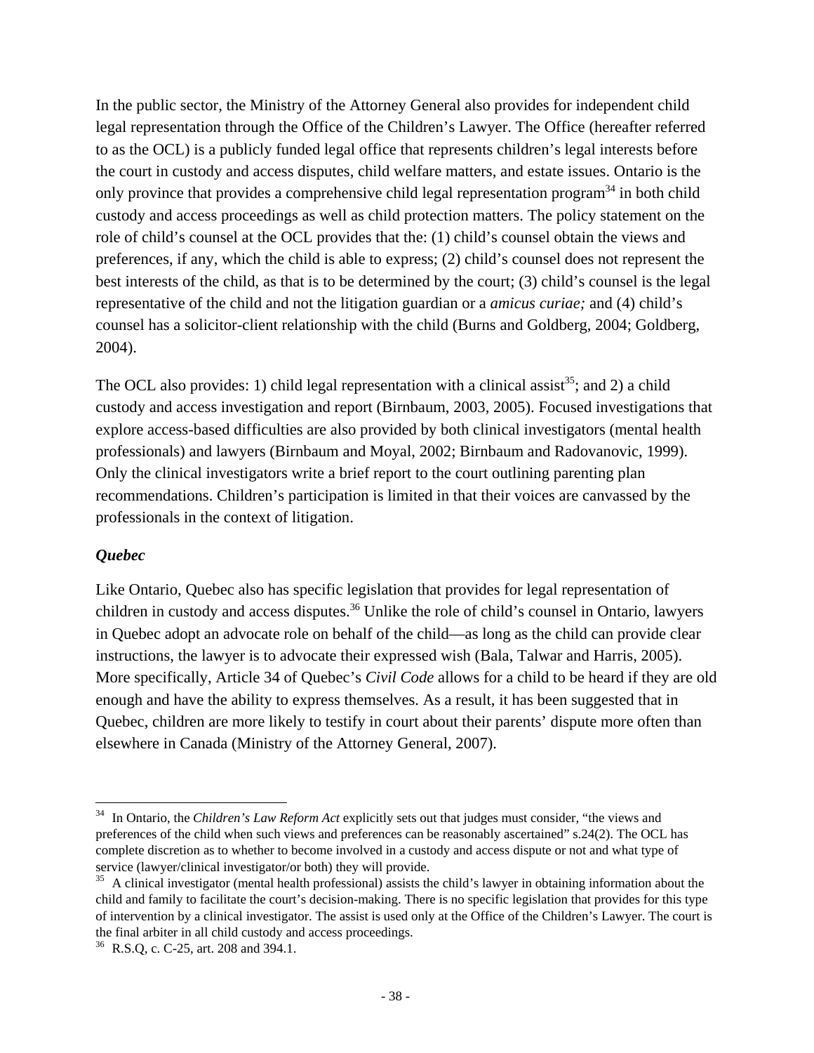In the public sector, the Ministry of the Attorney General also provides for independent child legal representation through the Office of the Children's Lawyer. The Office (hereafter referred to as the OCL) is a publicly funded legal office that represents children's legal interests before the court in custody and access disputes, child welfare matters, and estate issues. Ontario is the only province that provides a comprehensive child legal representation program[34] in both child custody and access proceedings as well as child protection matters. The policy statement on the role of child's counsel at the OCL provides that the: (1) child's counsel obtain the views and preferences, if any, which the child is able to express; (2) child's counsel does not represent the best interests of the child, as that is to be determined by the court; (3) child's counsel is the legal representative of the child and not the litigation guardian or a *amicus curiae;* and (4) child's counsel has a solicitor-client relationship with the child (Burns and Goldberg, 2004; Goldberg, 2004).

The OCL also provides: 1) child legal representation with a clinical assist[35]; and 2) a child custody and access investigation and report (Birnbaum, 2003, 2005). Focused investigations that explore access-based difficulties are also provided by both clinical investigators (mental health professionals) and lawyers (Birnbaum and Moyal, 2002; Birnbaum and Radovanovic, 1999). Only the clinical investigators write a brief report to the court outlining parenting plan recommendations. Children's participation is limited in that their voices are canvassed by the professionals in the context of litigation.

### *Quebec*

Like Ontario, Quebec also has specific legislation that provides for legal representation of children in custody and access disputes.[36] Unlike the role of child's counsel in Ontario, lawyers in Quebec adopt an advocate role on behalf of the child—as long as the child can provide clear instructions, the lawyer is to advocate their expressed wish (Bala, Talwar and Harris, 2005). More specifically, Article 34 of Quebec's *Civil Code* allows for a child to be heard if they are old enough and have the ability to express themselves. As a result, it has been suggested that in Quebec, children are more likely to testify in court about their parents' dispute more often than elsewhere in Canada (Ministry of the Attorney General, 2007).

---

[34] In Ontario, the *Children's Law Reform Act* explicitly sets out that judges must consider, "the views and preferences of the child when such views and preferences can be reasonably ascertained" s.24(2). The OCL has complete discretion as to whether to become involved in a custody and access dispute or not and what type of service (lawyer/clinical investigator/or both) they will provide.

[35] A clinical investigator (mental health professional) assists the child's lawyer in obtaining information about the child and family to facilitate the court's decision-making. There is no specific legislation that provides for this type of intervention by a clinical investigator. The assist is used only at the Office of the Children's Lawyer. The court is the final arbiter in all child custody and access proceedings.

[36] R.S.Q, c. C-25, art. 208 and 394.1.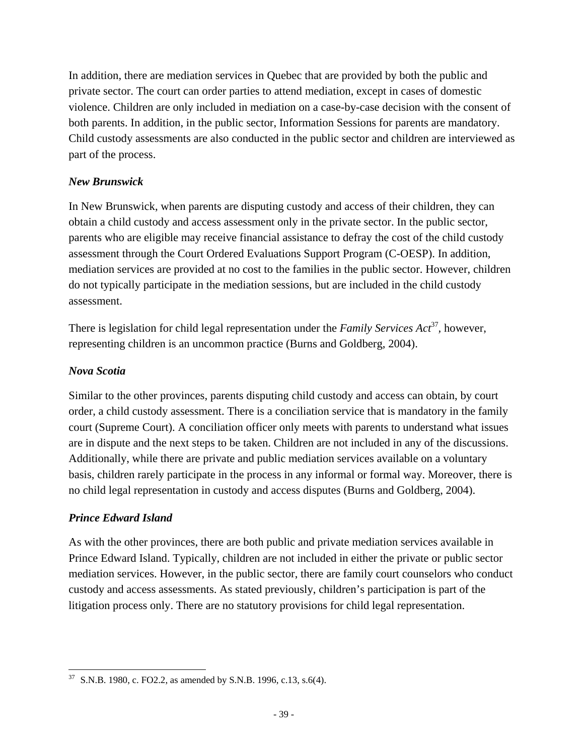In addition, there are mediation services in Quebec that are provided by both the public and private sector. The court can order parties to attend mediation, except in cases of domestic violence. Children are only included in mediation on a case-by-case decision with the consent of both parents. In addition, in the public sector, Information Sessions for parents are mandatory. Child custody assessments are also conducted in the public sector and children are interviewed as part of the process.

### *New Brunswick*

In New Brunswick, when parents are disputing custody and access of their children, they can obtain a child custody and access assessment only in the private sector. In the public sector, parents who are eligible may receive financial assistance to defray the cost of the child custody assessment through the Court Ordered Evaluations Support Program (C-OESP). In addition, mediation services are provided at no cost to the families in the public sector. However, children do not typically participate in the mediation sessions, but are included in the child custody assessment.

There is legislation for child legal representation under the *Family Services Act*[37], however, representing children is an uncommon practice (Burns and Goldberg, 2004).

### *Nova Scotia*

Similar to the other provinces, parents disputing child custody and access can obtain, by court order, a child custody assessment. There is a conciliation service that is mandatory in the family court (Supreme Court). A conciliation officer only meets with parents to understand what issues are in dispute and the next steps to be taken. Children are not included in any of the discussions. Additionally, while there are private and public mediation services available on a voluntary basis, children rarely participate in the process in any informal or formal way. Moreover, there is no child legal representation in custody and access disputes (Burns and Goldberg, 2004).

### *Prince Edward Island*

As with the other provinces, there are both public and private mediation services available in Prince Edward Island. Typically, children are not included in either the private or public sector mediation services. However, in the public sector, there are family court counselors who conduct custody and access assessments. As stated previously, children's participation is part of the litigation process only. There are no statutory provisions for child legal representation.

---

[37] S.N.B. 1980, c. FO2.2, as amended by S.N.B. 1996, c.13, s.6(4).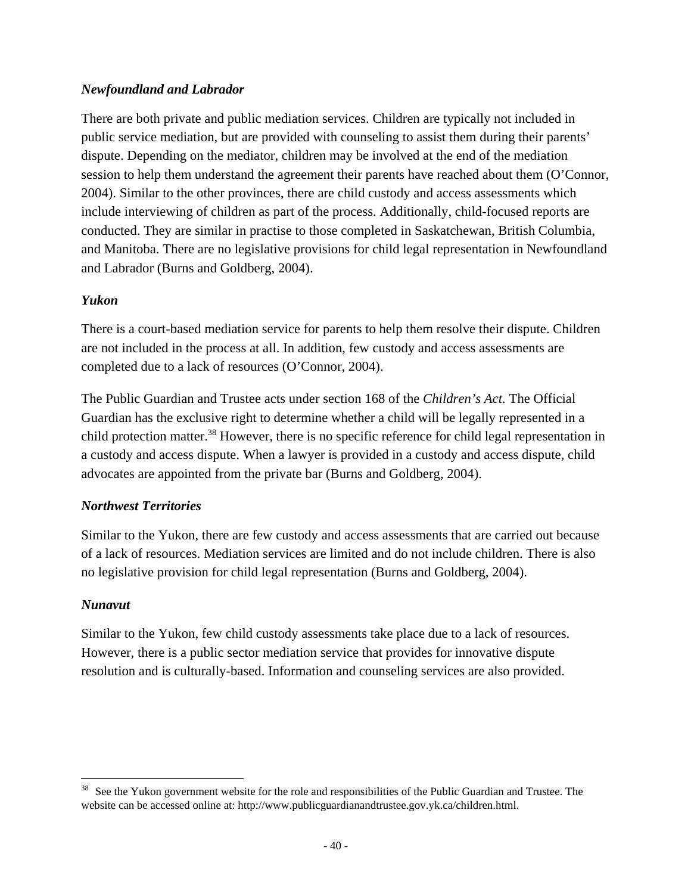### *Newfoundland and Labrador*

There are both private and public mediation services. Children are typically not included in public service mediation, but are provided with counseling to assist them during their parents' dispute. Depending on the mediator, children may be involved at the end of the mediation session to help them understand the agreement their parents have reached about them (O'Connor, 2004). Similar to the other provinces, there are child custody and access assessments which include interviewing of children as part of the process. Additionally, child-focused reports are conducted. They are similar in practise to those completed in Saskatchewan, British Columbia, and Manitoba. There are no legislative provisions for child legal representation in Newfoundland and Labrador (Burns and Goldberg, 2004).

### *Yukon*

There is a court-based mediation service for parents to help them resolve their dispute. Children are not included in the process at all. In addition, few custody and access assessments are completed due to a lack of resources (O'Connor, 2004).

The Public Guardian and Trustee acts under section 168 of the *Children's Act.* The Official Guardian has the exclusive right to determine whether a child will be legally represented in a child protection matter.[38] However, there is no specific reference for child legal representation in a custody and access dispute. When a lawyer is provided in a custody and access dispute, child advocates are appointed from the private bar (Burns and Goldberg, 2004).

### *Northwest Territories*

Similar to the Yukon, there are few custody and access assessments that are carried out because of a lack of resources. Mediation services are limited and do not include children. There is also no legislative provision for child legal representation (Burns and Goldberg, 2004).

### *Nunavut*

Similar to the Yukon, few child custody assessments take place due to a lack of resources. However, there is a public sector mediation service that provides for innovative dispute resolution and is culturally-based. Information and counseling services are also provided.

---

[38] See the Yukon government website for the role and responsibilities of the Public Guardian and Trustee. The website can be accessed online at: http://www.publicguardianandtrustee.gov.yk.ca/children.html.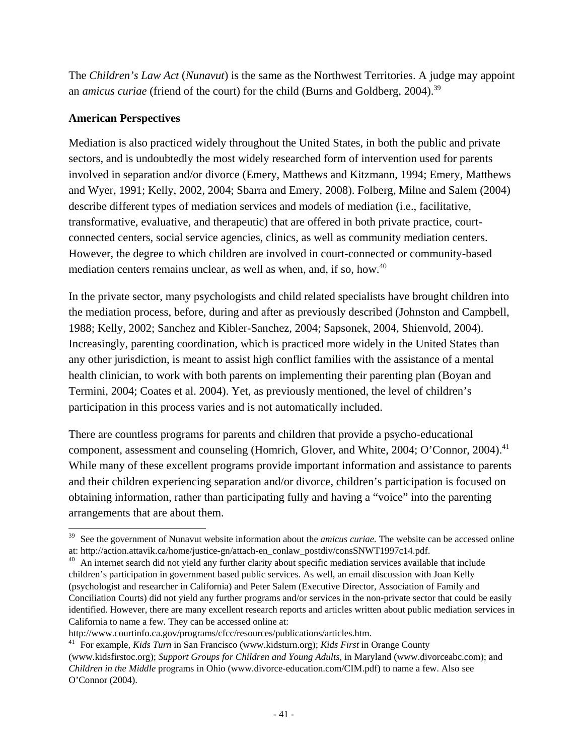The *Children's Law Act* (*Nunavut*) is the same as the Northwest Territories. A judge may appoint an *amicus curiae* (friend of the court) for the child (Burns and Goldberg, 2004).[39]

### American Perspectives

Mediation is also practiced widely throughout the United States, in both the public and private sectors, and is undoubtedly the most widely researched form of intervention used for parents involved in separation and/or divorce (Emery, Matthews and Kitzmann, 1994; Emery, Matthews and Wyer, 1991; Kelly, 2002, 2004; Sbarra and Emery, 2008). Folberg, Milne and Salem (2004) describe different types of mediation services and models of mediation (i.e., facilitative, transformative, evaluative, and therapeutic) that are offered in both private practice, court-connected centers, social service agencies, clinics, as well as community mediation centers. However, the degree to which children are involved in court-connected or community-based mediation centers remains unclear, as well as when, and, if so, how.[40]

In the private sector, many psychologists and child related specialists have brought children into the mediation process, before, during and after as previously described (Johnston and Campbell, 1988; Kelly, 2002; Sanchez and Kibler-Sanchez, 2004; Sapsonek, 2004, Shienvold, 2004). Increasingly, parenting coordination, which is practiced more widely in the United States than any other jurisdiction, is meant to assist high conflict families with the assistance of a mental health clinician, to work with both parents on implementing their parenting plan (Boyan and Termini, 2004; Coates et al. 2004). Yet, as previously mentioned, the level of children's participation in this process varies and is not automatically included.

There are countless programs for parents and children that provide a psycho-educational component, assessment and counseling (Homrich, Glover, and White, 2004; O'Connor, 2004).[41] While many of these excellent programs provide important information and assistance to parents and their children experiencing separation and/or divorce, children's participation is focused on obtaining information, rather than participating fully and having a "voice" into the parenting arrangements that are about them.

---

[39] See the government of Nunavut website information about the *amicus curiae.* The website can be accessed online at: http://action.attavik.ca/home/justice-gn/attach-en_conlaw_postdiv/consSNWT1997c14.pdf.

[40] An internet search did not yield any further clarity about specific mediation services available that include children's participation in government based public services. As well, an email discussion with Joan Kelly (psychologist and researcher in California) and Peter Salem (Executive Director, Association of Family and Conciliation Courts) did not yield any further programs and/or services in the non-private sector that could be easily identified. However, there are many excellent research reports and articles written about public mediation services in California to name a few. They can be accessed online at: http://www.courtinfo.ca.gov/programs/cfcc/resources/publications/articles.htm.

[41] For example, *Kids Turn* in San Francisco (www.kidsturn.org); *Kids First* in Orange County (www.kidsfirstoc.org); *Support Groups for Children and Young Adults*, in Maryland (www.divorceabc.com); and *Children in the Middle* programs in Ohio (www.divorce-education.com/CIM.pdf) to name a few. Also see O'Connor (2004).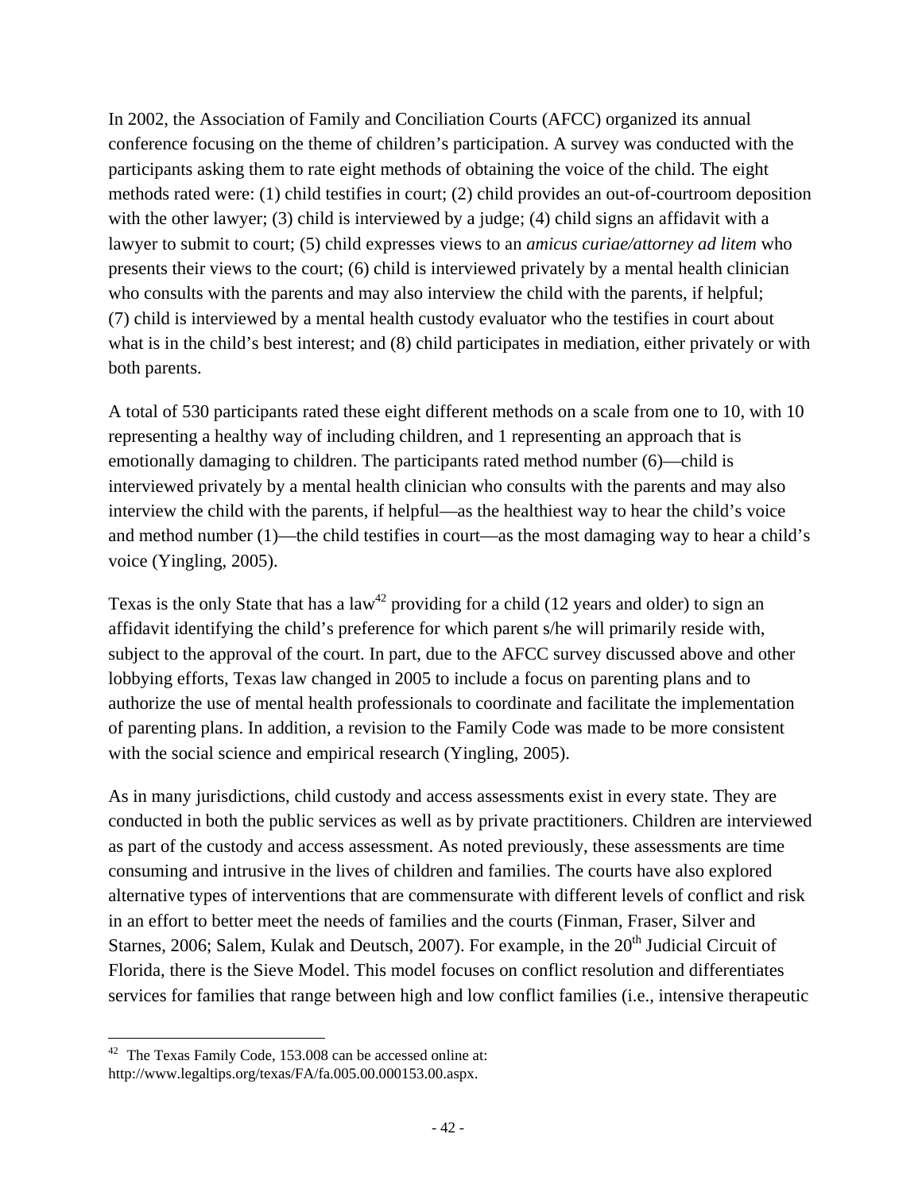In 2002, the Association of Family and Conciliation Courts (AFCC) organized its annual conference focusing on the theme of children's participation. A survey was conducted with the participants asking them to rate eight methods of obtaining the voice of the child. The eight methods rated were: (1) child testifies in court; (2) child provides an out-of-courtroom deposition with the other lawyer; (3) child is interviewed by a judge; (4) child signs an affidavit with a lawyer to submit to court; (5) child expresses views to an *amicus curiae/attorney ad litem* who presents their views to the court; (6) child is interviewed privately by a mental health clinician who consults with the parents and may also interview the child with the parents, if helpful; (7) child is interviewed by a mental health custody evaluator who the testifies in court about what is in the child's best interest; and (8) child participates in mediation, either privately or with both parents.

A total of 530 participants rated these eight different methods on a scale from one to 10, with 10 representing a healthy way of including children, and 1 representing an approach that is emotionally damaging to children. The participants rated method number (6)—child is interviewed privately by a mental health clinician who consults with the parents and may also interview the child with the parents, if helpful—as the healthiest way to hear the child's voice and method number (1)—the child testifies in court—as the most damaging way to hear a child's voice (Yingling, 2005).

Texas is the only State that has a law[42] providing for a child (12 years and older) to sign an affidavit identifying the child's preference for which parent s/he will primarily reside with, subject to the approval of the court. In part, due to the AFCC survey discussed above and other lobbying efforts, Texas law changed in 2005 to include a focus on parenting plans and to authorize the use of mental health professionals to coordinate and facilitate the implementation of parenting plans. In addition, a revision to the Family Code was made to be more consistent with the social science and empirical research (Yingling, 2005).

As in many jurisdictions, child custody and access assessments exist in every state. They are conducted in both the public services as well as by private practitioners. Children are interviewed as part of the custody and access assessment. As noted previously, these assessments are time consuming and intrusive in the lives of children and families. The courts have also explored alternative types of interventions that are commensurate with different levels of conflict and risk in an effort to better meet the needs of families and the courts (Finman, Fraser, Silver and Starnes, 2006; Salem, Kulak and Deutsch, 2007). For example, in the 20th Judicial Circuit of Florida, there is the Sieve Model. This model focuses on conflict resolution and differentiates services for families that range between high and low conflict families (i.e., intensive therapeutic

---

[42] The Texas Family Code, 153.008 can be accessed online at: http://www.legaltips.org/texas/FA/fa.005.00.000153.00.aspx.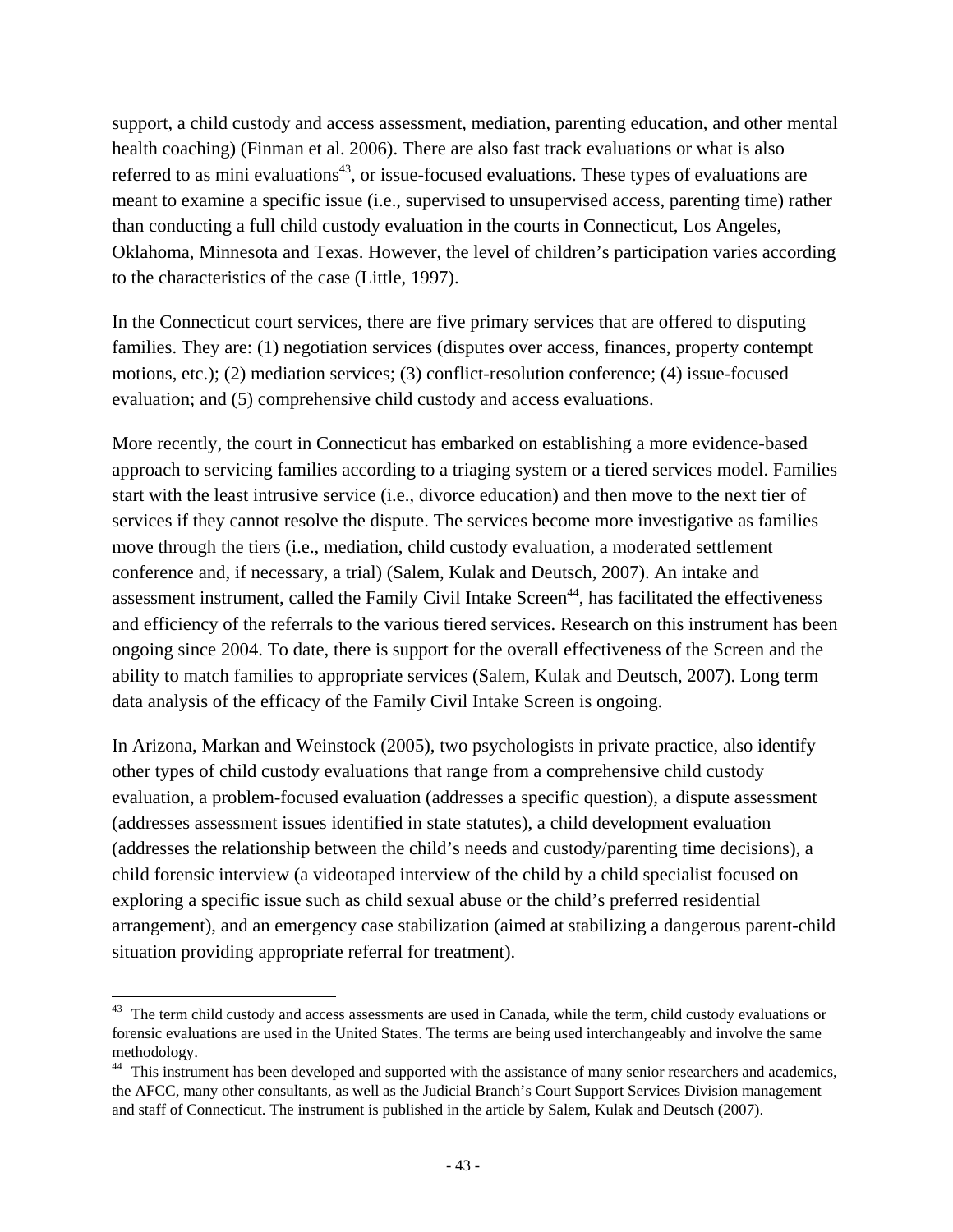support, a child custody and access assessment, mediation, parenting education, and other mental health coaching) (Finman et al. 2006). There are also fast track evaluations or what is also referred to as mini evaluations[43], or issue-focused evaluations. These types of evaluations are meant to examine a specific issue (i.e., supervised to unsupervised access, parenting time) rather than conducting a full child custody evaluation in the courts in Connecticut, Los Angeles, Oklahoma, Minnesota and Texas. However, the level of children's participation varies according to the characteristics of the case (Little, 1997).

In the Connecticut court services, there are five primary services that are offered to disputing families. They are: (1) negotiation services (disputes over access, finances, property contempt motions, etc.); (2) mediation services; (3) conflict-resolution conference; (4) issue-focused evaluation; and (5) comprehensive child custody and access evaluations.

More recently, the court in Connecticut has embarked on establishing a more evidence-based approach to servicing families according to a triaging system or a tiered services model. Families start with the least intrusive service (i.e., divorce education) and then move to the next tier of services if they cannot resolve the dispute. The services become more investigative as families move through the tiers (i.e., mediation, child custody evaluation, a moderated settlement conference and, if necessary, a trial) (Salem, Kulak and Deutsch, 2007). An intake and assessment instrument, called the Family Civil Intake Screen[44], has facilitated the effectiveness and efficiency of the referrals to the various tiered services. Research on this instrument has been ongoing since 2004. To date, there is support for the overall effectiveness of the Screen and the ability to match families to appropriate services (Salem, Kulak and Deutsch, 2007). Long term data analysis of the efficacy of the Family Civil Intake Screen is ongoing.

In Arizona, Markan and Weinstock (2005), two psychologists in private practice, also identify other types of child custody evaluations that range from a comprehensive child custody evaluation, a problem-focused evaluation (addresses a specific question), a dispute assessment (addresses assessment issues identified in state statutes), a child development evaluation (addresses the relationship between the child's needs and custody/parenting time decisions), a child forensic interview (a videotaped interview of the child by a child specialist focused on exploring a specific issue such as child sexual abuse or the child's preferred residential arrangement), and an emergency case stabilization (aimed at stabilizing a dangerous parent-child situation providing appropriate referral for treatment).

---

[43] The term child custody and access assessments are used in Canada, while the term, child custody evaluations or forensic evaluations are used in the United States. The terms are being used interchangeably and involve the same methodology.

[44] This instrument has been developed and supported with the assistance of many senior researchers and academics, the AFCC, many other consultants, as well as the Judicial Branch's Court Support Services Division management and staff of Connecticut. The instrument is published in the article by Salem, Kulak and Deutsch (2007).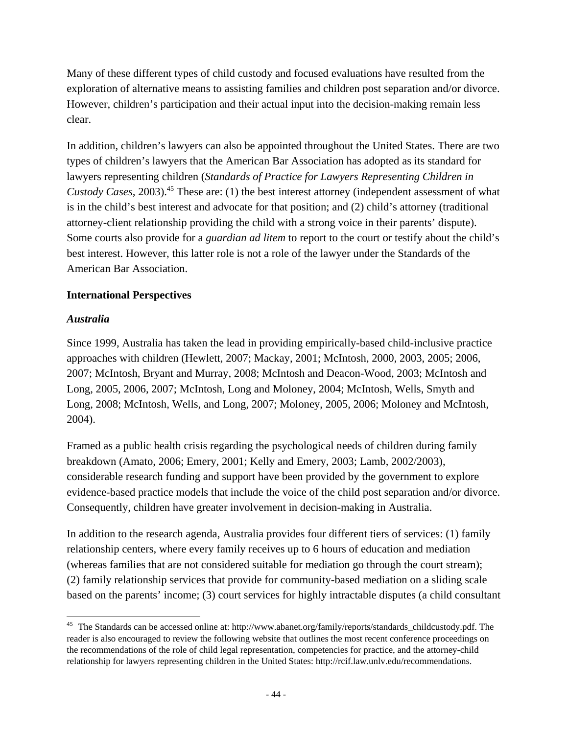Many of these different types of child custody and focused evaluations have resulted from the exploration of alternative means to assisting families and children post separation and/or divorce. However, children's participation and their actual input into the decision-making remain less clear.

In addition, children's lawyers can also be appointed throughout the United States. There are two types of children's lawyers that the American Bar Association has adopted as its standard for lawyers representing children (*Standards of Practice for Lawyers Representing Children in Custody Cases*, 2003).[45] These are: (1) the best interest attorney (independent assessment of what is in the child's best interest and advocate for that position; and (2) child's attorney (traditional attorney-client relationship providing the child with a strong voice in their parents' dispute). Some courts also provide for a *guardian ad litem* to report to the court or testify about the child's best interest. However, this latter role is not a role of the lawyer under the Standards of the American Bar Association.

## International Perspectives

### *Australia*

Since 1999, Australia has taken the lead in providing empirically-based child-inclusive practice approaches with children (Hewlett, 2007; Mackay, 2001; McIntosh, 2000, 2003, 2005; 2006, 2007; McIntosh, Bryant and Murray, 2008; McIntosh and Deacon-Wood, 2003; McIntosh and Long, 2005, 2006, 2007; McIntosh, Long and Moloney, 2004; McIntosh, Wells, Smyth and Long, 2008; McIntosh, Wells, and Long, 2007; Moloney, 2005, 2006; Moloney and McIntosh, 2004).

Framed as a public health crisis regarding the psychological needs of children during family breakdown (Amato, 2006; Emery, 2001; Kelly and Emery, 2003; Lamb, 2002/2003), considerable research funding and support have been provided by the government to explore evidence-based practice models that include the voice of the child post separation and/or divorce. Consequently, children have greater involvement in decision-making in Australia.

In addition to the research agenda, Australia provides four different tiers of services: (1) family relationship centers, where every family receives up to 6 hours of education and mediation (whereas families that are not considered suitable for mediation go through the court stream); (2) family relationship services that provide for community-based mediation on a sliding scale based on the parents' income; (3) court services for highly intractable disputes (a child consultant

---

[45] The Standards can be accessed online at: http://www.abanet.org/family/reports/standards_childcustody.pdf. The reader is also encouraged to review the following website that outlines the most recent conference proceedings on the recommendations of the role of child legal representation, competencies for practice, and the attorney-child relationship for lawyers representing children in the United States: http://rcif.law.unlv.edu/recommendations.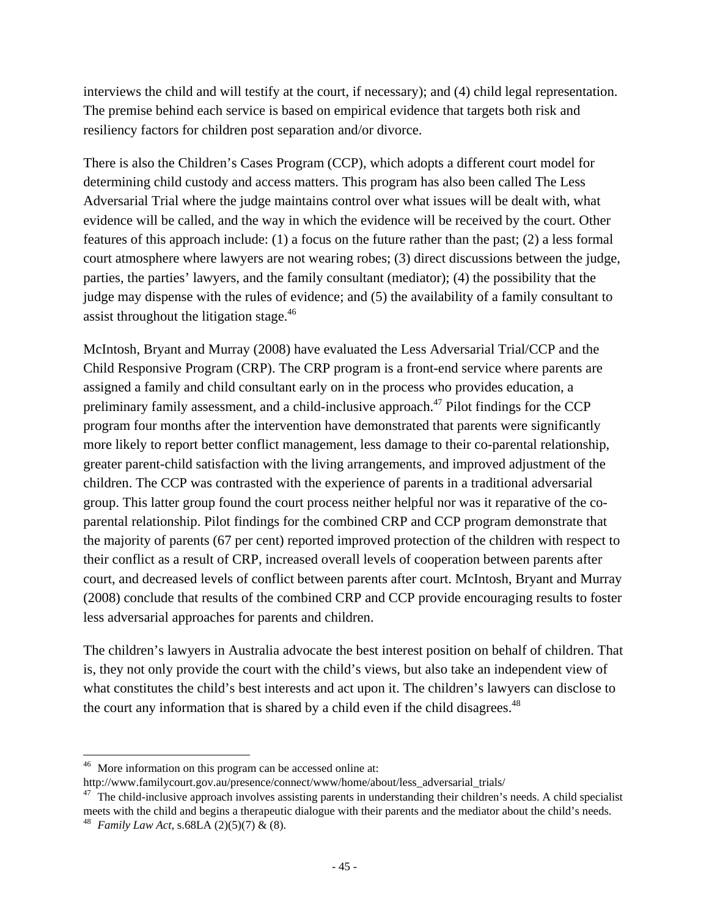interviews the child and will testify at the court, if necessary); and (4) child legal representation. The premise behind each service is based on empirical evidence that targets both risk and resiliency factors for children post separation and/or divorce.

There is also the Children's Cases Program (CCP), which adopts a different court model for determining child custody and access matters. This program has also been called The Less Adversarial Trial where the judge maintains control over what issues will be dealt with, what evidence will be called, and the way in which the evidence will be received by the court. Other features of this approach include: (1) a focus on the future rather than the past; (2) a less formal court atmosphere where lawyers are not wearing robes; (3) direct discussions between the judge, parties, the parties' lawyers, and the family consultant (mediator); (4) the possibility that the judge may dispense with the rules of evidence; and (5) the availability of a family consultant to assist throughout the litigation stage.[46]

McIntosh, Bryant and Murray (2008) have evaluated the Less Adversarial Trial/CCP and the Child Responsive Program (CRP). The CRP program is a front-end service where parents are assigned a family and child consultant early on in the process who provides education, a preliminary family assessment, and a child-inclusive approach.[47] Pilot findings for the CCP program four months after the intervention have demonstrated that parents were significantly more likely to report better conflict management, less damage to their co-parental relationship, greater parent-child satisfaction with the living arrangements, and improved adjustment of the children. The CCP was contrasted with the experience of parents in a traditional adversarial group. This latter group found the court process neither helpful nor was it reparative of the co-parental relationship. Pilot findings for the combined CRP and CCP program demonstrate that the majority of parents (67 per cent) reported improved protection of the children with respect to their conflict as a result of CRP, increased overall levels of cooperation between parents after court, and decreased levels of conflict between parents after court. McIntosh, Bryant and Murray (2008) conclude that results of the combined CRP and CCP provide encouraging results to foster less adversarial approaches for parents and children.

The children's lawyers in Australia advocate the best interest position on behalf of children. That is, they not only provide the court with the child's views, but also take an independent view of what constitutes the child's best interests and act upon it. The children's lawyers can disclose to the court any information that is shared by a child even if the child disagrees.[48]

---

[46] More information on this program can be accessed online at: http://www.familycourt.gov.au/presence/connect/www/home/about/less_adversarial_trials/

[47] The child-inclusive approach involves assisting parents in understanding their children's needs. A child specialist meets with the child and begins a therapeutic dialogue with their parents and the mediator about the child's needs.

[48] *Family Law Act*, s.68LA (2)(5)(7) & (8).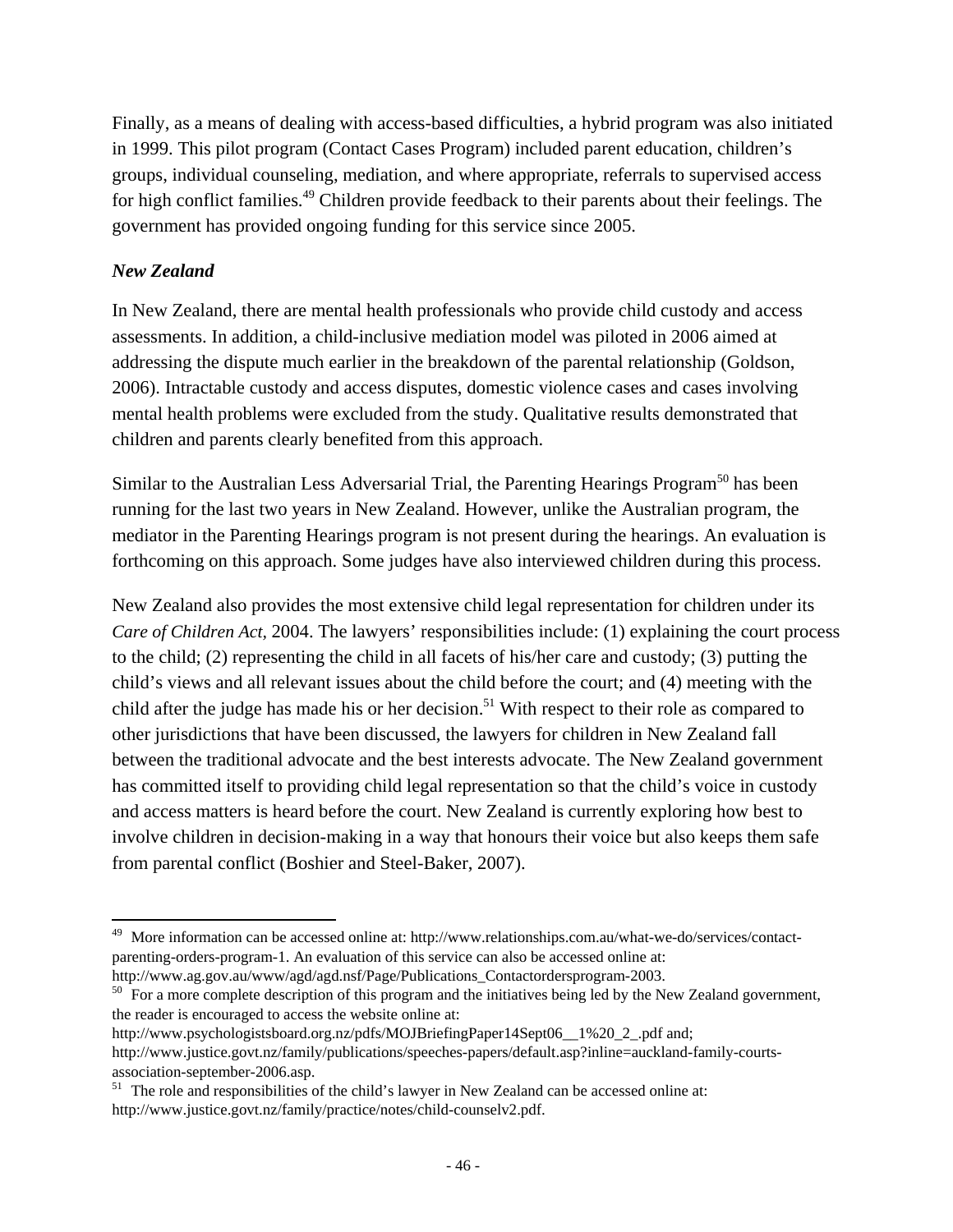Finally, as a means of dealing with access-based difficulties, a hybrid program was also initiated in 1999. This pilot program (Contact Cases Program) included parent education, children's groups, individual counseling, mediation, and where appropriate, referrals to supervised access for high conflict families.[49] Children provide feedback to their parents about their feelings. The government has provided ongoing funding for this service since 2005.

### *New Zealand*

In New Zealand, there are mental health professionals who provide child custody and access assessments. In addition, a child-inclusive mediation model was piloted in 2006 aimed at addressing the dispute much earlier in the breakdown of the parental relationship (Goldson, 2006). Intractable custody and access disputes, domestic violence cases and cases involving mental health problems were excluded from the study. Qualitative results demonstrated that children and parents clearly benefited from this approach.

Similar to the Australian Less Adversarial Trial, the Parenting Hearings Program[50] has been running for the last two years in New Zealand. However, unlike the Australian program, the mediator in the Parenting Hearings program is not present during the hearings. An evaluation is forthcoming on this approach. Some judges have also interviewed children during this process.

New Zealand also provides the most extensive child legal representation for children under its *Care of Children Act*, 2004. The lawyers' responsibilities include: (1) explaining the court process to the child; (2) representing the child in all facets of his/her care and custody; (3) putting the child's views and all relevant issues about the child before the court; and (4) meeting with the child after the judge has made his or her decision.[51] With respect to their role as compared to other jurisdictions that have been discussed, the lawyers for children in New Zealand fall between the traditional advocate and the best interests advocate. The New Zealand government has committed itself to providing child legal representation so that the child's voice in custody and access matters is heard before the court. New Zealand is currently exploring how best to involve children in decision-making in a way that honours their voice but also keeps them safe from parental conflict (Boshier and Steel-Baker, 2007).

---

[49] More information can be accessed online at: http://www.relationships.com.au/what-we-do/services/contact-parenting-orders-program-1. An evaluation of this service can also be accessed online at: http://www.ag.gov.au/www/agd/agd.nsf/Page/Publications_Contactordersprogram-2003.

[50] For a more complete description of this program and the initiatives being led by the New Zealand government, the reader is encouraged to access the website online at: http://www.psychologistsboard.org.nz/pdfs/MOJBriefingPaper14Sept06__1%20_2_.pdf and; http://www.justice.govt.nz/family/publications/speeches-papers/default.asp?inline=auckland-family-courts-association-september-2006.asp.

[51] The role and responsibilities of the child's lawyer in New Zealand can be accessed online at: http://www.justice.govt.nz/family/practice/notes/child-counselv2.pdf.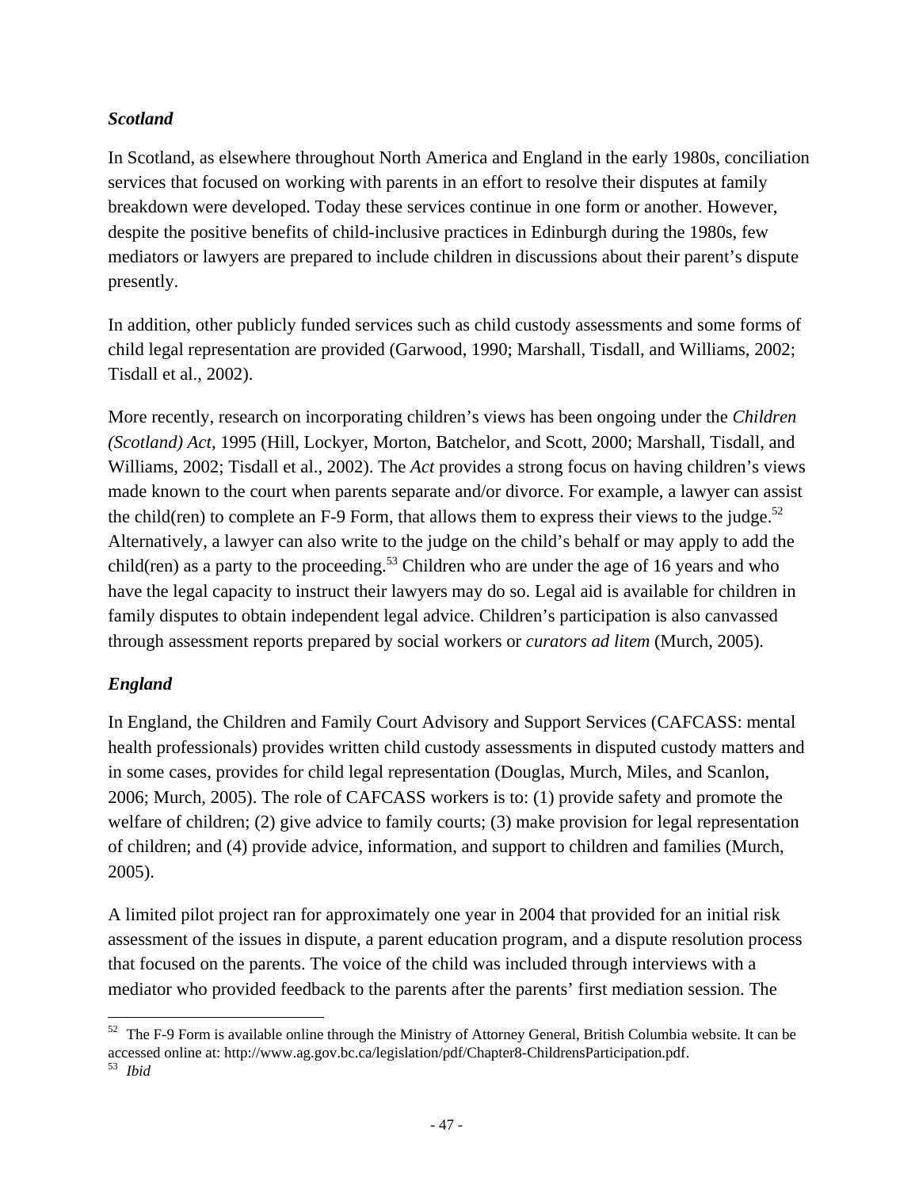### *Scotland*

In Scotland, as elsewhere throughout North America and England in the early 1980s, conciliation services that focused on working with parents in an effort to resolve their disputes at family breakdown were developed. Today these services continue in one form or another. However, despite the positive benefits of child-inclusive practices in Edinburgh during the 1980s, few mediators or lawyers are prepared to include children in discussions about their parent's dispute presently.

In addition, other publicly funded services such as child custody assessments and some forms of child legal representation are provided (Garwood, 1990; Marshall, Tisdall, and Williams, 2002; Tisdall et al., 2002).

More recently, research on incorporating children's views has been ongoing under the *Children (Scotland) Act,* 1995 (Hill, Lockyer, Morton, Batchelor, and Scott, 2000; Marshall, Tisdall, and Williams, 2002; Tisdall et al., 2002). The *Act* provides a strong focus on having children's views made known to the court when parents separate and/or divorce. For example, a lawyer can assist the child(ren) to complete an F-9 Form, that allows them to express their views to the judge.[52] Alternatively, a lawyer can also write to the judge on the child's behalf or may apply to add the child(ren) as a party to the proceeding.[53] Children who are under the age of 16 years and who have the legal capacity to instruct their lawyers may do so. Legal aid is available for children in family disputes to obtain independent legal advice. Children's participation is also canvassed through assessment reports prepared by social workers or *curators ad litem* (Murch, 2005).

### *England*

In England, the Children and Family Court Advisory and Support Services (CAFCASS: mental health professionals) provides written child custody assessments in disputed custody matters and in some cases, provides for child legal representation (Douglas, Murch, Miles, and Scanlon, 2006; Murch, 2005). The role of CAFCASS workers is to: (1) provide safety and promote the welfare of children; (2) give advice to family courts; (3) make provision for legal representation of children; and (4) provide advice, information, and support to children and families (Murch, 2005).

A limited pilot project ran for approximately one year in 2004 that provided for an initial risk assessment of the issues in dispute, a parent education program, and a dispute resolution process that focused on the parents. The voice of the child was included through interviews with a mediator who provided feedback to the parents after the parents' first mediation session. The

---

[52] The F-9 Form is available online through the Ministry of Attorney General, British Columbia website. It can be accessed online at: http://www.ag.gov.bc.ca/legislation/pdf/Chapter8-ChildrensParticipation.pdf.

[53] *Ibid*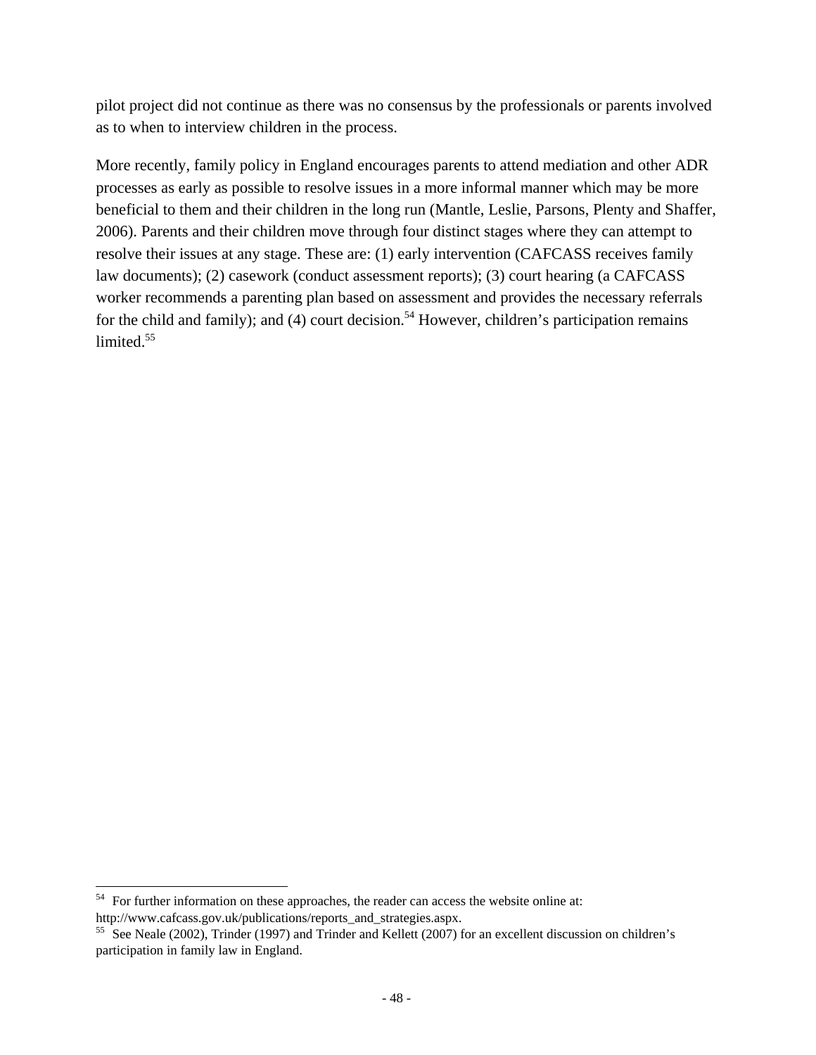pilot project did not continue as there was no consensus by the professionals or parents involved as to when to interview children in the process.

More recently, family policy in England encourages parents to attend mediation and other ADR processes as early as possible to resolve issues in a more informal manner which may be more beneficial to them and their children in the long run (Mantle, Leslie, Parsons, Plenty and Shaffer, 2006). Parents and their children move through four distinct stages where they can attempt to resolve their issues at any stage. These are: (1) early intervention (CAFCASS receives family law documents); (2) casework (conduct assessment reports); (3) court hearing (a CAFCASS worker recommends a parenting plan based on assessment and provides the necessary referrals for the child and family); and (4) court decision.[54] However, children's participation remains limited.[55]

---

[54] For further information on these approaches, the reader can access the website online at: http://www.cafcass.gov.uk/publications/reports_and_strategies.aspx.

[55] See Neale (2002), Trinder (1997) and Trinder and Kellett (2007) for an excellent discussion on children's participation in family law in England.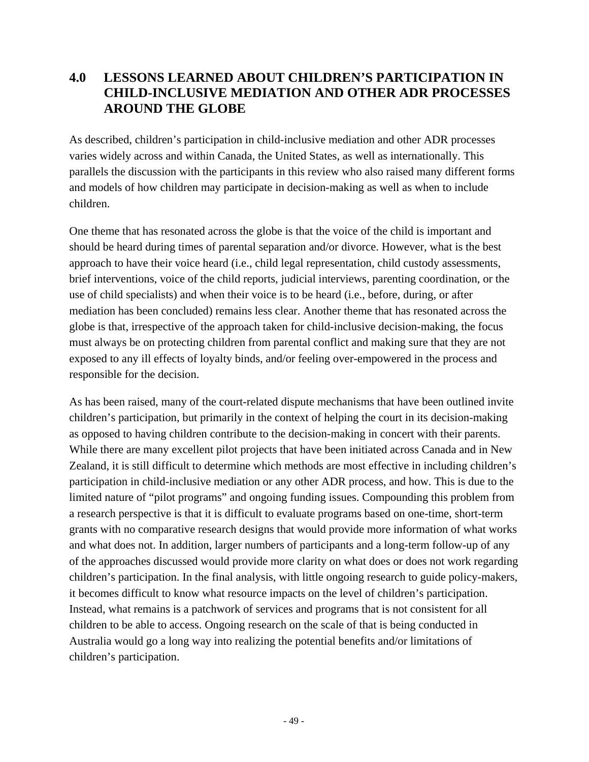## 4.0 LESSONS LEARNED ABOUT CHILDREN'S PARTICIPATION IN CHILD-INCLUSIVE MEDIATION AND OTHER ADR PROCESSES AROUND THE GLOBE

As described, children's participation in child-inclusive mediation and other ADR processes varies widely across and within Canada, the United States, as well as internationally. This parallels the discussion with the participants in this review who also raised many different forms and models of how children may participate in decision-making as well as when to include children.

One theme that has resonated across the globe is that the voice of the child is important and should be heard during times of parental separation and/or divorce. However, what is the best approach to have their voice heard (i.e., child legal representation, child custody assessments, brief interventions, voice of the child reports, judicial interviews, parenting coordination, or the use of child specialists) and when their voice is to be heard (i.e., before, during, or after mediation has been concluded) remains less clear. Another theme that has resonated across the globe is that, irrespective of the approach taken for child-inclusive decision-making, the focus must always be on protecting children from parental conflict and making sure that they are not exposed to any ill effects of loyalty binds, and/or feeling over-empowered in the process and responsible for the decision.

As has been raised, many of the court-related dispute mechanisms that have been outlined invite children's participation, but primarily in the context of helping the court in its decision-making as opposed to having children contribute to the decision-making in concert with their parents. While there are many excellent pilot projects that have been initiated across Canada and in New Zealand, it is still difficult to determine which methods are most effective in including children's participation in child-inclusive mediation or any other ADR process, and how. This is due to the limited nature of "pilot programs" and ongoing funding issues. Compounding this problem from a research perspective is that it is difficult to evaluate programs based on one-time, short-term grants with no comparative research designs that would provide more information of what works and what does not. In addition, larger numbers of participants and a long-term follow-up of any of the approaches discussed would provide more clarity on what does or does not work regarding children's participation. In the final analysis, with little ongoing research to guide policy-makers, it becomes difficult to know what resource impacts on the level of children's participation. Instead, what remains is a patchwork of services and programs that is not consistent for all children to be able to access. Ongoing research on the scale of that is being conducted in Australia would go a long way into realizing the potential benefits and/or limitations of children's participation.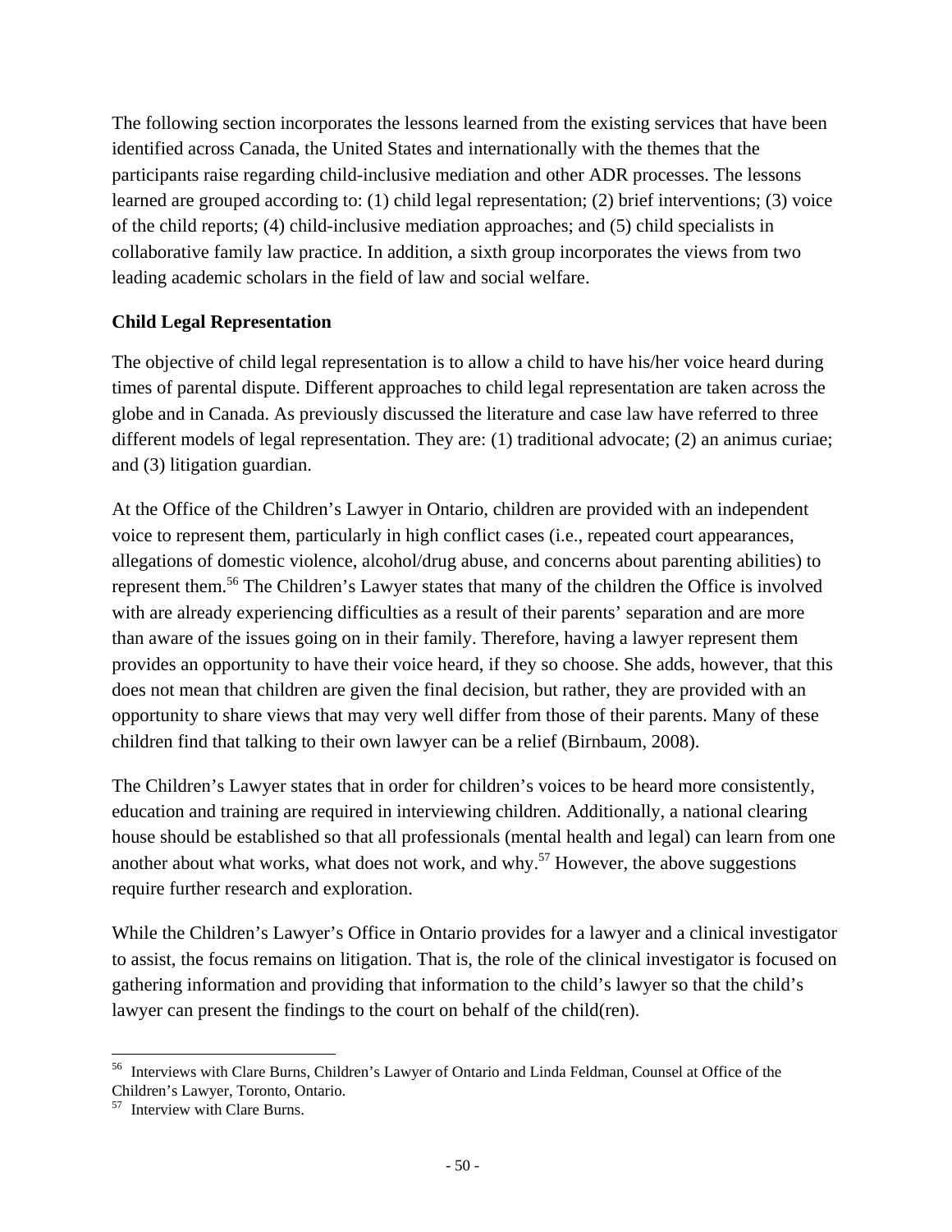The following section incorporates the lessons learned from the existing services that have been identified across Canada, the United States and internationally with the themes that the participants raise regarding child-inclusive mediation and other ADR processes. The lessons learned are grouped according to: (1) child legal representation; (2) brief interventions; (3) voice of the child reports; (4) child-inclusive mediation approaches; and (5) child specialists in collaborative family law practice. In addition, a sixth group incorporates the views from two leading academic scholars in the field of law and social welfare.

### Child Legal Representation

The objective of child legal representation is to allow a child to have his/her voice heard during times of parental dispute. Different approaches to child legal representation are taken across the globe and in Canada. As previously discussed the literature and case law have referred to three different models of legal representation. They are: (1) traditional advocate; (2) an animus curiae; and (3) litigation guardian.

At the Office of the Children's Lawyer in Ontario, children are provided with an independent voice to represent them, particularly in high conflict cases (i.e., repeated court appearances, allegations of domestic violence, alcohol/drug abuse, and concerns about parenting abilities) to represent them.[56] The Children's Lawyer states that many of the children the Office is involved with are already experiencing difficulties as a result of their parents' separation and are more than aware of the issues going on in their family. Therefore, having a lawyer represent them provides an opportunity to have their voice heard, if they so choose. She adds, however, that this does not mean that children are given the final decision, but rather, they are provided with an opportunity to share views that may very well differ from those of their parents. Many of these children find that talking to their own lawyer can be a relief (Birnbaum, 2008).

The Children's Lawyer states that in order for children's voices to be heard more consistently, education and training are required in interviewing children. Additionally, a national clearing house should be established so that all professionals (mental health and legal) can learn from one another about what works, what does not work, and why.[57] However, the above suggestions require further research and exploration.

While the Children's Lawyer's Office in Ontario provides for a lawyer and a clinical investigator to assist, the focus remains on litigation. That is, the role of the clinical investigator is focused on gathering information and providing that information to the child's lawyer so that the child's lawyer can present the findings to the court on behalf of the child(ren).

---

[56] Interviews with Clare Burns, Children's Lawyer of Ontario and Linda Feldman, Counsel at Office of the Children's Lawyer, Toronto, Ontario.

[57] Interview with Clare Burns.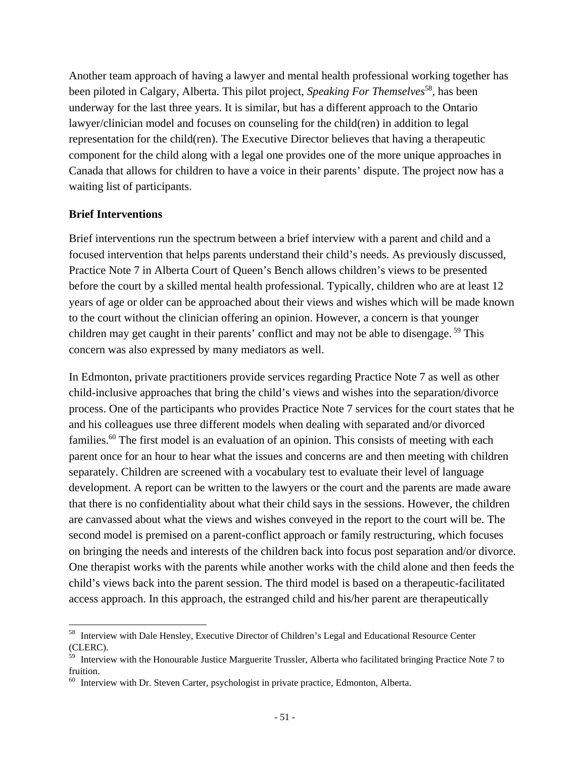Another team approach of having a lawyer and mental health professional working together has been piloted in Calgary, Alberta. This pilot project, *Speaking For Themselves*[58], has been underway for the last three years. It is similar, but has a different approach to the Ontario lawyer/clinician model and focuses on counseling for the child(ren) in addition to legal representation for the child(ren). The Executive Director believes that having a therapeutic component for the child along with a legal one provides one of the more unique approaches in Canada that allows for children to have a voice in their parents' dispute. The project now has a waiting list of participants.

**Brief Interventions**

Brief interventions run the spectrum between a brief interview with a parent and child and a focused intervention that helps parents understand their child's needs. As previously discussed, Practice Note 7 in Alberta Court of Queen's Bench allows children's views to be presented before the court by a skilled mental health professional. Typically, children who are at least 12 years of age or older can be approached about their views and wishes which will be made known to the court without the clinician offering an opinion. However, a concern is that younger children may get caught in their parents' conflict and may not be able to disengage.[59] This concern was also expressed by many mediators as well.

In Edmonton, private practitioners provide services regarding Practice Note 7 as well as other child-inclusive approaches that bring the child's views and wishes into the separation/divorce process. One of the participants who provides Practice Note 7 services for the court states that he and his colleagues use three different models when dealing with separated and/or divorced families.[60] The first model is an evaluation of an opinion. This consists of meeting with each parent once for an hour to hear what the issues and concerns are and then meeting with children separately. Children are screened with a vocabulary test to evaluate their level of language development. A report can be written to the lawyers or the court and the parents are made aware that there is no confidentiality about what their child says in the sessions. However, the children are canvassed about what the views and wishes conveyed in the report to the court will be. The second model is premised on a parent-conflict approach or family restructuring, which focuses on bringing the needs and interests of the children back into focus post separation and/or divorce. One therapist works with the parents while another works with the child alone and then feeds the child's views back into the parent session. The third model is based on a therapeutic-facilitated access approach. In this approach, the estranged child and his/her parent are therapeutically

[58] Interview with Dale Hensley, Executive Director of Children's Legal and Educational Resource Center (CLERC).

[59] Interview with the Honourable Justice Marguerite Trussler, Alberta who facilitated bringing Practice Note 7 to fruition.

[60] Interview with Dr. Steven Carter, psychologist in private practice, Edmonton, Alberta.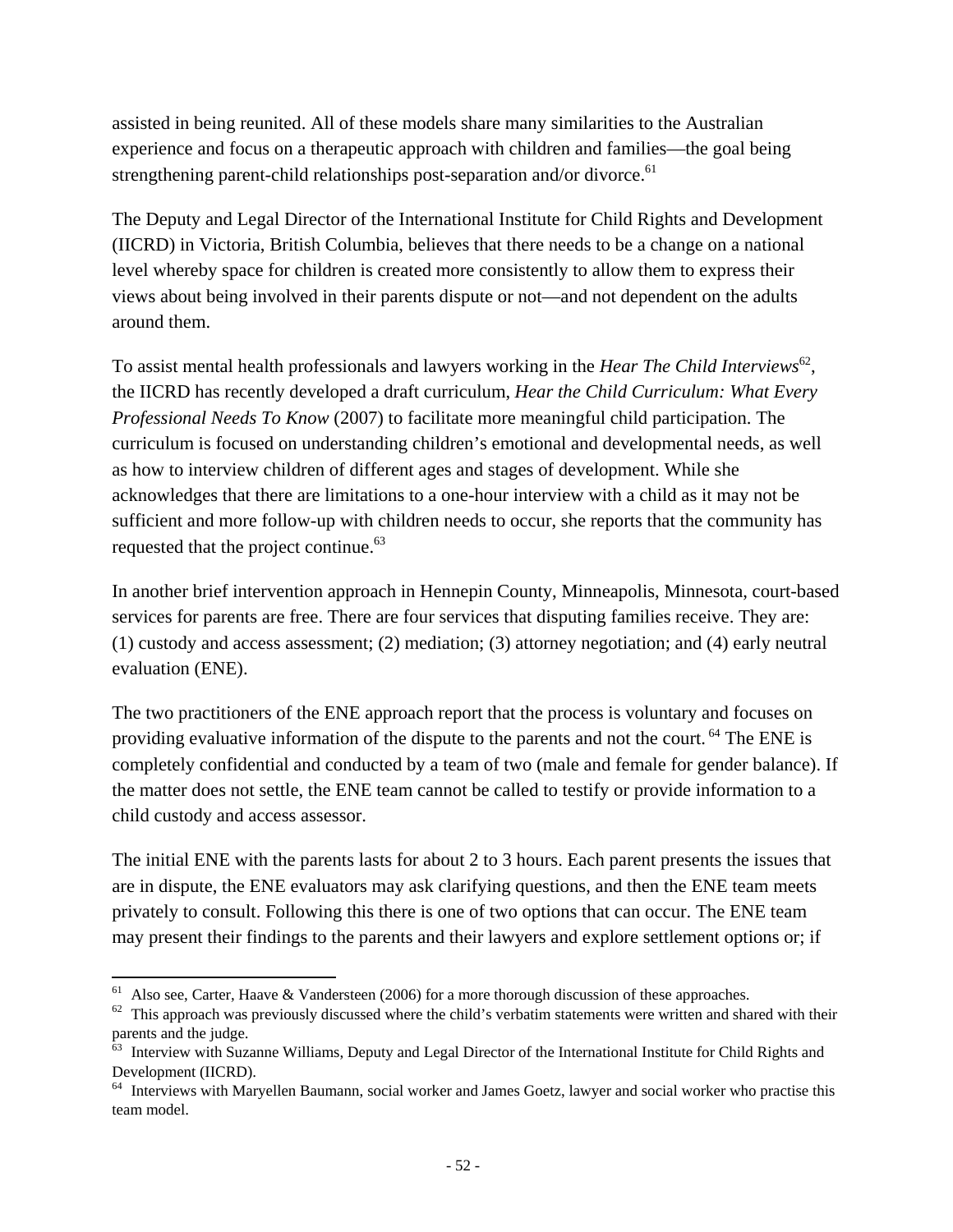assisted in being reunited. All of these models share many similarities to the Australian experience and focus on a therapeutic approach with children and families—the goal being strengthening parent-child relationships post-separation and/or divorce.[61]

The Deputy and Legal Director of the International Institute for Child Rights and Development (IICRD) in Victoria, British Columbia, believes that there needs to be a change on a national level whereby space for children is created more consistently to allow them to express their views about being involved in their parents dispute or not—and not dependent on the adults around them.

To assist mental health professionals and lawyers working in the *Hear The Child Interviews*[62], the IICRD has recently developed a draft curriculum, *Hear the Child Curriculum: What Every Professional Needs To Know* (2007) to facilitate more meaningful child participation. The curriculum is focused on understanding children's emotional and developmental needs, as well as how to interview children of different ages and stages of development. While she acknowledges that there are limitations to a one-hour interview with a child as it may not be sufficient and more follow-up with children needs to occur, she reports that the community has requested that the project continue.[63]

In another brief intervention approach in Hennepin County, Minneapolis, Minnesota, court-based services for parents are free. There are four services that disputing families receive. They are: (1) custody and access assessment; (2) mediation; (3) attorney negotiation; and (4) early neutral evaluation (ENE).

The two practitioners of the ENE approach report that the process is voluntary and focuses on providing evaluative information of the dispute to the parents and not the court.[64] The ENE is completely confidential and conducted by a team of two (male and female for gender balance). If the matter does not settle, the ENE team cannot be called to testify or provide information to a child custody and access assessor.

The initial ENE with the parents lasts for about 2 to 3 hours. Each parent presents the issues that are in dispute, the ENE evaluators may ask clarifying questions, and then the ENE team meets privately to consult. Following this there is one of two options that can occur. The ENE team may present their findings to the parents and their lawyers and explore settlement options or; if

---

[61] Also see, Carter, Haave & Vandersteen (2006) for a more thorough discussion of these approaches.

[62] This approach was previously discussed where the child's verbatim statements were written and shared with their parents and the judge.

[63] Interview with Suzanne Williams, Deputy and Legal Director of the International Institute for Child Rights and Development (IICRD).

[64] Interviews with Maryellen Baumann, social worker and James Goetz, lawyer and social worker who practise this team model.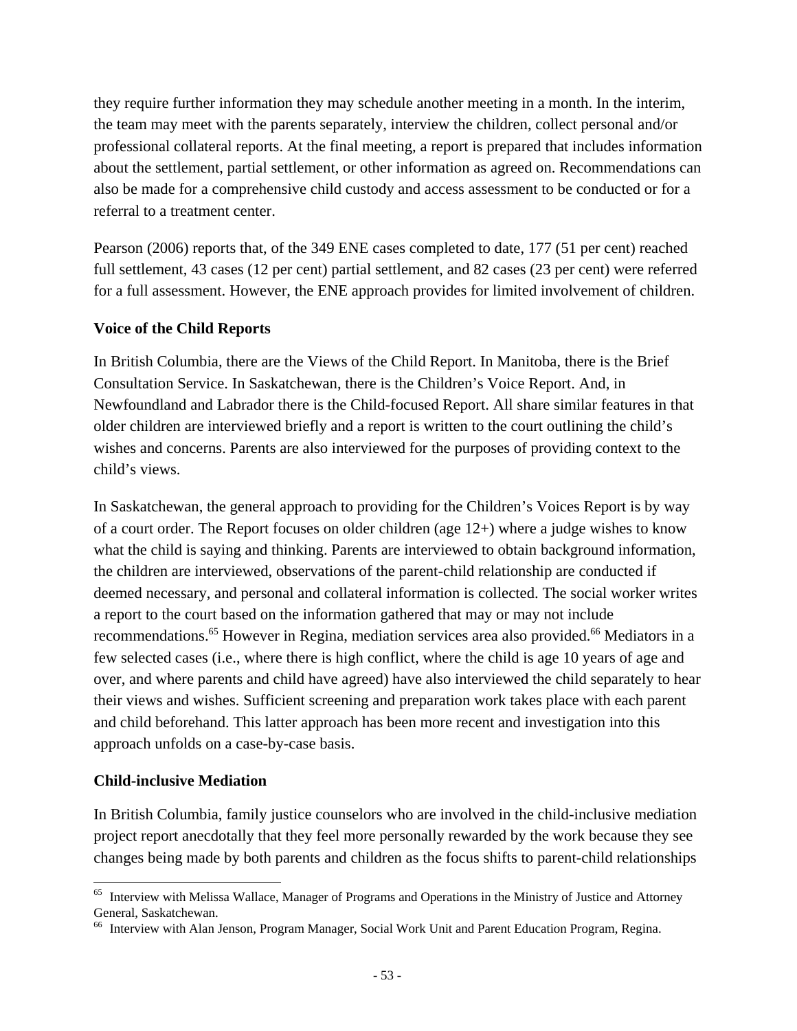they require further information they may schedule another meeting in a month. In the interim, the team may meet with the parents separately, interview the children, collect personal and/or professional collateral reports. At the final meeting, a report is prepared that includes information about the settlement, partial settlement, or other information as agreed on. Recommendations can also be made for a comprehensive child custody and access assessment to be conducted or for a referral to a treatment center.

Pearson (2006) reports that, of the 349 ENE cases completed to date, 177 (51 per cent) reached full settlement, 43 cases (12 per cent) partial settlement, and 82 cases (23 per cent) were referred for a full assessment. However, the ENE approach provides for limited involvement of children.

### Voice of the Child Reports

In British Columbia, there are the Views of the Child Report. In Manitoba, there is the Brief Consultation Service. In Saskatchewan, there is the Children's Voice Report. And, in Newfoundland and Labrador there is the Child-focused Report. All share similar features in that older children are interviewed briefly and a report is written to the court outlining the child's wishes and concerns. Parents are also interviewed for the purposes of providing context to the child's views.

In Saskatchewan, the general approach to providing for the Children's Voices Report is by way of a court order. The Report focuses on older children (age 12+) where a judge wishes to know what the child is saying and thinking. Parents are interviewed to obtain background information, the children are interviewed, observations of the parent-child relationship are conducted if deemed necessary, and personal and collateral information is collected. The social worker writes a report to the court based on the information gathered that may or may not include recommendations.[65] However in Regina, mediation services area also provided.[66] Mediators in a few selected cases (i.e., where there is high conflict, where the child is age 10 years of age and over, and where parents and child have agreed) have also interviewed the child separately to hear their views and wishes. Sufficient screening and preparation work takes place with each parent and child beforehand. This latter approach has been more recent and investigation into this approach unfolds on a case-by-case basis.

### Child-inclusive Mediation

In British Columbia, family justice counselors who are involved in the child-inclusive mediation project report anecdotally that they feel more personally rewarded by the work because they see changes being made by both parents and children as the focus shifts to parent-child relationships

---

[65] Interview with Melissa Wallace, Manager of Programs and Operations in the Ministry of Justice and Attorney General, Saskatchewan.

[66] Interview with Alan Jenson, Program Manager, Social Work Unit and Parent Education Program, Regina.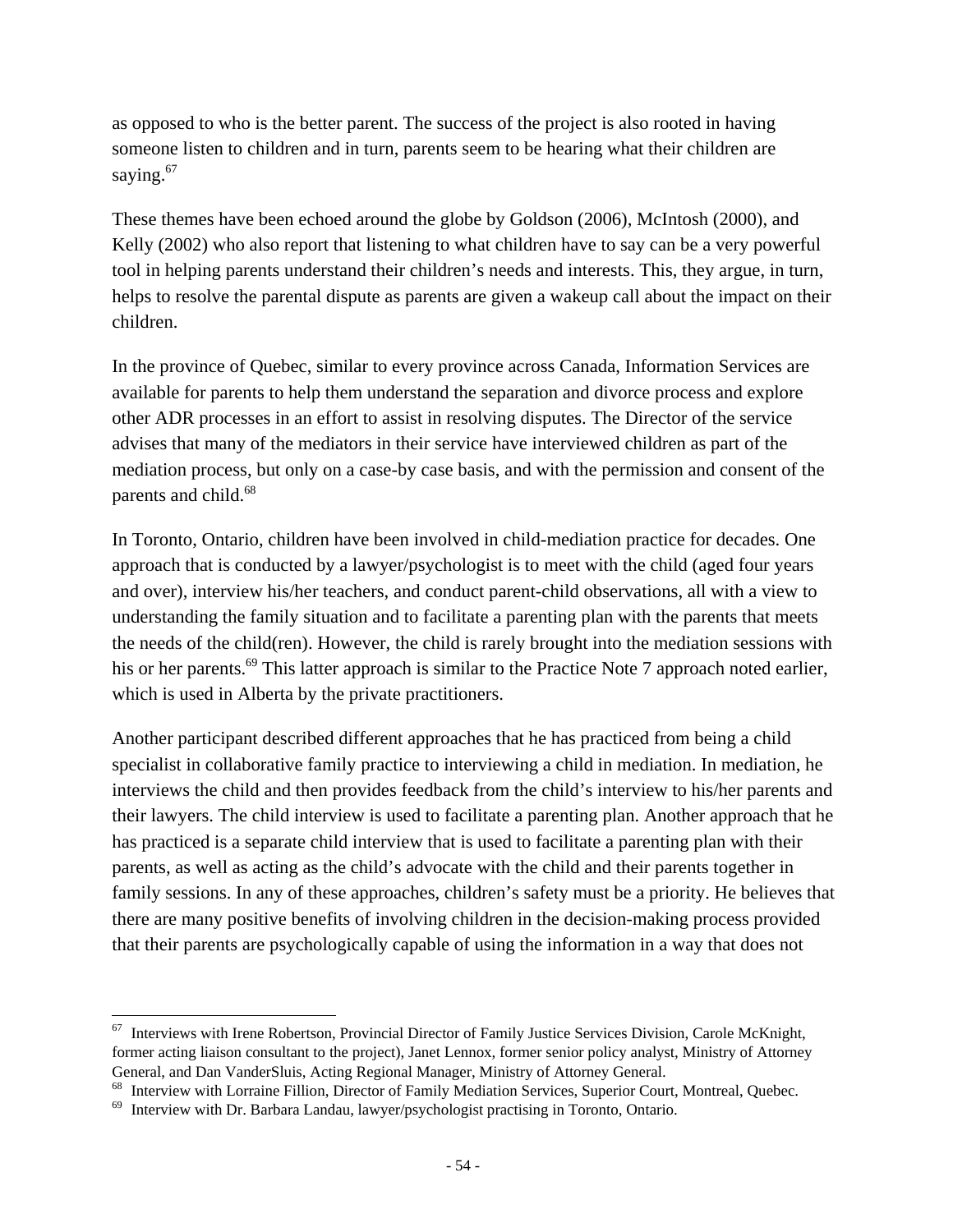as opposed to who is the better parent. The success of the project is also rooted in having someone listen to children and in turn, parents seem to be hearing what their children are saying.[67]

These themes have been echoed around the globe by Goldson (2006), McIntosh (2000), and Kelly (2002) who also report that listening to what children have to say can be a very powerful tool in helping parents understand their children's needs and interests. This, they argue, in turn, helps to resolve the parental dispute as parents are given a wakeup call about the impact on their children.

In the province of Quebec, similar to every province across Canada, Information Services are available for parents to help them understand the separation and divorce process and explore other ADR processes in an effort to assist in resolving disputes. The Director of the service advises that many of the mediators in their service have interviewed children as part of the mediation process, but only on a case-by case basis, and with the permission and consent of the parents and child.[68]

In Toronto, Ontario, children have been involved in child-mediation practice for decades. One approach that is conducted by a lawyer/psychologist is to meet with the child (aged four years and over), interview his/her teachers, and conduct parent-child observations, all with a view to understanding the family situation and to facilitate a parenting plan with the parents that meets the needs of the child(ren). However, the child is rarely brought into the mediation sessions with his or her parents.[69] This latter approach is similar to the Practice Note 7 approach noted earlier, which is used in Alberta by the private practitioners.

Another participant described different approaches that he has practiced from being a child specialist in collaborative family practice to interviewing a child in mediation. In mediation, he interviews the child and then provides feedback from the child's interview to his/her parents and their lawyers. The child interview is used to facilitate a parenting plan. Another approach that he has practiced is a separate child interview that is used to facilitate a parenting plan with their parents, as well as acting as the child's advocate with the child and their parents together in family sessions. In any of these approaches, children's safety must be a priority. He believes that there are many positive benefits of involving children in the decision-making process provided that their parents are psychologically capable of using the information in a way that does not

---

[67] Interviews with Irene Robertson, Provincial Director of Family Justice Services Division, Carole McKnight, former acting liaison consultant to the project), Janet Lennox, former senior policy analyst, Ministry of Attorney General, and Dan VanderSluis, Acting Regional Manager, Ministry of Attorney General.

[68] Interview with Lorraine Fillion, Director of Family Mediation Services, Superior Court, Montreal, Quebec.

[69] Interview with Dr. Barbara Landau, lawyer/psychologist practising in Toronto, Ontario.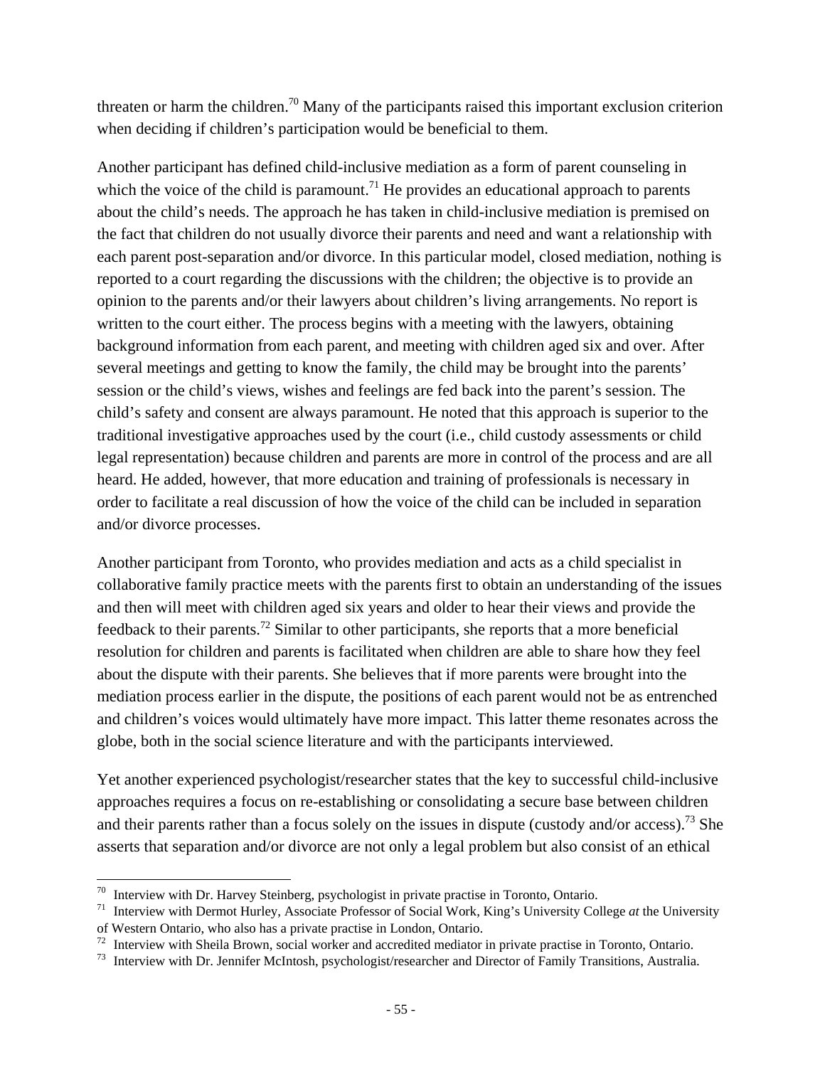threaten or harm the children.[70] Many of the participants raised this important exclusion criterion when deciding if children's participation would be beneficial to them.

Another participant has defined child-inclusive mediation as a form of parent counseling in which the voice of the child is paramount.[71] He provides an educational approach to parents about the child's needs. The approach he has taken in child-inclusive mediation is premised on the fact that children do not usually divorce their parents and need and want a relationship with each parent post-separation and/or divorce. In this particular model, closed mediation, nothing is reported to a court regarding the discussions with the children; the objective is to provide an opinion to the parents and/or their lawyers about children's living arrangements. No report is written to the court either. The process begins with a meeting with the lawyers, obtaining background information from each parent, and meeting with children aged six and over. After several meetings and getting to know the family, the child may be brought into the parents' session or the child's views, wishes and feelings are fed back into the parent's session. The child's safety and consent are always paramount. He noted that this approach is superior to the traditional investigative approaches used by the court (i.e., child custody assessments or child legal representation) because children and parents are more in control of the process and are all heard. He added, however, that more education and training of professionals is necessary in order to facilitate a real discussion of how the voice of the child can be included in separation and/or divorce processes.

Another participant from Toronto, who provides mediation and acts as a child specialist in collaborative family practice meets with the parents first to obtain an understanding of the issues and then will meet with children aged six years and older to hear their views and provide the feedback to their parents.[72] Similar to other participants, she reports that a more beneficial resolution for children and parents is facilitated when children are able to share how they feel about the dispute with their parents. She believes that if more parents were brought into the mediation process earlier in the dispute, the positions of each parent would not be as entrenched and children's voices would ultimately have more impact. This latter theme resonates across the globe, both in the social science literature and with the participants interviewed.

Yet another experienced psychologist/researcher states that the key to successful child-inclusive approaches requires a focus on re-establishing or consolidating a secure base between children and their parents rather than a focus solely on the issues in dispute (custody and/or access).[73] She asserts that separation and/or divorce are not only a legal problem but also consist of an ethical

---

[70] Interview with Dr. Harvey Steinberg, psychologist in private practise in Toronto, Ontario.

[71] Interview with Dermot Hurley, Associate Professor of Social Work, King's University College *at* the University of Western Ontario, who also has a private practise in London, Ontario.

[72] Interview with Sheila Brown, social worker and accredited mediator in private practise in Toronto, Ontario.

[73] Interview with Dr. Jennifer McIntosh, psychologist/researcher and Director of Family Transitions, Australia.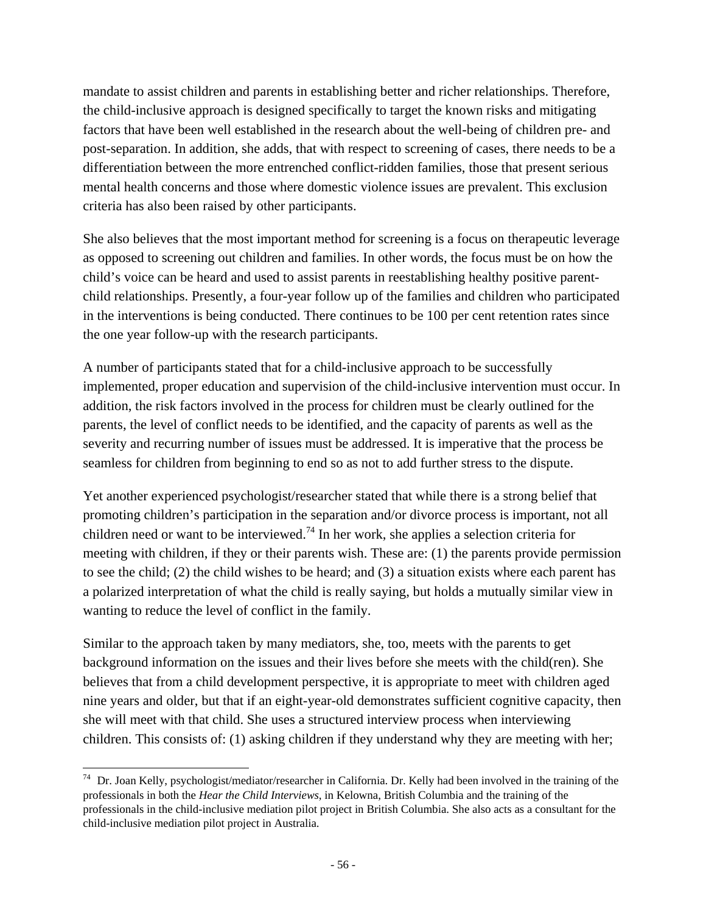mandate to assist children and parents in establishing better and richer relationships. Therefore, the child-inclusive approach is designed specifically to target the known risks and mitigating factors that have been well established in the research about the well-being of children pre- and post-separation. In addition, she adds, that with respect to screening of cases, there needs to be a differentiation between the more entrenched conflict-ridden families, those that present serious mental health concerns and those where domestic violence issues are prevalent. This exclusion criteria has also been raised by other participants.

She also believes that the most important method for screening is a focus on therapeutic leverage as opposed to screening out children and families. In other words, the focus must be on how the child's voice can be heard and used to assist parents in reestablishing healthy positive parent-child relationships. Presently, a four-year follow up of the families and children who participated in the interventions is being conducted. There continues to be 100 per cent retention rates since the one year follow-up with the research participants.

A number of participants stated that for a child-inclusive approach to be successfully implemented, proper education and supervision of the child-inclusive intervention must occur. In addition, the risk factors involved in the process for children must be clearly outlined for the parents, the level of conflict needs to be identified, and the capacity of parents as well as the severity and recurring number of issues must be addressed. It is imperative that the process be seamless for children from beginning to end so as not to add further stress to the dispute.

Yet another experienced psychologist/researcher stated that while there is a strong belief that promoting children's participation in the separation and/or divorce process is important, not all children need or want to be interviewed.[74] In her work, she applies a selection criteria for meeting with children, if they or their parents wish. These are: (1) the parents provide permission to see the child; (2) the child wishes to be heard; and (3) a situation exists where each parent has a polarized interpretation of what the child is really saying, but holds a mutually similar view in wanting to reduce the level of conflict in the family.

Similar to the approach taken by many mediators, she, too, meets with the parents to get background information on the issues and their lives before she meets with the child(ren). She believes that from a child development perspective, it is appropriate to meet with children aged nine years and older, but that if an eight-year-old demonstrates sufficient cognitive capacity, then she will meet with that child. She uses a structured interview process when interviewing children. This consists of: (1) asking children if they understand why they are meeting with her;

---

[74] Dr. Joan Kelly, psychologist/mediator/researcher in California. Dr. Kelly had been involved in the training of the professionals in both the *Hear the Child Interviews*, in Kelowna, British Columbia and the training of the professionals in the child-inclusive mediation pilot project in British Columbia. She also acts as a consultant for the child-inclusive mediation pilot project in Australia.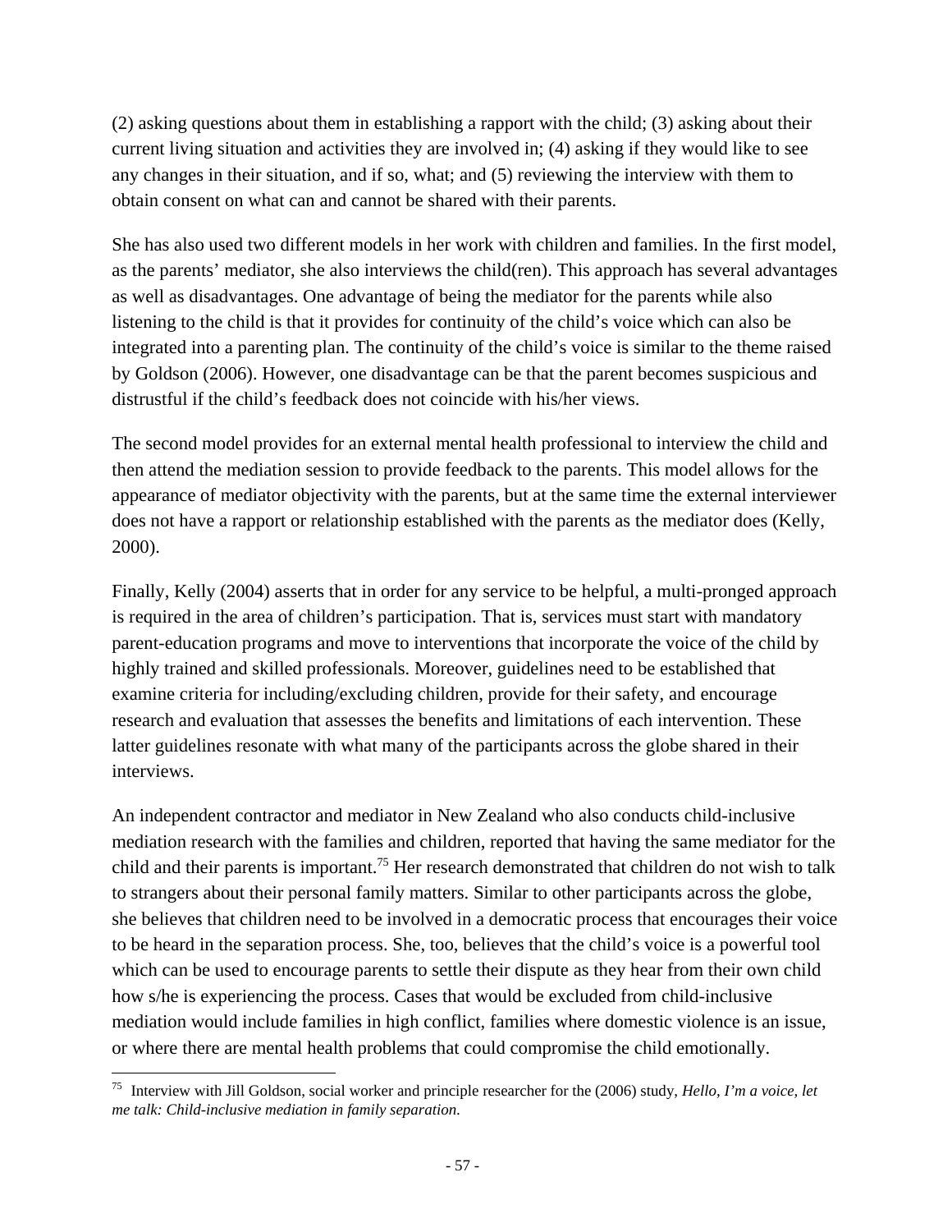(2) asking questions about them in establishing a rapport with the child; (3) asking about their current living situation and activities they are involved in; (4) asking if they would like to see any changes in their situation, and if so, what; and (5) reviewing the interview with them to obtain consent on what can and cannot be shared with their parents.

She has also used two different models in her work with children and families. In the first model, as the parents' mediator, she also interviews the child(ren). This approach has several advantages as well as disadvantages. One advantage of being the mediator for the parents while also listening to the child is that it provides for continuity of the child's voice which can also be integrated into a parenting plan. The continuity of the child's voice is similar to the theme raised by Goldson (2006). However, one disadvantage can be that the parent becomes suspicious and distrustful if the child's feedback does not coincide with his/her views.

The second model provides for an external mental health professional to interview the child and then attend the mediation session to provide feedback to the parents. This model allows for the appearance of mediator objectivity with the parents, but at the same time the external interviewer does not have a rapport or relationship established with the parents as the mediator does (Kelly, 2000).

Finally, Kelly (2004) asserts that in order for any service to be helpful, a multi-pronged approach is required in the area of children's participation. That is, services must start with mandatory parent-education programs and move to interventions that incorporate the voice of the child by highly trained and skilled professionals. Moreover, guidelines need to be established that examine criteria for including/excluding children, provide for their safety, and encourage research and evaluation that assesses the benefits and limitations of each intervention. These latter guidelines resonate with what many of the participants across the globe shared in their interviews.

An independent contractor and mediator in New Zealand who also conducts child-inclusive mediation research with the families and children, reported that having the same mediator for the child and their parents is important.[75] Her research demonstrated that children do not wish to talk to strangers about their personal family matters. Similar to other participants across the globe, she believes that children need to be involved in a democratic process that encourages their voice to be heard in the separation process. She, too, believes that the child's voice is a powerful tool which can be used to encourage parents to settle their dispute as they hear from their own child how s/he is experiencing the process. Cases that would be excluded from child-inclusive mediation would include families in high conflict, families where domestic violence is an issue, or where there are mental health problems that could compromise the child emotionally.

---

[75] Interview with Jill Goldson, social worker and principle researcher for the (2006) study, *Hello, I'm a voice, let me talk: Child-inclusive mediation in family separation.*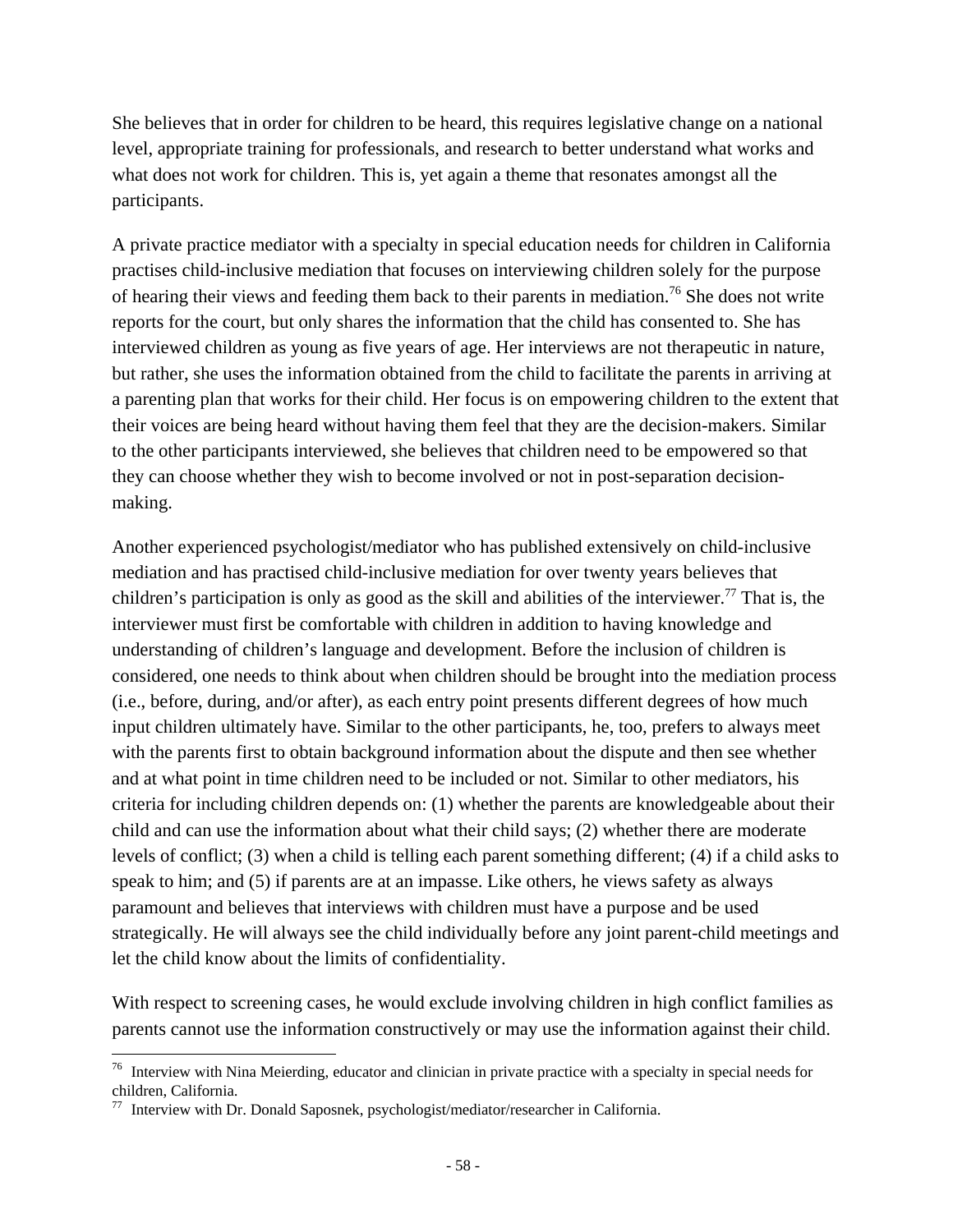She believes that in order for children to be heard, this requires legislative change on a national level, appropriate training for professionals, and research to better understand what works and what does not work for children. This is, yet again a theme that resonates amongst all the participants.

A private practice mediator with a specialty in special education needs for children in California practises child-inclusive mediation that focuses on interviewing children solely for the purpose of hearing their views and feeding them back to their parents in mediation.[76] She does not write reports for the court, but only shares the information that the child has consented to. She has interviewed children as young as five years of age. Her interviews are not therapeutic in nature, but rather, she uses the information obtained from the child to facilitate the parents in arriving at a parenting plan that works for their child. Her focus is on empowering children to the extent that their voices are being heard without having them feel that they are the decision-makers. Similar to the other participants interviewed, she believes that children need to be empowered so that they can choose whether they wish to become involved or not in post-separation decision-making.

Another experienced psychologist/mediator who has published extensively on child-inclusive mediation and has practised child-inclusive mediation for over twenty years believes that children's participation is only as good as the skill and abilities of the interviewer.[77] That is, the interviewer must first be comfortable with children in addition to having knowledge and understanding of children's language and development. Before the inclusion of children is considered, one needs to think about when children should be brought into the mediation process (i.e., before, during, and/or after), as each entry point presents different degrees of how much input children ultimately have. Similar to the other participants, he, too, prefers to always meet with the parents first to obtain background information about the dispute and then see whether and at what point in time children need to be included or not. Similar to other mediators, his criteria for including children depends on: (1) whether the parents are knowledgeable about their child and can use the information about what their child says; (2) whether there are moderate levels of conflict; (3) when a child is telling each parent something different; (4) if a child asks to speak to him; and (5) if parents are at an impasse. Like others, he views safety as always paramount and believes that interviews with children must have a purpose and be used strategically. He will always see the child individually before any joint parent-child meetings and let the child know about the limits of confidentiality.

With respect to screening cases, he would exclude involving children in high conflict families as parents cannot use the information constructively or may use the information against their child.

---

[76] Interview with Nina Meierding, educator and clinician in private practice with a specialty in special needs for children, California.

[77] Interview with Dr. Donald Saposnek, psychologist/mediator/researcher in California.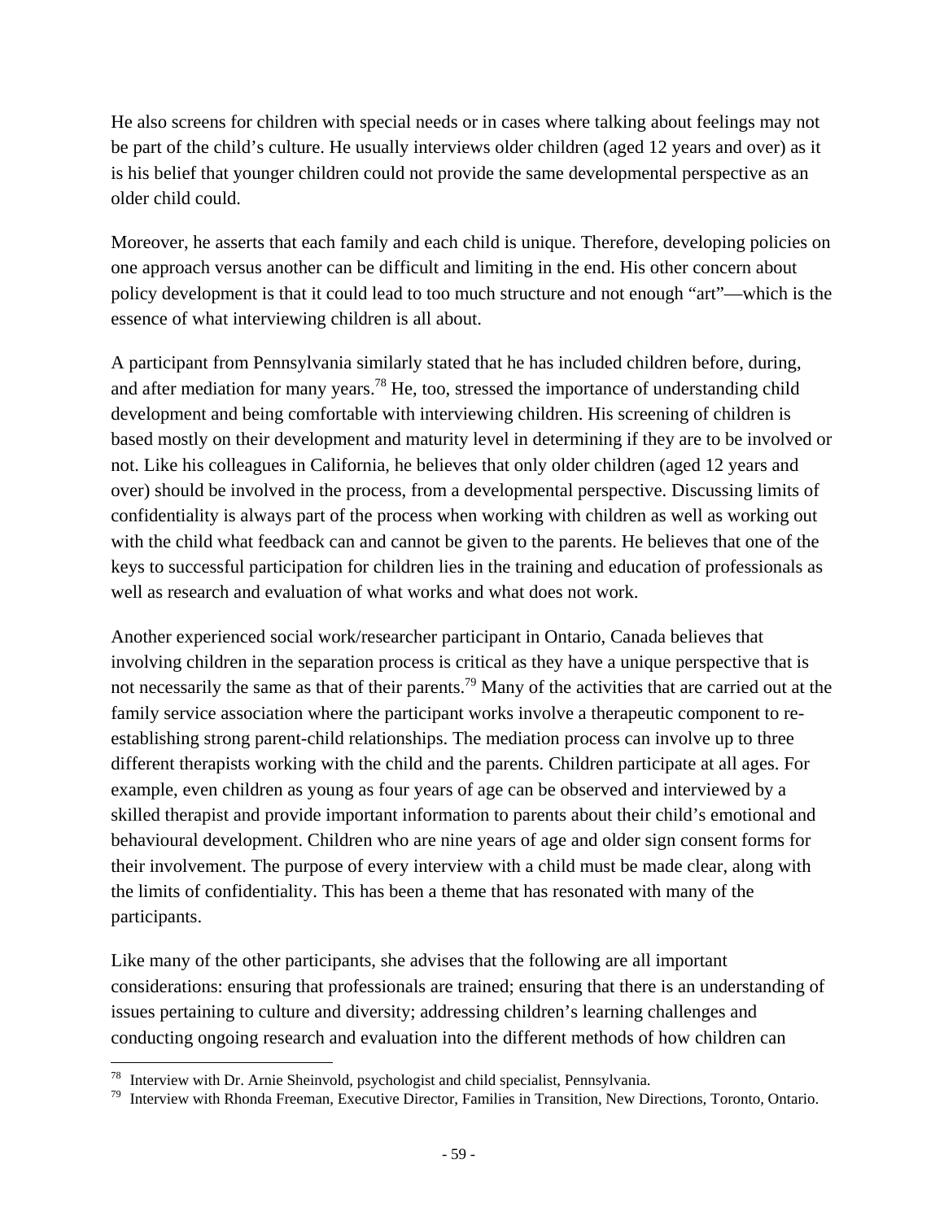He also screens for children with special needs or in cases where talking about feelings may not be part of the child's culture. He usually interviews older children (aged 12 years and over) as it is his belief that younger children could not provide the same developmental perspective as an older child could.

Moreover, he asserts that each family and each child is unique. Therefore, developing policies on one approach versus another can be difficult and limiting in the end. His other concern about policy development is that it could lead to too much structure and not enough "art"—which is the essence of what interviewing children is all about.

A participant from Pennsylvania similarly stated that he has included children before, during, and after mediation for many years.[78] He, too, stressed the importance of understanding child development and being comfortable with interviewing children. His screening of children is based mostly on their development and maturity level in determining if they are to be involved or not. Like his colleagues in California, he believes that only older children (aged 12 years and over) should be involved in the process, from a developmental perspective. Discussing limits of confidentiality is always part of the process when working with children as well as working out with the child what feedback can and cannot be given to the parents. He believes that one of the keys to successful participation for children lies in the training and education of professionals as well as research and evaluation of what works and what does not work.

Another experienced social work/researcher participant in Ontario, Canada believes that involving children in the separation process is critical as they have a unique perspective that is not necessarily the same as that of their parents.[79] Many of the activities that are carried out at the family service association where the participant works involve a therapeutic component to re-establishing strong parent-child relationships. The mediation process can involve up to three different therapists working with the child and the parents. Children participate at all ages. For example, even children as young as four years of age can be observed and interviewed by a skilled therapist and provide important information to parents about their child's emotional and behavioural development. Children who are nine years of age and older sign consent forms for their involvement. The purpose of every interview with a child must be made clear, along with the limits of confidentiality. This has been a theme that has resonated with many of the participants.

Like many of the other participants, she advises that the following are all important considerations: ensuring that professionals are trained; ensuring that there is an understanding of issues pertaining to culture and diversity; addressing children's learning challenges and conducting ongoing research and evaluation into the different methods of how children can

---

[78] Interview with Dr. Arnie Sheinvold, psychologist and child specialist, Pennsylvania.

[79] Interview with Rhonda Freeman, Executive Director, Families in Transition, New Directions, Toronto, Ontario.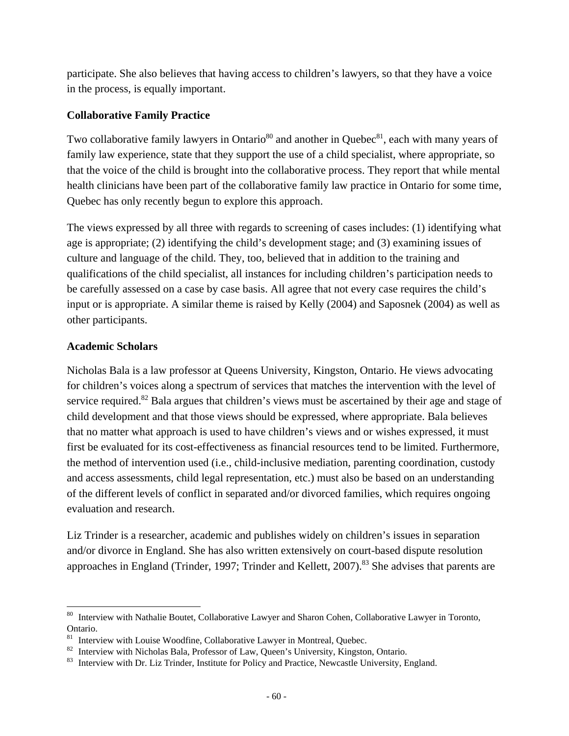participate. She also believes that having access to children's lawyers, so that they have a voice in the process, is equally important.

### Collaborative Family Practice

Two collaborative family lawyers in Ontario[80] and another in Quebec[81], each with many years of family law experience, state that they support the use of a child specialist, where appropriate, so that the voice of the child is brought into the collaborative process. They report that while mental health clinicians have been part of the collaborative family law practice in Ontario for some time, Quebec has only recently begun to explore this approach.

The views expressed by all three with regards to screening of cases includes: (1) identifying what age is appropriate; (2) identifying the child's development stage; and (3) examining issues of culture and language of the child. They, too, believed that in addition to the training and qualifications of the child specialist, all instances for including children's participation needs to be carefully assessed on a case by case basis. All agree that not every case requires the child's input or is appropriate. A similar theme is raised by Kelly (2004) and Saposnek (2004) as well as other participants.

### Academic Scholars

Nicholas Bala is a law professor at Queens University, Kingston, Ontario. He views advocating for children's voices along a spectrum of services that matches the intervention with the level of service required.[82] Bala argues that children's views must be ascertained by their age and stage of child development and that those views should be expressed, where appropriate. Bala believes that no matter what approach is used to have children's views and or wishes expressed, it must first be evaluated for its cost-effectiveness as financial resources tend to be limited. Furthermore, the method of intervention used (i.e., child-inclusive mediation, parenting coordination, custody and access assessments, child legal representation, etc.) must also be based on an understanding of the different levels of conflict in separated and/or divorced families, which requires ongoing evaluation and research.

Liz Trinder is a researcher, academic and publishes widely on children's issues in separation and/or divorce in England. She has also written extensively on court-based dispute resolution approaches in England (Trinder, 1997; Trinder and Kellett, 2007).[83] She advises that parents are

---

[80] Interview with Nathalie Boutet, Collaborative Lawyer and Sharon Cohen, Collaborative Lawyer in Toronto, Ontario.

[81] Interview with Louise Woodfine, Collaborative Lawyer in Montreal, Quebec.

[82] Interview with Nicholas Bala, Professor of Law, Queen's University, Kingston, Ontario.

[83] Interview with Dr. Liz Trinder, Institute for Policy and Practice, Newcastle University, England.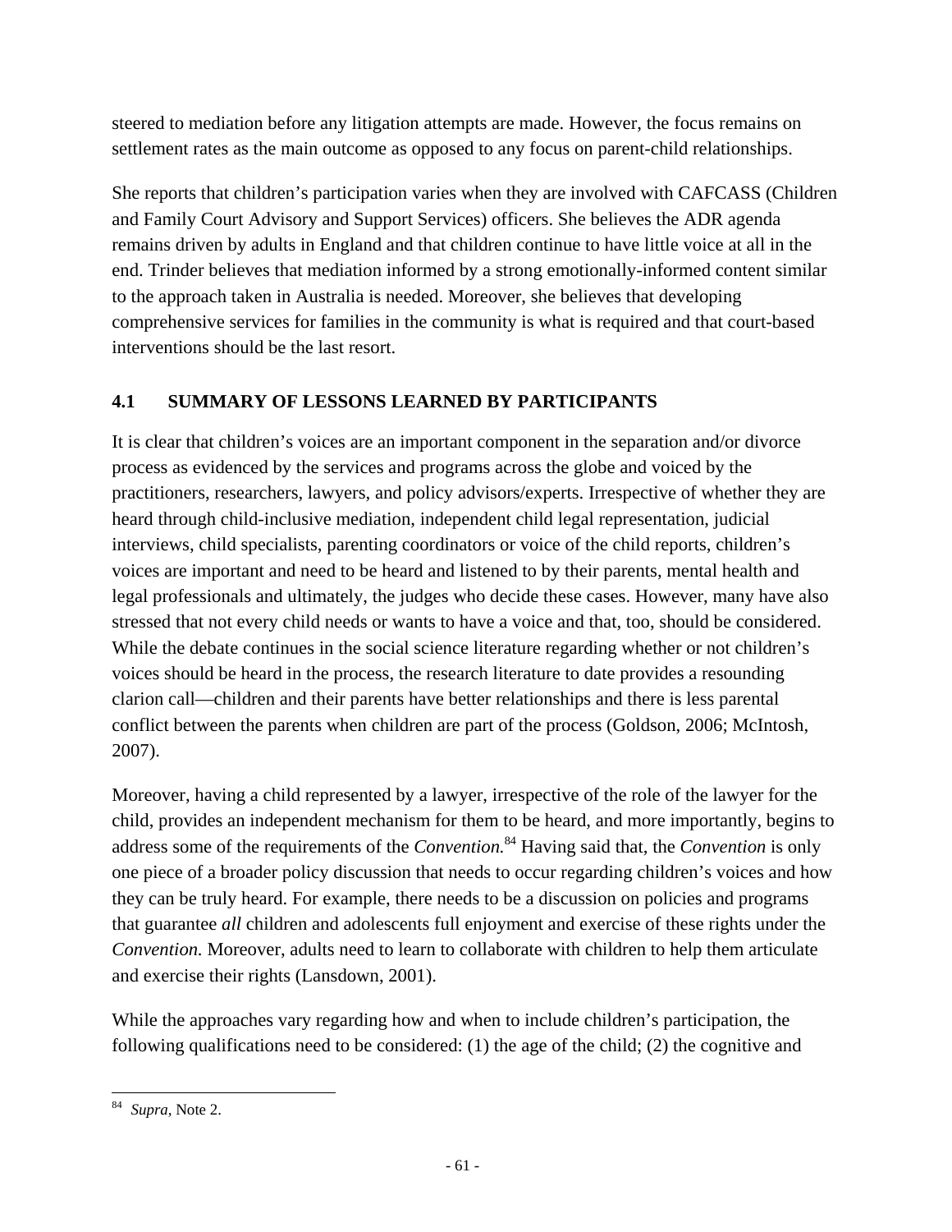steered to mediation before any litigation attempts are made. However, the focus remains on settlement rates as the main outcome as opposed to any focus on parent-child relationships.

She reports that children's participation varies when they are involved with CAFCASS (Children and Family Court Advisory and Support Services) officers. She believes the ADR agenda remains driven by adults in England and that children continue to have little voice at all in the end. Trinder believes that mediation informed by a strong emotionally-informed content similar to the approach taken in Australia is needed. Moreover, she believes that developing comprehensive services for families in the community is what is required and that court-based interventions should be the last resort.

## 4.1 SUMMARY OF LESSONS LEARNED BY PARTICIPANTS

It is clear that children's voices are an important component in the separation and/or divorce process as evidenced by the services and programs across the globe and voiced by the practitioners, researchers, lawyers, and policy advisors/experts. Irrespective of whether they are heard through child-inclusive mediation, independent child legal representation, judicial interviews, child specialists, parenting coordinators or voice of the child reports, children's voices are important and need to be heard and listened to by their parents, mental health and legal professionals and ultimately, the judges who decide these cases. However, many have also stressed that not every child needs or wants to have a voice and that, too, should be considered. While the debate continues in the social science literature regarding whether or not children's voices should be heard in the process, the research literature to date provides a resounding clarion call—children and their parents have better relationships and there is less parental conflict between the parents when children are part of the process (Goldson, 2006; McIntosh, 2007).

Moreover, having a child represented by a lawyer, irrespective of the role of the lawyer for the child, provides an independent mechanism for them to be heard, and more importantly, begins to address some of the requirements of the *Convention.*[84] Having said that, the *Convention* is only one piece of a broader policy discussion that needs to occur regarding children's voices and how they can be truly heard. For example, there needs to be a discussion on policies and programs that guarantee *all* children and adolescents full enjoyment and exercise of these rights under the *Convention.* Moreover, adults need to learn to collaborate with children to help them articulate and exercise their rights (Lansdown, 2001).

While the approaches vary regarding how and when to include children's participation, the following qualifications need to be considered: (1) the age of the child; (2) the cognitive and

---

[84] *Supra,* Note 2.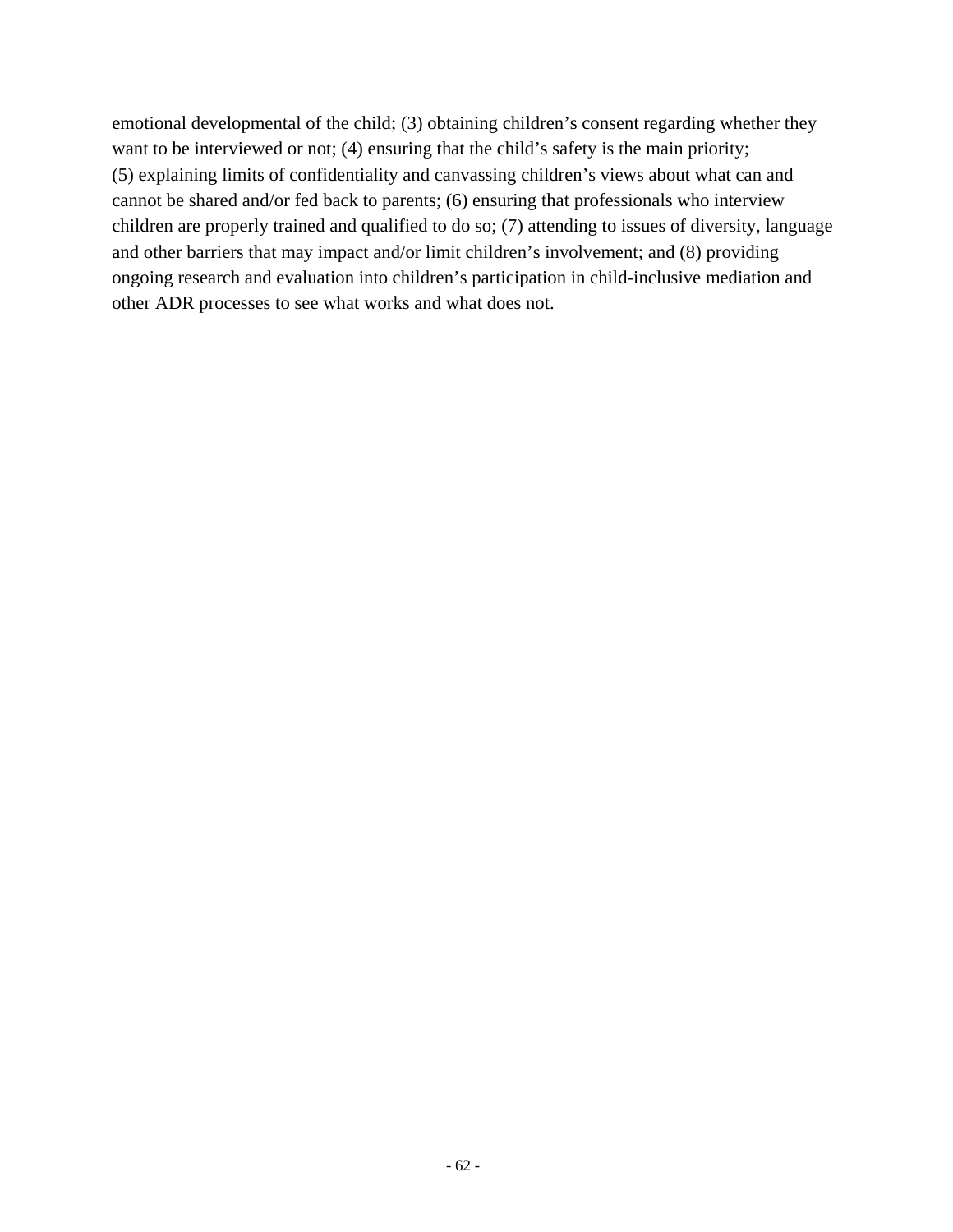emotional developmental of the child; (3) obtaining children's consent regarding whether they want to be interviewed or not; (4) ensuring that the child's safety is the main priority; (5) explaining limits of confidentiality and canvassing children's views about what can and cannot be shared and/or fed back to parents; (6) ensuring that professionals who interview children are properly trained and qualified to do so; (7) attending to issues of diversity, language and other barriers that may impact and/or limit children's involvement; and (8) providing ongoing research and evaluation into children's participation in child-inclusive mediation and other ADR processes to see what works and what does not.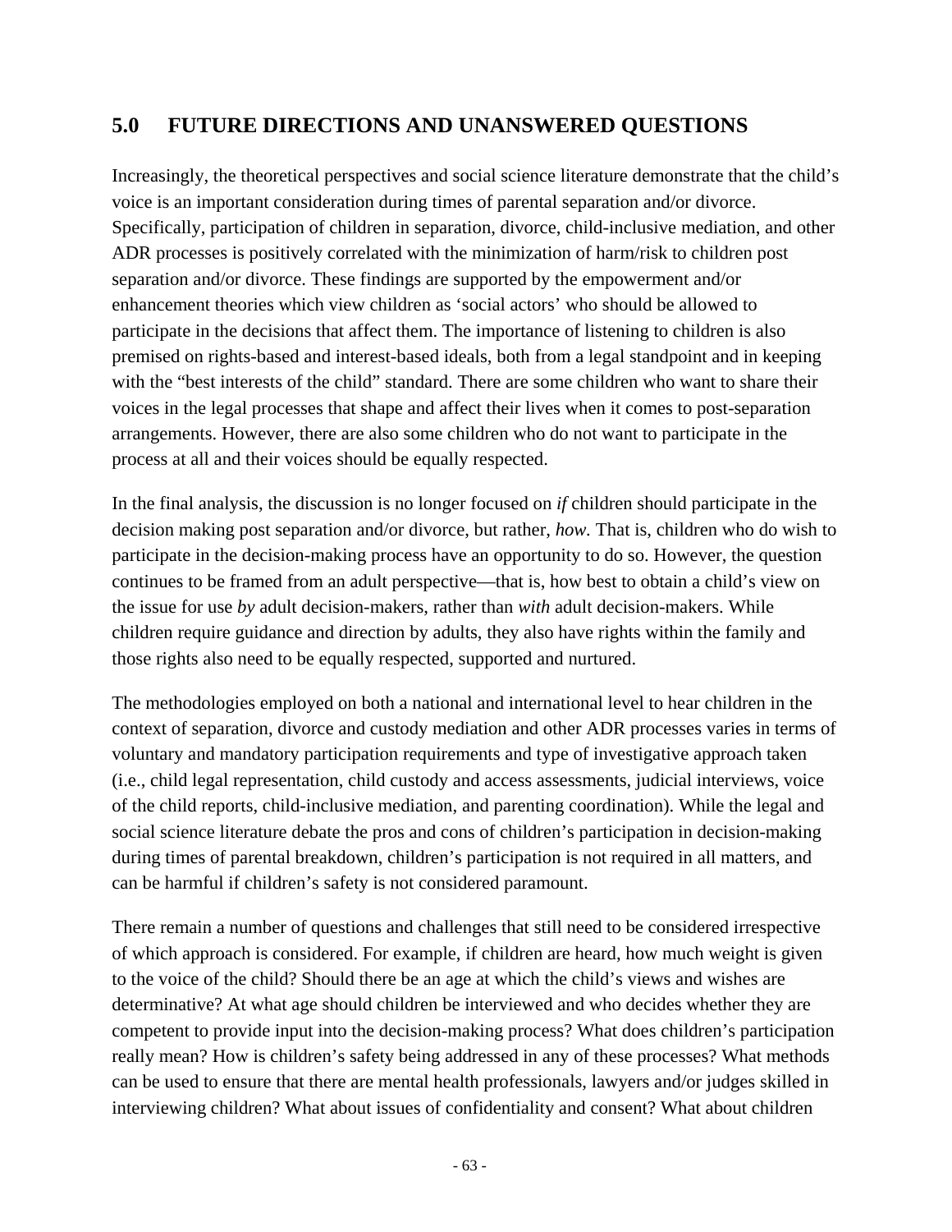## 5.0 FUTURE DIRECTIONS AND UNANSWERED QUESTIONS

Increasingly, the theoretical perspectives and social science literature demonstrate that the child's voice is an important consideration during times of parental separation and/or divorce. Specifically, participation of children in separation, divorce, child-inclusive mediation, and other ADR processes is positively correlated with the minimization of harm/risk to children post separation and/or divorce. These findings are supported by the empowerment and/or enhancement theories which view children as 'social actors' who should be allowed to participate in the decisions that affect them. The importance of listening to children is also premised on rights-based and interest-based ideals, both from a legal standpoint and in keeping with the "best interests of the child" standard. There are some children who want to share their voices in the legal processes that shape and affect their lives when it comes to post-separation arrangements. However, there are also some children who do not want to participate in the process at all and their voices should be equally respected.

In the final analysis, the discussion is no longer focused on *if* children should participate in the decision making post separation and/or divorce, but rather, *how*. That is, children who do wish to participate in the decision-making process have an opportunity to do so. However, the question continues to be framed from an adult perspective—that is, how best to obtain a child's view on the issue for use *by* adult decision-makers, rather than *with* adult decision-makers. While children require guidance and direction by adults, they also have rights within the family and those rights also need to be equally respected, supported and nurtured.

The methodologies employed on both a national and international level to hear children in the context of separation, divorce and custody mediation and other ADR processes varies in terms of voluntary and mandatory participation requirements and type of investigative approach taken (i.e., child legal representation, child custody and access assessments, judicial interviews, voice of the child reports, child-inclusive mediation, and parenting coordination). While the legal and social science literature debate the pros and cons of children's participation in decision-making during times of parental breakdown, children's participation is not required in all matters, and can be harmful if children's safety is not considered paramount.

There remain a number of questions and challenges that still need to be considered irrespective of which approach is considered. For example, if children are heard, how much weight is given to the voice of the child? Should there be an age at which the child's views and wishes are determinative? At what age should children be interviewed and who decides whether they are competent to provide input into the decision-making process? What does children's participation really mean? How is children's safety being addressed in any of these processes? What methods can be used to ensure that there are mental health professionals, lawyers and/or judges skilled in interviewing children? What about issues of confidentiality and consent? What about children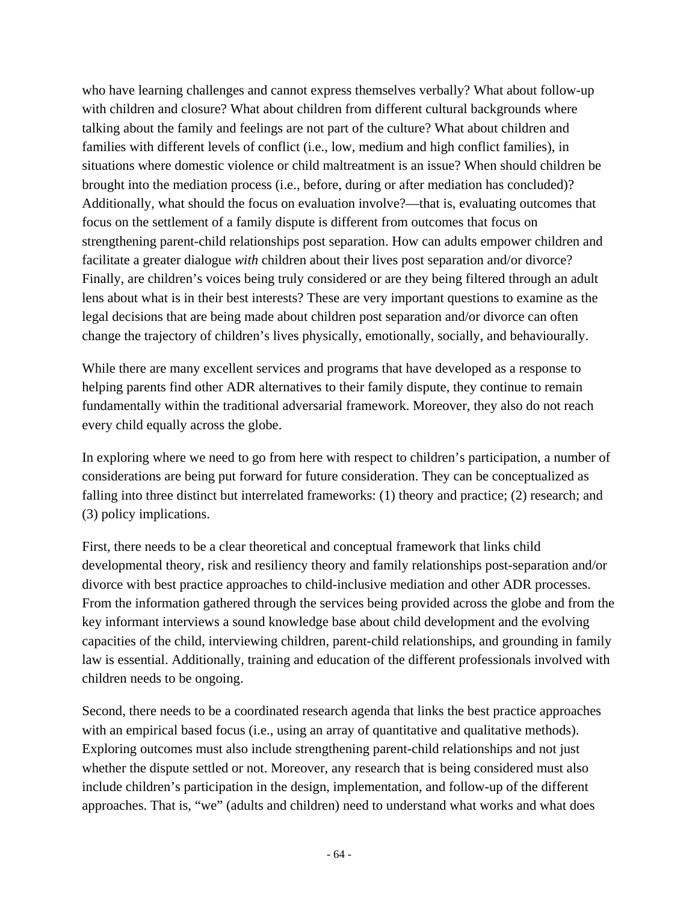who have learning challenges and cannot express themselves verbally? What about follow-up with children and closure? What about children from different cultural backgrounds where talking about the family and feelings are not part of the culture? What about children and families with different levels of conflict (i.e., low, medium and high conflict families), in situations where domestic violence or child maltreatment is an issue? When should children be brought into the mediation process (i.e., before, during or after mediation has concluded)? Additionally, what should the focus on evaluation involve?—that is, evaluating outcomes that focus on the settlement of a family dispute is different from outcomes that focus on strengthening parent-child relationships post separation. How can adults empower children and facilitate a greater dialogue *with* children about their lives post separation and/or divorce? Finally, are children's voices being truly considered or are they being filtered through an adult lens about what is in their best interests? These are very important questions to examine as the legal decisions that are being made about children post separation and/or divorce can often change the trajectory of children's lives physically, emotionally, socially, and behaviourally.

While there are many excellent services and programs that have developed as a response to helping parents find other ADR alternatives to their family dispute, they continue to remain fundamentally within the traditional adversarial framework. Moreover, they also do not reach every child equally across the globe.

In exploring where we need to go from here with respect to children's participation, a number of considerations are being put forward for future consideration. They can be conceptualized as falling into three distinct but interrelated frameworks: (1) theory and practice; (2) research; and (3) policy implications.

First, there needs to be a clear theoretical and conceptual framework that links child developmental theory, risk and resiliency theory and family relationships post-separation and/or divorce with best practice approaches to child-inclusive mediation and other ADR processes. From the information gathered through the services being provided across the globe and from the key informant interviews a sound knowledge base about child development and the evolving capacities of the child, interviewing children, parent-child relationships, and grounding in family law is essential. Additionally, training and education of the different professionals involved with children needs to be ongoing.

Second, there needs to be a coordinated research agenda that links the best practice approaches with an empirical based focus (i.e., using an array of quantitative and qualitative methods). Exploring outcomes must also include strengthening parent-child relationships and not just whether the dispute settled or not. Moreover, any research that is being considered must also include children's participation in the design, implementation, and follow-up of the different approaches. That is, "we" (adults and children) need to understand what works and what does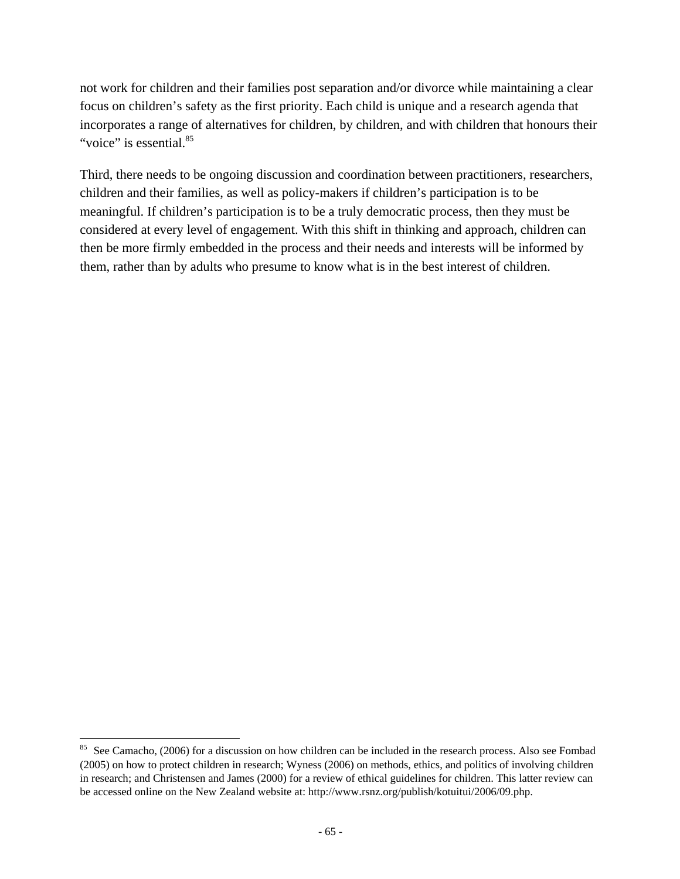not work for children and their families post separation and/or divorce while maintaining a clear focus on children's safety as the first priority. Each child is unique and a research agenda that incorporates a range of alternatives for children, by children, and with children that honours their "voice" is essential.[85]

Third, there needs to be ongoing discussion and coordination between practitioners, researchers, children and their families, as well as policy-makers if children's participation is to be meaningful. If children's participation is to be a truly democratic process, then they must be considered at every level of engagement. With this shift in thinking and approach, children can then be more firmly embedded in the process and their needs and interests will be informed by them, rather than by adults who presume to know what is in the best interest of children.

---

[85] See Camacho, (2006) for a discussion on how children can be included in the research process. Also see Fombad (2005) on how to protect children in research; Wyness (2006) on methods, ethics, and politics of involving children in research; and Christensen and James (2000) for a review of ethical guidelines for children. This latter review can be accessed online on the New Zealand website at: http://www.rsnz.org/publish/kotuitui/2006/09.php.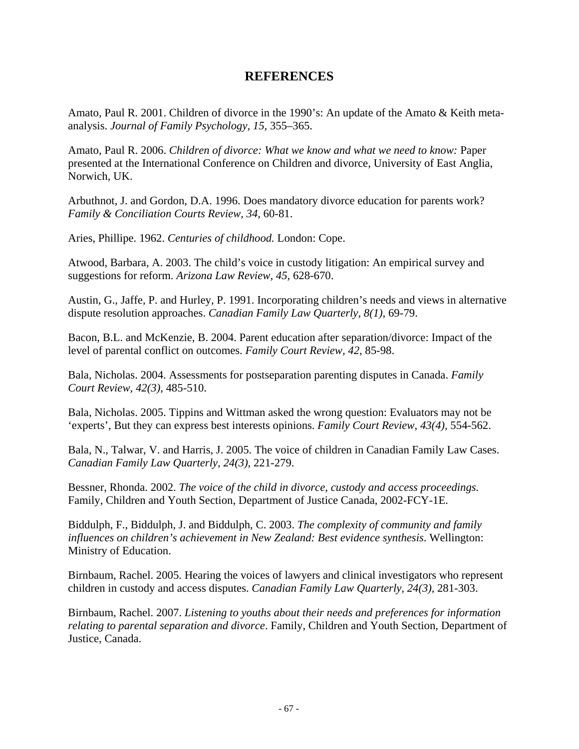# REFERENCES

Amato, Paul R. 2001. Children of divorce in the 1990's: An update of the Amato & Keith meta-analysis. *Journal of Family Psychology*, *15*, 355–365.

Amato, Paul R. 2006. *Children of divorce: What we know and what we need to know:* Paper presented at the International Conference on Children and divorce, University of East Anglia, Norwich, UK.

Arbuthnot, J. and Gordon, D.A. 1996. Does mandatory divorce education for parents work? *Family & Conciliation Courts Review, 34,* 60-81.

Aries, Phillipe. 1962. *Centuries of childhood.* London: Cope.

Atwood, Barbara, A. 2003. The child's voice in custody litigation: An empirical survey and suggestions for reform. *Arizona Law Review, 45,* 628-670.

Austin, G., Jaffe, P. and Hurley, P. 1991. Incorporating children's needs and views in alternative dispute resolution approaches. *Canadian Family Law Quarterly, 8(1),* 69-79.

Bacon, B.L. and McKenzie, B. 2004. Parent education after separation/divorce: Impact of the level of parental conflict on outcomes. *Family Court Review, 42,* 85-98.

Bala, Nicholas. 2004. Assessments for postseparation parenting disputes in Canada. *Family Court Review, 42(3),* 485-510.

Bala, Nicholas. 2005. Tippins and Wittman asked the wrong question: Evaluators may not be 'experts', But they can express best interests opinions. *Family Court Review, 43(4),* 554-562.

Bala, N., Talwar, V. and Harris, J. 2005. The voice of children in Canadian Family Law Cases. *Canadian Family Law Quarterly, 24(3),* 221-279.

Bessner, Rhonda. 2002. *The voice of the child in divorce, custody and access proceedings.* Family, Children and Youth Section, Department of Justice Canada, 2002-FCY-1E.

Biddulph, F., Biddulph, J. and Biddulph, C. 2003. *The complexity of community and family influences on children's achievement in New Zealand: Best evidence synthesis*. Wellington: Ministry of Education.

Birnbaum, Rachel. 2005. Hearing the voices of lawyers and clinical investigators who represent children in custody and access disputes. *Canadian Family Law Quarterly, 24(3),* 281-303.

Birnbaum, Rachel. 2007. *Listening to youths about their needs and preferences for information relating to parental separation and divorce*. Family, Children and Youth Section, Department of Justice, Canada.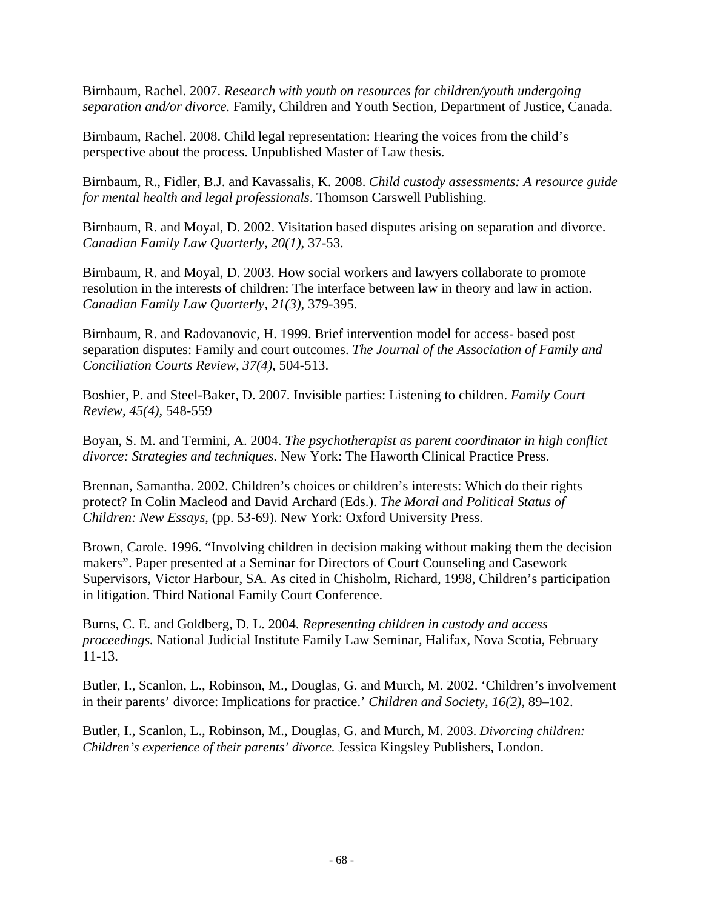Birnbaum, Rachel. 2007. *Research with youth on resources for children/youth undergoing separation and/or divorce.* Family, Children and Youth Section, Department of Justice, Canada.

Birnbaum, Rachel. 2008. Child legal representation: Hearing the voices from the child's perspective about the process. Unpublished Master of Law thesis.

Birnbaum, R., Fidler, B.J. and Kavassalis, K. 2008. *Child custody assessments: A resource guide for mental health and legal professionals*. Thomson Carswell Publishing.

Birnbaum, R. and Moyal, D. 2002. Visitation based disputes arising on separation and divorce. *Canadian Family Law Quarterly, 20(1)*, 37-53.

Birnbaum, R. and Moyal, D. 2003. How social workers and lawyers collaborate to promote resolution in the interests of children: The interface between law in theory and law in action. *Canadian Family Law Quarterly, 21(3)*, 379-395.

Birnbaum, R. and Radovanovic, H. 1999. Brief intervention model for access- based post separation disputes: Family and court outcomes. *The Journal of the Association of Family and Conciliation Courts Review, 37(4),* 504-513.

Boshier, P. and Steel-Baker, D. 2007. Invisible parties: Listening to children. *Family Court Review, 45(4),* 548-559

Boyan, S. M. and Termini, A. 2004. *The psychotherapist as parent coordinator in high conflict divorce: Strategies and techniques*. New York: The Haworth Clinical Practice Press.

Brennan, Samantha. 2002. Children's choices or children's interests: Which do their rights protect? In Colin Macleod and David Archard (Eds.). *The Moral and Political Status of Children: New Essays*, (pp. 53-69). New York: Oxford University Press.

Brown, Carole. 1996. "Involving children in decision making without making them the decision makers". Paper presented at a Seminar for Directors of Court Counseling and Casework Supervisors, Victor Harbour, SA. As cited in Chisholm, Richard, 1998, Children's participation in litigation. Third National Family Court Conference.

Burns, C. E. and Goldberg, D. L. 2004. *Representing children in custody and access proceedings.* National Judicial Institute Family Law Seminar, Halifax, Nova Scotia, February 11-13.

Butler, I., Scanlon, L., Robinson, M., Douglas, G. and Murch, M. 2002. 'Children's involvement in their parents' divorce: Implications for practice.' *Children and Society, 16(2),* 89–102.

Butler, I., Scanlon, L., Robinson, M., Douglas, G. and Murch, M. 2003. *Divorcing children: Children's experience of their parents' divorce.* Jessica Kingsley Publishers, London.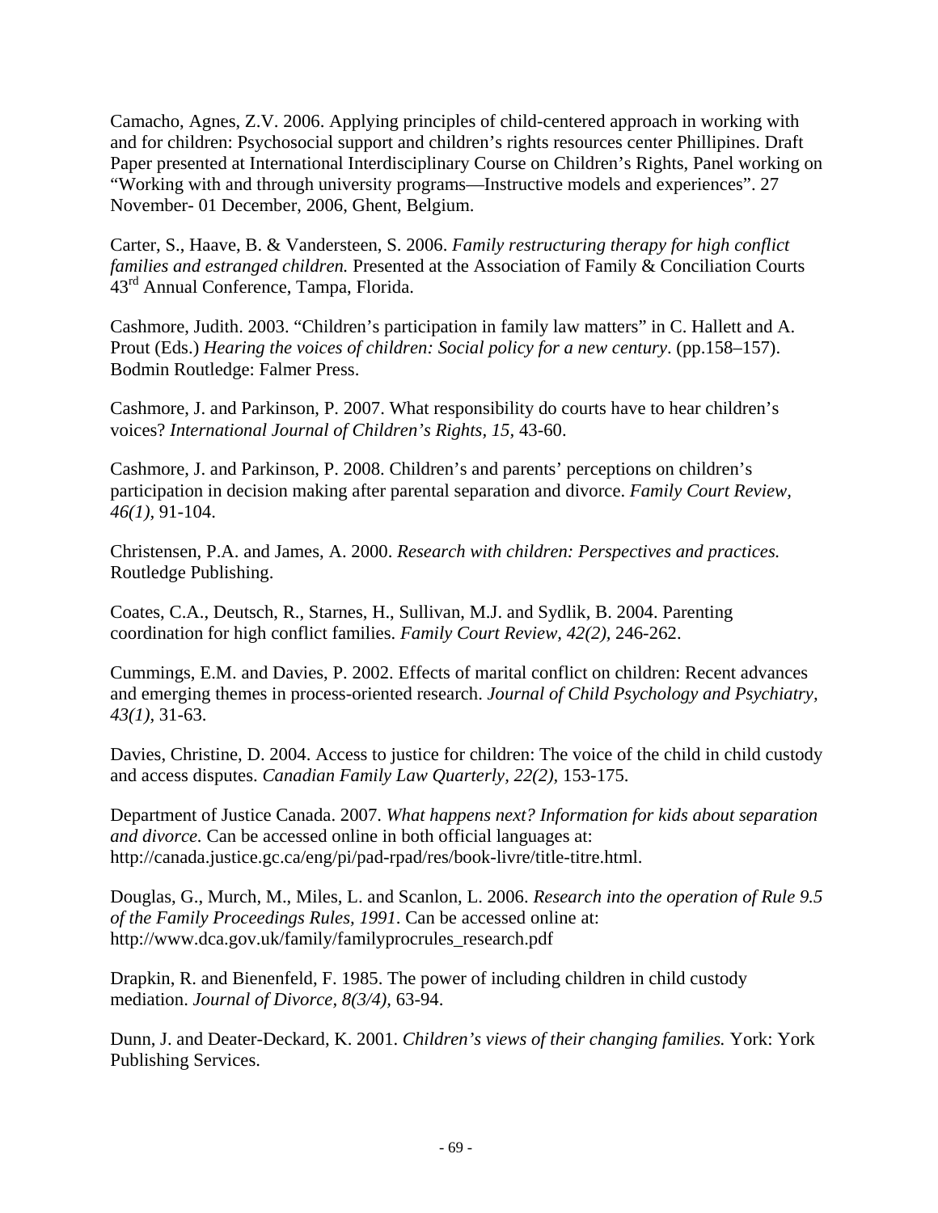Camacho, Agnes, Z.V. 2006. Applying principles of child-centered approach in working with and for children: Psychosocial support and children's rights resources center Phillipines. Draft Paper presented at International Interdisciplinary Course on Children's Rights, Panel working on "Working with and through university programs—Instructive models and experiences". 27 November- 01 December, 2006, Ghent, Belgium.

Carter, S., Haave, B. & Vandersteen, S. 2006. *Family restructuring therapy for high conflict families and estranged children.* Presented at the Association of Family & Conciliation Courts 43rd Annual Conference, Tampa, Florida.

Cashmore, Judith. 2003. "Children's participation in family law matters" in C. Hallett and A. Prout (Eds.) *Hearing the voices of children: Social policy for a new century*. (pp.158–157). Bodmin Routledge: Falmer Press.

Cashmore, J. and Parkinson, P. 2007. What responsibility do courts have to hear children's voices? *International Journal of Children's Rights, 15,* 43-60.

Cashmore, J. and Parkinson, P. 2008. Children's and parents' perceptions on children's participation in decision making after parental separation and divorce. *Family Court Review, 46(1),* 91-104.

Christensen, P.A. and James, A. 2000. *Research with children: Perspectives and practices.* Routledge Publishing.

Coates, C.A., Deutsch, R., Starnes, H., Sullivan, M.J. and Sydlik, B. 2004. Parenting coordination for high conflict families. *Family Court Review, 42(2),* 246-262.

Cummings, E.M. and Davies, P. 2002. Effects of marital conflict on children: Recent advances and emerging themes in process-oriented research. *Journal of Child Psychology and Psychiatry, 43(1),* 31-63.

Davies, Christine, D. 2004. Access to justice for children: The voice of the child in child custody and access disputes. *Canadian Family Law Quarterly, 22(2),* 153-175.

Department of Justice Canada. 2007. *What happens next? Information for kids about separation and divorce.* Can be accessed online in both official languages at: http://canada.justice.gc.ca/eng/pi/pad-rpad/res/book-livre/title-titre.html.

Douglas, G., Murch, M., Miles, L. and Scanlon, L. 2006. *Research into the operation of Rule 9.5 of the Family Proceedings Rules, 1991.* Can be accessed online at: http://www.dca.gov.uk/family/familyprocrules_research.pdf

Drapkin, R. and Bienenfeld, F. 1985. The power of including children in child custody mediation. *Journal of Divorce, 8(3/4),* 63-94.

Dunn, J. and Deater-Deckard, K. 2001. *Children's views of their changing families.* York: York Publishing Services.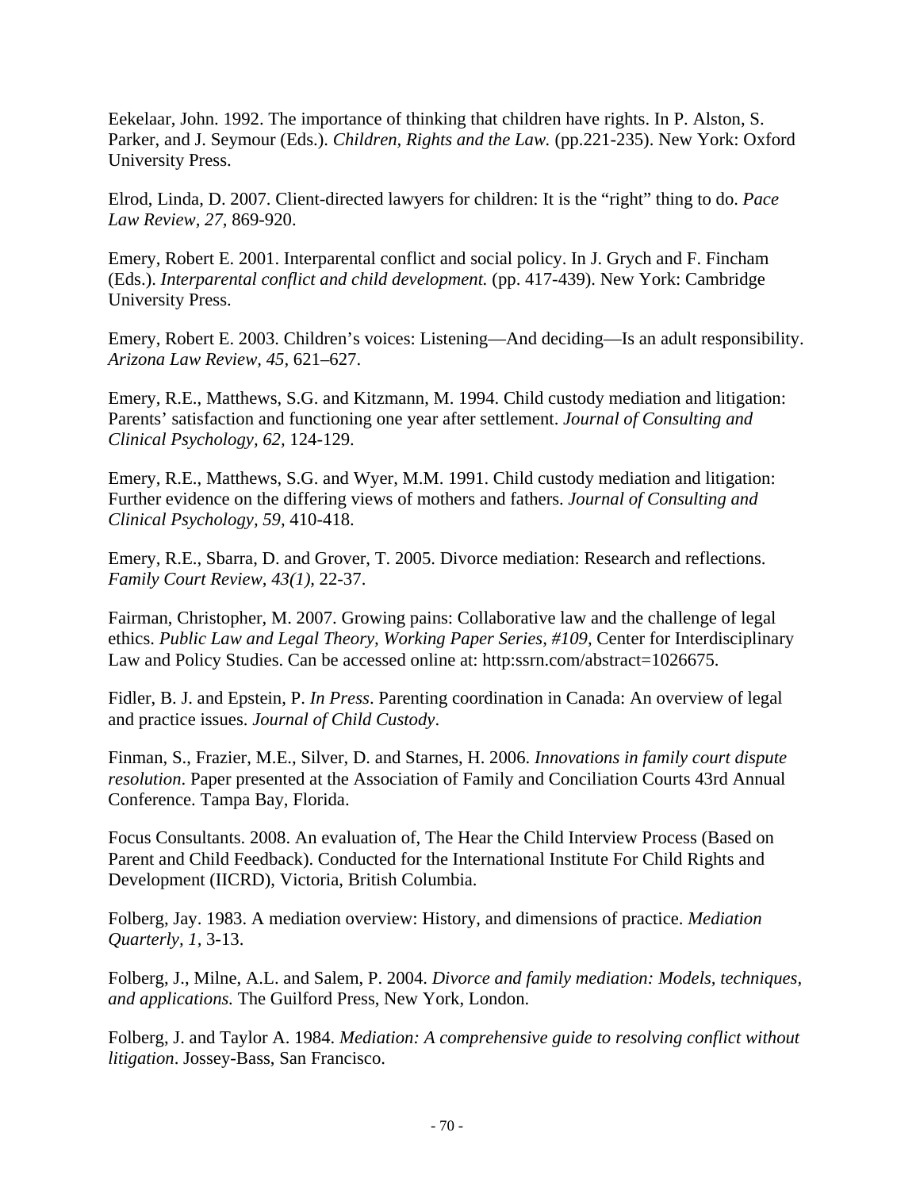Eekelaar, John. 1992. The importance of thinking that children have rights. In P. Alston, S. Parker, and J. Seymour (Eds.). *Children, Rights and the Law.* (pp.221-235). New York: Oxford University Press.

Elrod, Linda, D. 2007. Client-directed lawyers for children: It is the "right" thing to do. *Pace Law Review, 27,* 869-920.

Emery, Robert E. 2001. Interparental conflict and social policy. In J. Grych and F. Fincham (Eds.). *Interparental conflict and child development.* (pp. 417-439). New York: Cambridge University Press.

Emery, Robert E. 2003. Children's voices: Listening—And deciding—Is an adult responsibility. *Arizona Law Review, 45,* 621–627.

Emery, R.E., Matthews, S.G. and Kitzmann, M. 1994. Child custody mediation and litigation: Parents' satisfaction and functioning one year after settlement. *Journal of Consulting and Clinical Psychology, 62,* 124-129.

Emery, R.E., Matthews, S.G. and Wyer, M.M. 1991. Child custody mediation and litigation: Further evidence on the differing views of mothers and fathers. *Journal of Consulting and Clinical Psychology, 59,* 410-418.

Emery, R.E., Sbarra, D. and Grover, T. 2005. Divorce mediation: Research and reflections. *Family Court Review, 43(1),* 22-37.

Fairman, Christopher, M. 2007. Growing pains: Collaborative law and the challenge of legal ethics. *Public Law and Legal Theory, Working Paper Series, #109,* Center for Interdisciplinary Law and Policy Studies. Can be accessed online at: http:ssrn.com/abstract=1026675.

Fidler, B. J. and Epstein, P. *In Press*. Parenting coordination in Canada: An overview of legal and practice issues. *Journal of Child Custody*.

Finman, S., Frazier, M.E., Silver, D. and Starnes, H. 2006. *Innovations in family court dispute resolution*. Paper presented at the Association of Family and Conciliation Courts 43rd Annual Conference. Tampa Bay, Florida.

Focus Consultants. 2008. An evaluation of, The Hear the Child Interview Process (Based on Parent and Child Feedback). Conducted for the International Institute For Child Rights and Development (IICRD), Victoria, British Columbia.

Folberg, Jay. 1983. A mediation overview: History, and dimensions of practice. *Mediation Quarterly, 1,* 3-13.

Folberg, J., Milne, A.L. and Salem, P. 2004. *Divorce and family mediation: Models, techniques, and applications.* The Guilford Press, New York, London.

Folberg, J. and Taylor A. 1984. *Mediation: A comprehensive guide to resolving conflict without litigation*. Jossey-Bass, San Francisco.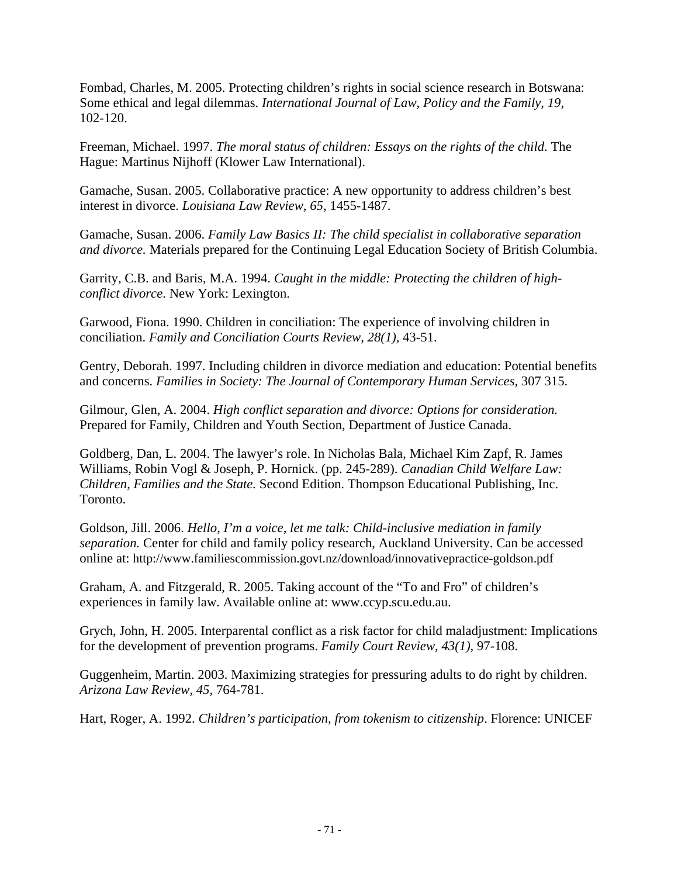Fombad, Charles, M. 2005. Protecting children's rights in social science research in Botswana: Some ethical and legal dilemmas. *International Journal of Law, Policy and the Family, 19,* 102-120.

Freeman, Michael. 1997. *The moral status of children: Essays on the rights of the child.* The Hague: Martinus Nijhoff (Klower Law International).

Gamache, Susan. 2005. Collaborative practice: A new opportunity to address children's best interest in divorce. *Louisiana Law Review, 65,* 1455-1487.

Gamache, Susan. 2006. *Family Law Basics II: The child specialist in collaborative separation and divorce.* Materials prepared for the Continuing Legal Education Society of British Columbia.

Garrity, C.B. and Baris, M.A. 1994. *Caught in the middle: Protecting the children of high-conflict divorce*. New York: Lexington.

Garwood, Fiona. 1990. Children in conciliation: The experience of involving children in conciliation. *Family and Conciliation Courts Review, 28(1),* 43-51.

Gentry, Deborah. 1997. Including children in divorce mediation and education: Potential benefits and concerns. *Families in Society: The Journal of Contemporary Human Services,* 307 315.

Gilmour, Glen, A. 2004. *High conflict separation and divorce: Options for consideration.* Prepared for Family, Children and Youth Section, Department of Justice Canada.

Goldberg, Dan, L. 2004. The lawyer's role. In Nicholas Bala, Michael Kim Zapf, R. James Williams, Robin Vogl & Joseph, P. Hornick. (pp. 245-289). *Canadian Child Welfare Law: Children, Families and the State.* Second Edition. Thompson Educational Publishing, Inc. Toronto.

Goldson, Jill. 2006. *Hello, I'm a voice, let me talk: Child-inclusive mediation in family separation.* Center for child and family policy research, Auckland University. Can be accessed online at: http://www.familiescommission.govt.nz/download/innovativepractice-goldson.pdf

Graham, A. and Fitzgerald, R. 2005. Taking account of the "To and Fro" of children's experiences in family law. Available online at: www.ccyp.scu.edu.au.

Grych, John, H. 2005. Interparental conflict as a risk factor for child maladjustment: Implications for the development of prevention programs. *Family Court Review, 43(1),* 97-108.

Guggenheim, Martin. 2003. Maximizing strategies for pressuring adults to do right by children. *Arizona Law Review, 45,* 764-781.

Hart, Roger, A. 1992. *Children's participation, from tokenism to citizenship*. Florence: UNICEF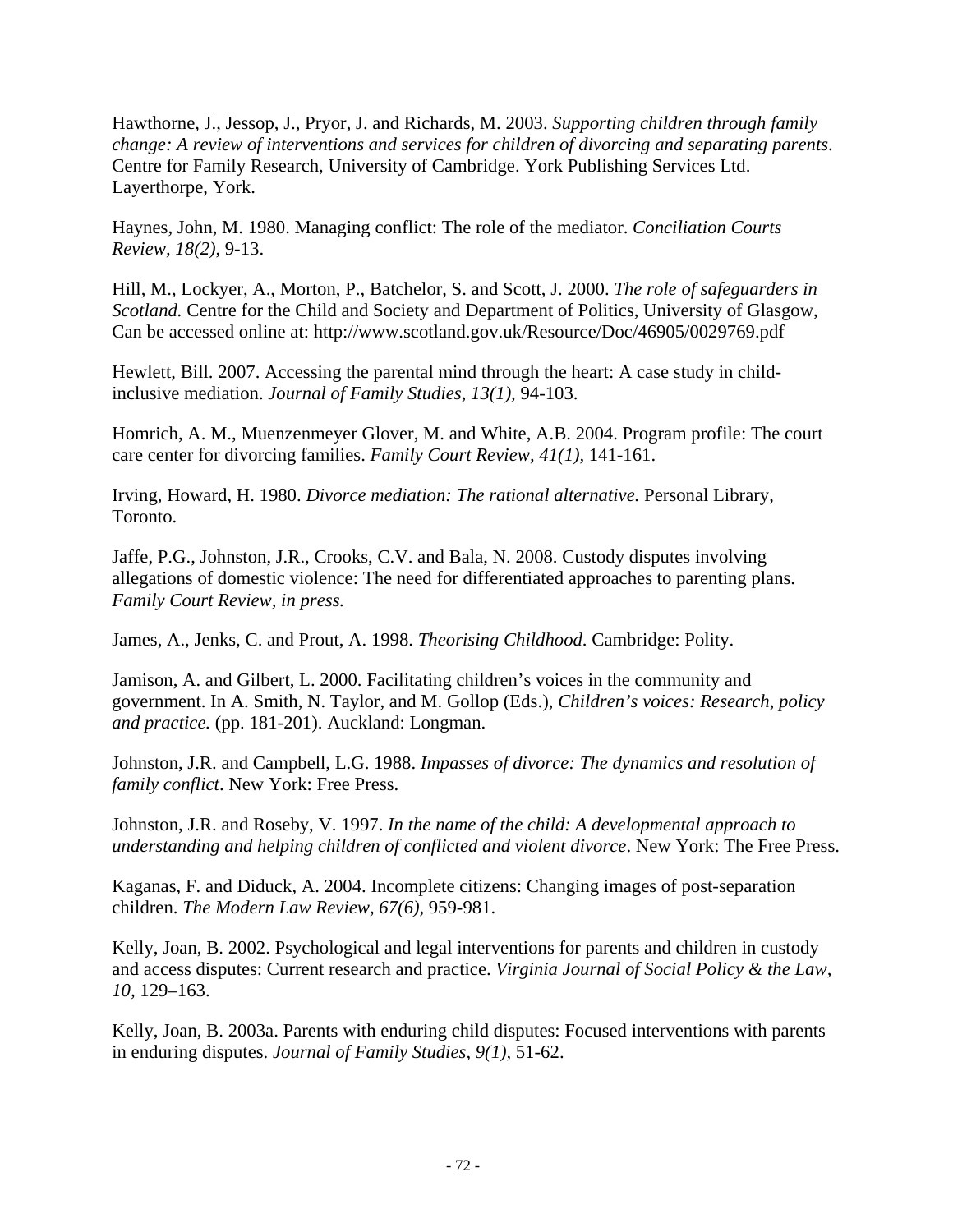Hawthorne, J., Jessop, J., Pryor, J. and Richards, M. 2003. *Supporting children through family change: A review of interventions and services for children of divorcing and separating parents*. Centre for Family Research, University of Cambridge. York Publishing Services Ltd. Layerthorpe, York.

Haynes, John, M. 1980. Managing conflict: The role of the mediator. *Conciliation Courts Review, 18(2),* 9-13.

Hill, M., Lockyer, A., Morton, P., Batchelor, S. and Scott, J. 2000. *The role of safeguarders in Scotland.* Centre for the Child and Society and Department of Politics, University of Glasgow, Can be accessed online at: http://www.scotland.gov.uk/Resource/Doc/46905/0029769.pdf

Hewlett, Bill. 2007. Accessing the parental mind through the heart: A case study in child-inclusive mediation. *Journal of Family Studies, 13(1),* 94-103.

Homrich, A. M., Muenzenmeyer Glover, M. and White, A.B. 2004. Program profile: The court care center for divorcing families. *Family Court Review, 41(1),* 141-161.

Irving, Howard, H. 1980. *Divorce mediation: The rational alternative.* Personal Library, Toronto.

Jaffe, P.G., Johnston, J.R., Crooks, C.V. and Bala, N. 2008. Custody disputes involving allegations of domestic violence: The need for differentiated approaches to parenting plans. *Family Court Review, in press.*

James, A., Jenks, C. and Prout, A. 1998. *Theorising Childhood*. Cambridge: Polity.

Jamison, A. and Gilbert, L. 2000. Facilitating children's voices in the community and government. In A. Smith, N. Taylor, and M. Gollop (Eds.), *Children's voices: Research, policy and practice.* (pp. 181-201). Auckland: Longman.

Johnston, J.R. and Campbell, L.G. 1988. *Impasses of divorce: The dynamics and resolution of family conflict*. New York: Free Press.

Johnston, J.R. and Roseby, V. 1997. *In the name of the child: A developmental approach to understanding and helping children of conflicted and violent divorce*. New York: The Free Press.

Kaganas, F. and Diduck, A. 2004. Incomplete citizens: Changing images of post-separation children. *The Modern Law Review, 67(6),* 959-981.

Kelly, Joan, B. 2002. Psychological and legal interventions for parents and children in custody and access disputes: Current research and practice. *Virginia Journal of Social Policy & the Law, 10,* 129–163.

Kelly, Joan, B. 2003a. Parents with enduring child disputes: Focused interventions with parents in enduring disputes. *Journal of Family Studies, 9(1),* 51-62.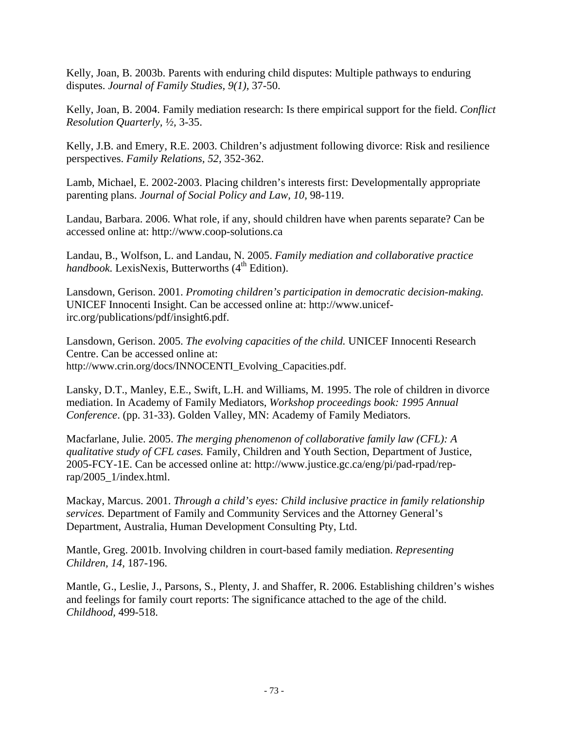Kelly, Joan, B. 2003b. Parents with enduring child disputes: Multiple pathways to enduring disputes. *Journal of Family Studies, 9(1)*, 37-50.

Kelly, Joan, B. 2004. Family mediation research: Is there empirical support for the field. *Conflict Resolution Quarterly, ½,* 3-35.

Kelly, J.B. and Emery, R.E. 2003. Children's adjustment following divorce: Risk and resilience perspectives. *Family Relations, 52,* 352-362.

Lamb, Michael, E. 2002-2003. Placing children's interests first: Developmentally appropriate parenting plans. *Journal of Social Policy and Law, 10,* 98-119.

Landau, Barbara. 2006. What role, if any, should children have when parents separate? Can be accessed online at: http://www.coop-solutions.ca

Landau, B., Wolfson, L. and Landau, N. 2005. *Family mediation and collaborative practice handbook.* LexisNexis, Butterworths (4th Edition).

Lansdown, Gerison. 2001. *Promoting children's participation in democratic decision-making.* UNICEF Innocenti Insight. Can be accessed online at: http://www.unicef-irc.org/publications/pdf/insight6.pdf.

Lansdown, Gerison. 2005. *The evolving capacities of the child.* UNICEF Innocenti Research Centre. Can be accessed online at: http://www.crin.org/docs/INNOCENTI_Evolving_Capacities.pdf.

Lansky, D.T., Manley, E.E., Swift, L.H. and Williams, M. 1995. The role of children in divorce mediation. In Academy of Family Mediators, *Workshop proceedings book: 1995 Annual Conference*. (pp. 31-33). Golden Valley, MN: Academy of Family Mediators.

Macfarlane, Julie. 2005. *The merging phenomenon of collaborative family law (CFL): A qualitative study of CFL cases.* Family, Children and Youth Section, Department of Justice, 2005-FCY-1E. Can be accessed online at: http://www.justice.gc.ca/eng/pi/pad-rpad/rep-rap/2005_1/index.html.

Mackay, Marcus. 2001. *Through a child's eyes: Child inclusive practice in family relationship services.* Department of Family and Community Services and the Attorney General's Department, Australia, Human Development Consulting Pty, Ltd.

Mantle, Greg. 2001b. Involving children in court-based family mediation. *Representing Children, 14,* 187-196.

Mantle, G., Leslie, J., Parsons, S., Plenty, J. and Shaffer, R. 2006. Establishing children's wishes and feelings for family court reports: The significance attached to the age of the child. *Childhood*, 499-518.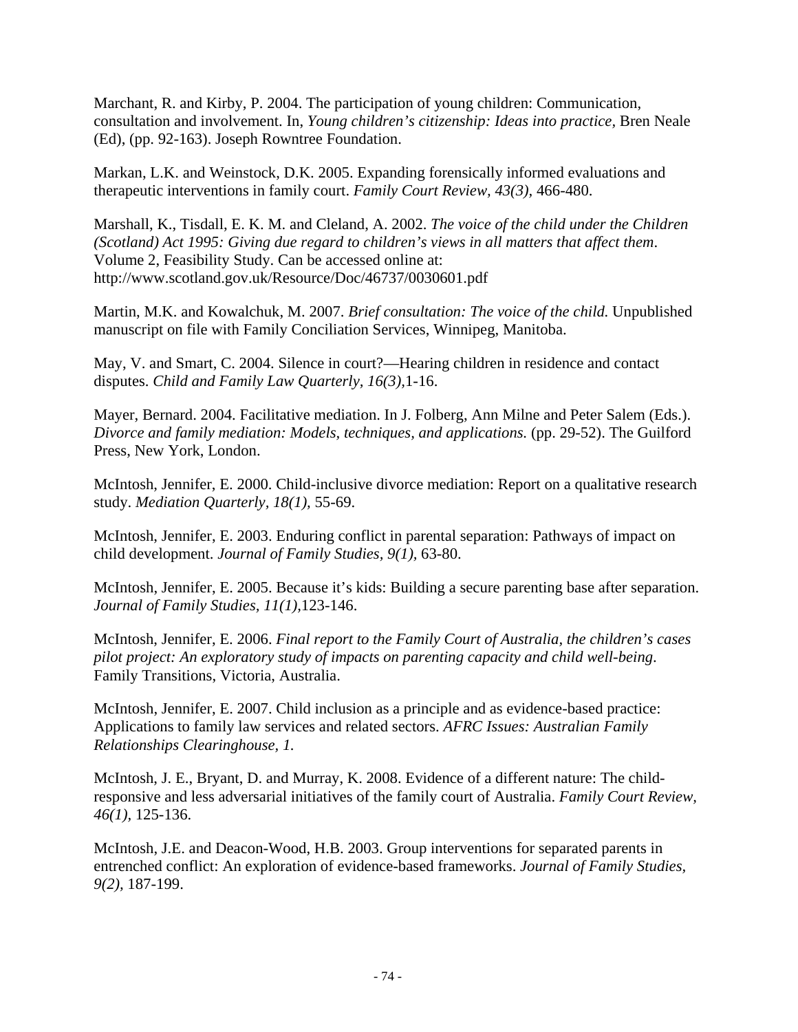Marchant, R. and Kirby, P. 2004. The participation of young children: Communication, consultation and involvement. In, *Young children's citizenship: Ideas into practice*, Bren Neale (Ed), (pp. 92-163). Joseph Rowntree Foundation.

Markan, L.K. and Weinstock, D.K. 2005. Expanding forensically informed evaluations and therapeutic interventions in family court. *Family Court Review, 43(3)*, 466-480.

Marshall, K., Tisdall, E. K. M. and Cleland, A. 2002. *The voice of the child under the Children (Scotland) Act 1995: Giving due regard to children's views in all matters that affect them*. Volume 2, Feasibility Study. Can be accessed online at: http://www.scotland.gov.uk/Resource/Doc/46737/0030601.pdf

Martin, M.K. and Kowalchuk, M. 2007. *Brief consultation: The voice of the child.* Unpublished manuscript on file with Family Conciliation Services, Winnipeg, Manitoba.

May, V. and Smart, C. 2004. Silence in court?—Hearing children in residence and contact disputes. *Child and Family Law Quarterly, 16(3)*,1-16.

Mayer, Bernard. 2004. Facilitative mediation. In J. Folberg, Ann Milne and Peter Salem (Eds.). *Divorce and family mediation: Models, techniques, and applications.* (pp. 29-52). The Guilford Press, New York, London.

McIntosh, Jennifer, E. 2000. Child-inclusive divorce mediation: Report on a qualitative research study. *Mediation Quarterly, 18(1),* 55-69.

McIntosh, Jennifer, E. 2003. Enduring conflict in parental separation: Pathways of impact on child development. *Journal of Family Studies, 9(1),* 63-80.

McIntosh, Jennifer, E. 2005. Because it's kids: Building a secure parenting base after separation. *Journal of Family Studies, 11(1)*,123-146.

McIntosh, Jennifer, E. 2006. *Final report to the Family Court of Australia, the children's cases pilot project: An exploratory study of impacts on parenting capacity and child well-being*. Family Transitions, Victoria, Australia.

McIntosh, Jennifer, E. 2007. Child inclusion as a principle and as evidence-based practice: Applications to family law services and related sectors. *AFRC Issues: Australian Family Relationships Clearinghouse, 1.*

McIntosh, J. E., Bryant, D. and Murray, K. 2008. Evidence of a different nature: The child-responsive and less adversarial initiatives of the family court of Australia. *Family Court Review, 46(1),* 125-136.

McIntosh, J.E. and Deacon-Wood, H.B. 2003. Group interventions for separated parents in entrenched conflict: An exploration of evidence-based frameworks. *Journal of Family Studies, 9(2),* 187-199.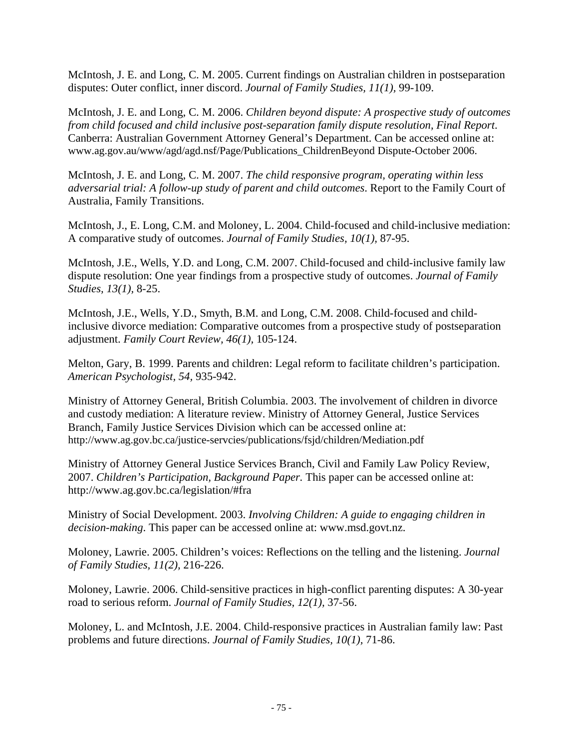McIntosh, J. E. and Long, C. M. 2005. Current findings on Australian children in postseparation disputes: Outer conflict, inner discord. *Journal of Family Studies, 11(1),* 99-109.

McIntosh, J. E. and Long, C. M. 2006. *Children beyond dispute: A prospective study of outcomes from child focused and child inclusive post-separation family dispute resolution, Final Report*. Canberra: Australian Government Attorney General's Department. Can be accessed online at: www.ag.gov.au/www/agd/agd.nsf/Page/Publications_ChildrenBeyond Dispute-October 2006.

McIntosh, J. E. and Long, C. M. 2007. *The child responsive program, operating within less adversarial trial: A follow-up study of parent and child outcomes*. Report to the Family Court of Australia, Family Transitions.

McIntosh, J., E. Long, C.M. and Moloney, L. 2004. Child-focused and child-inclusive mediation: A comparative study of outcomes. *Journal of Family Studies, 10(1),* 87-95.

McIntosh, J.E., Wells, Y.D. and Long, C.M. 2007. Child-focused and child-inclusive family law dispute resolution: One year findings from a prospective study of outcomes. *Journal of Family Studies, 13(1),* 8-25.

McIntosh, J.E., Wells, Y.D., Smyth, B.M. and Long, C.M. 2008. Child-focused and child-inclusive divorce mediation: Comparative outcomes from a prospective study of postseparation adjustment. *Family Court Review, 46(1),* 105-124.

Melton, Gary, B. 1999. Parents and children: Legal reform to facilitate children's participation. *American Psychologist, 54,* 935-942.

Ministry of Attorney General, British Columbia. 2003. The involvement of children in divorce and custody mediation: A literature review. Ministry of Attorney General, Justice Services Branch, Family Justice Services Division which can be accessed online at: http://www.ag.gov.bc.ca/justice-servcies/publications/fsjd/children/Mediation.pdf

Ministry of Attorney General Justice Services Branch, Civil and Family Law Policy Review, 2007. *Children's Participation, Background Paper.* This paper can be accessed online at: http://www.ag.gov.bc.ca/legislation/#fra

Ministry of Social Development. 2003. *Involving Children: A guide to engaging children in decision-making*. This paper can be accessed online at: www.msd.govt.nz.

Moloney, Lawrie. 2005. Children's voices: Reflections on the telling and the listening. *Journal of Family Studies, 11(2),* 216-226.

Moloney, Lawrie. 2006. Child-sensitive practices in high-conflict parenting disputes: A 30-year road to serious reform. *Journal of Family Studies, 12(1),* 37-56.

Moloney, L. and McIntosh, J.E. 2004. Child-responsive practices in Australian family law: Past problems and future directions. *Journal of Family Studies, 10(1),* 71-86.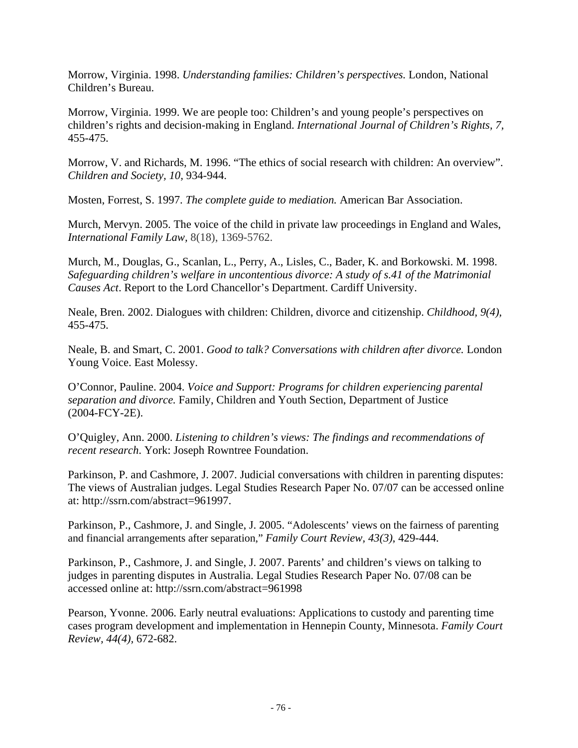Morrow, Virginia. 1998. *Understanding families: Children's perspectives.* London, National Children's Bureau.

Morrow, Virginia. 1999. We are people too: Children's and young people's perspectives on children's rights and decision-making in England. *International Journal of Children's Rights, 7,* 455-475.

Morrow, V. and Richards, M. 1996. "The ethics of social research with children: An overview". *Children and Society, 10,* 934-944.

Mosten, Forrest, S. 1997. *The complete guide to mediation.* American Bar Association.

Murch, Mervyn. 2005. The voice of the child in private law proceedings in England and Wales, *International Family Law,* 8(18), 1369-5762.

Murch, M., Douglas, G., Scanlan, L., Perry, A., Lisles, C., Bader, K. and Borkowski. M. 1998. *Safeguarding children's welfare in uncontentious divorce: A study of s.41 of the Matrimonial Causes Act*. Report to the Lord Chancellor's Department. Cardiff University.

Neale, Bren. 2002. Dialogues with children: Children, divorce and citizenship. *Childhood, 9(4),* 455-475.

Neale, B. and Smart, C. 2001. *Good to talk? Conversations with children after divorce.* London Young Voice. East Molessy.

O'Connor, Pauline. 2004. *Voice and Support: Programs for children experiencing parental separation and divorce.* Family, Children and Youth Section, Department of Justice (2004-FCY-2E).

O'Quigley, Ann. 2000. *Listening to children's views: The findings and recommendations of recent research.* York: Joseph Rowntree Foundation.

Parkinson, P. and Cashmore, J. 2007. Judicial conversations with children in parenting disputes: The views of Australian judges. Legal Studies Research Paper No. 07/07 can be accessed online at: http://ssrn.com/abstract=961997.

Parkinson, P., Cashmore, J. and Single, J. 2005. "Adolescents' views on the fairness of parenting and financial arrangements after separation," *Family Court Review, 43(3)*, 429-444.

Parkinson, P., Cashmore, J. and Single, J. 2007. Parents' and children's views on talking to judges in parenting disputes in Australia. Legal Studies Research Paper No. 07/08 can be accessed online at: http://ssrn.com/abstract=961998

Pearson, Yvonne. 2006. Early neutral evaluations: Applications to custody and parenting time cases program development and implementation in Hennepin County, Minnesota. *Family Court Review, 44(4),* 672-682.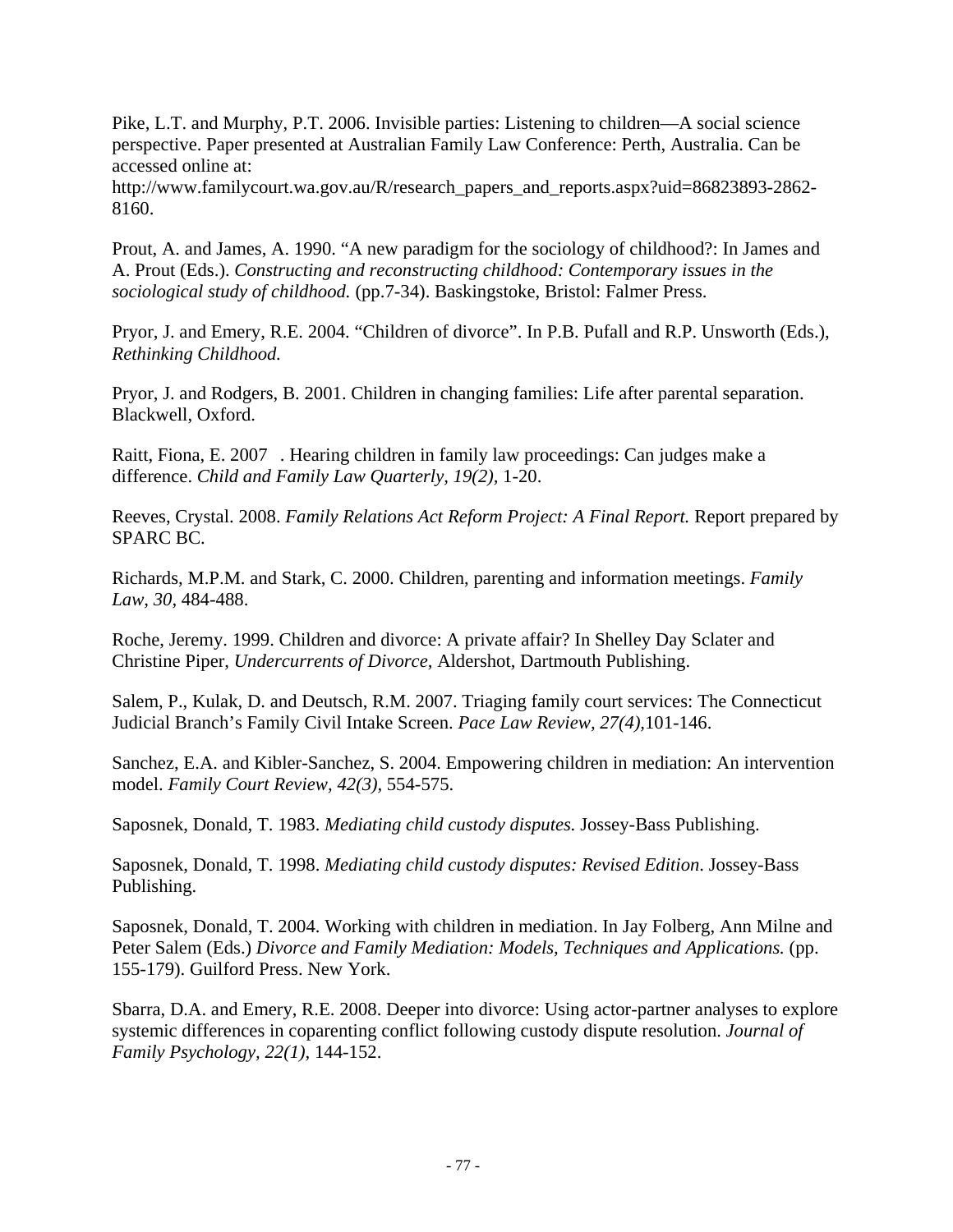Pike, L.T. and Murphy, P.T. 2006. Invisible parties: Listening to children—A social science perspective. Paper presented at Australian Family Law Conference: Perth, Australia. Can be accessed online at: http://www.familycourt.wa.gov.au/R/research_papers_and_reports.aspx?uid=86823893-2862-8160.

Prout, A. and James, A. 1990. "A new paradigm for the sociology of childhood?: In James and A. Prout (Eds.). *Constructing and reconstructing childhood: Contemporary issues in the sociological study of childhood.* (pp.7-34). Baskingstoke, Bristol: Falmer Press.

Pryor, J. and Emery, R.E. 2004. "Children of divorce". In P.B. Pufall and R.P. Unsworth (Eds.), *Rethinking Childhood.*

Pryor, J. and Rodgers, B. 2001. Children in changing families: Life after parental separation. Blackwell, Oxford.

Raitt, Fiona, E. 2007 . Hearing children in family law proceedings: Can judges make a difference. *Child and Family Law Quarterly, 19(2),* 1-20.

Reeves, Crystal. 2008. *Family Relations Act Reform Project: A Final Report.* Report prepared by SPARC BC.

Richards, M.P.M. and Stark, C. 2000. Children, parenting and information meetings. *Family Law, 30*, 484-488.

Roche, Jeremy. 1999. Children and divorce: A private affair? In Shelley Day Sclater and Christine Piper, *Undercurrents of Divorce,* Aldershot, Dartmouth Publishing.

Salem, P., Kulak, D. and Deutsch, R.M. 2007. Triaging family court services: The Connecticut Judicial Branch's Family Civil Intake Screen. *Pace Law Review, 27(4),*101-146.

Sanchez, E.A. and Kibler-Sanchez, S. 2004. Empowering children in mediation: An intervention model. *Family Court Review, 42(3),* 554-575.

Saposnek, Donald, T. 1983. *Mediating child custody disputes.* Jossey-Bass Publishing.

Saposnek, Donald, T. 1998. *Mediating child custody disputes: Revised Edition*. Jossey-Bass Publishing.

Saposnek, Donald, T. 2004. Working with children in mediation. In Jay Folberg, Ann Milne and Peter Salem (Eds.) *Divorce and Family Mediation: Models, Techniques and Applications.* (pp. 155-179). Guilford Press. New York.

Sbarra, D.A. and Emery, R.E. 2008. Deeper into divorce: Using actor-partner analyses to explore systemic differences in coparenting conflict following custody dispute resolution. *Journal of Family Psychology, 22(1),* 144-152.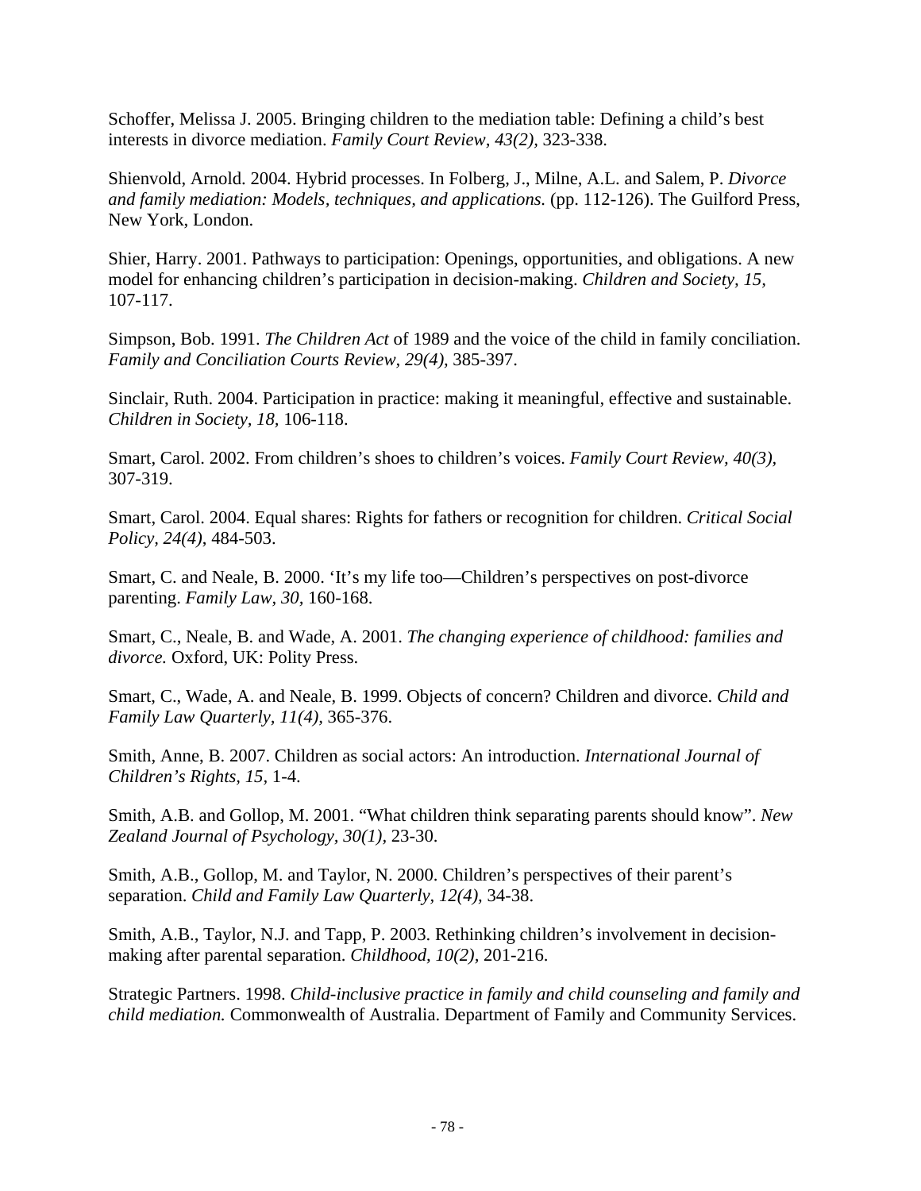Schoffer, Melissa J. 2005. Bringing children to the mediation table: Defining a child's best interests in divorce mediation. *Family Court Review, 43(2),* 323-338.

Shienvold, Arnold. 2004. Hybrid processes. In Folberg, J., Milne, A.L. and Salem, P. *Divorce and family mediation: Models, techniques, and applications.* (pp. 112-126). The Guilford Press, New York, London.

Shier, Harry. 2001. Pathways to participation: Openings, opportunities, and obligations. A new model for enhancing children's participation in decision-making. *Children and Society, 15,* 107-117.

Simpson, Bob. 1991. *The Children Act* of 1989 and the voice of the child in family conciliation. *Family and Conciliation Courts Review, 29(4),* 385-397.

Sinclair, Ruth. 2004. Participation in practice: making it meaningful, effective and sustainable. *Children in Society, 18,* 106-118.

Smart, Carol. 2002. From children's shoes to children's voices. *Family Court Review, 40(3),* 307-319.

Smart, Carol. 2004. Equal shares: Rights for fathers or recognition for children. *Critical Social Policy, 24(4),* 484-503.

Smart, C. and Neale, B. 2000. 'It's my life too—Children's perspectives on post-divorce parenting. *Family Law, 30,* 160-168.

Smart, C., Neale, B. and Wade, A. 2001. *The changing experience of childhood: families and divorce.* Oxford, UK: Polity Press.

Smart, C., Wade, A. and Neale, B. 1999. Objects of concern? Children and divorce. *Child and Family Law Quarterly, 11(4),* 365-376.

Smith, Anne, B. 2007. Children as social actors: An introduction. *International Journal of Children's Rights, 15,* 1-4.

Smith, A.B. and Gollop, M. 2001. "What children think separating parents should know". *New Zealand Journal of Psychology, 30(1),* 23-30.

Smith, A.B., Gollop, M. and Taylor, N. 2000. Children's perspectives of their parent's separation. *Child and Family Law Quarterly, 12(4),* 34-38.

Smith, A.B., Taylor, N.J. and Tapp, P. 2003. Rethinking children's involvement in decision-making after parental separation. *Childhood, 10(2),* 201-216.

Strategic Partners. 1998. *Child-inclusive practice in family and child counseling and family and child mediation.* Commonwealth of Australia. Department of Family and Community Services.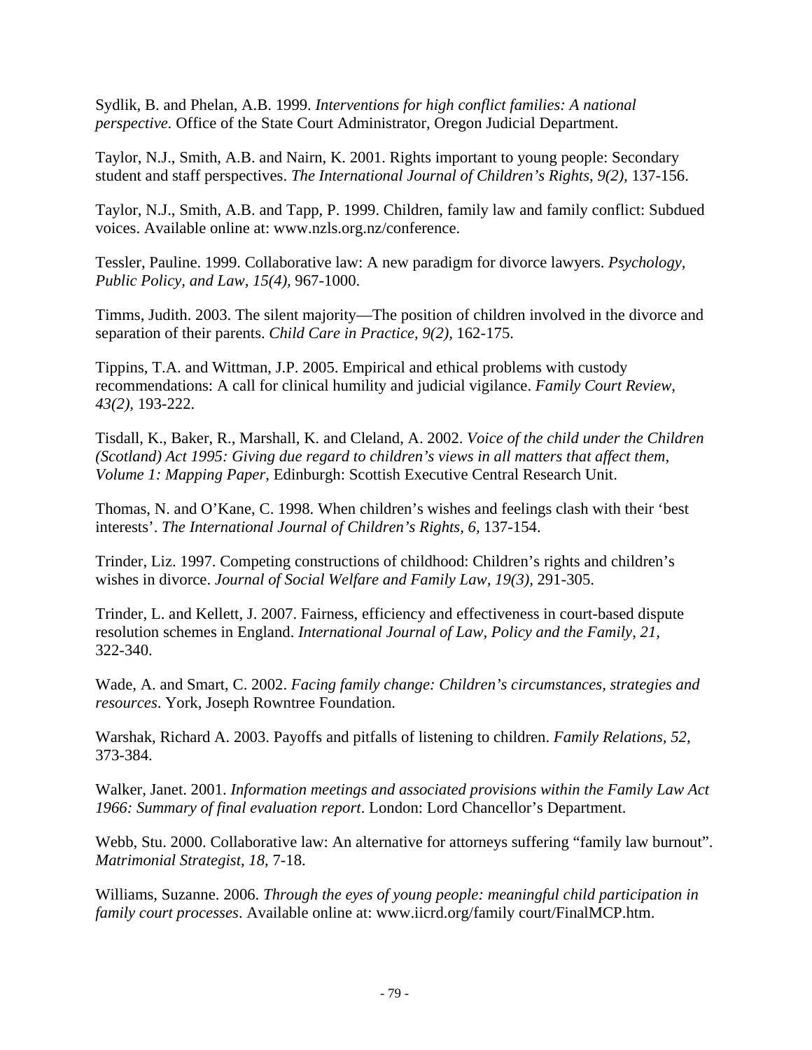Sydlik, B. and Phelan, A.B. 1999. *Interventions for high conflict families: A national perspective.* Office of the State Court Administrator, Oregon Judicial Department.

Taylor, N.J., Smith, A.B. and Nairn, K. 2001. Rights important to young people: Secondary student and staff perspectives. *The International Journal of Children's Rights, 9(2),* 137-156.

Taylor, N.J., Smith, A.B. and Tapp, P. 1999. Children, family law and family conflict: Subdued voices. Available online at: www.nzls.org.nz/conference.

Tessler, Pauline. 1999. Collaborative law: A new paradigm for divorce lawyers. *Psychology, Public Policy, and Law, 15(4),* 967-1000.

Timms, Judith. 2003. The silent majority—The position of children involved in the divorce and separation of their parents. *Child Care in Practice, 9(2),* 162-175.

Tippins, T.A. and Wittman, J.P. 2005. Empirical and ethical problems with custody recommendations: A call for clinical humility and judicial vigilance. *Family Court Review, 43(2),* 193-222.

Tisdall, K., Baker, R., Marshall, K. and Cleland, A. 2002. *Voice of the child under the Children (Scotland) Act 1995: Giving due regard to children's views in all matters that affect them, Volume 1: Mapping Paper*, Edinburgh: Scottish Executive Central Research Unit.

Thomas, N. and O'Kane, C. 1998. When children's wishes and feelings clash with their 'best interests'. *The International Journal of Children's Rights, 6,* 137-154.

Trinder, Liz. 1997. Competing constructions of childhood: Children's rights and children's wishes in divorce. *Journal of Social Welfare and Family Law, 19(3),* 291-305.

Trinder, L. and Kellett, J. 2007. Fairness, efficiency and effectiveness in court-based dispute resolution schemes in England. *International Journal of Law, Policy and the Family, 21,* 322-340.

Wade, A. and Smart, C. 2002. *Facing family change: Children's circumstances, strategies and resources*. York, Joseph Rowntree Foundation.

Warshak, Richard A. 2003. Payoffs and pitfalls of listening to children. *Family Relations, 52,* 373-384.

Walker, Janet. 2001. *Information meetings and associated provisions within the Family Law Act 1966: Summary of final evaluation report*. London: Lord Chancellor's Department.

Webb, Stu. 2000. Collaborative law: An alternative for attorneys suffering "family law burnout". *Matrimonial Strategist, 18,* 7-18.

Williams, Suzanne. 2006. *Through the eyes of young people: meaningful child participation in family court processes*. Available online at: www.iicrd.org/family court/FinalMCP.htm.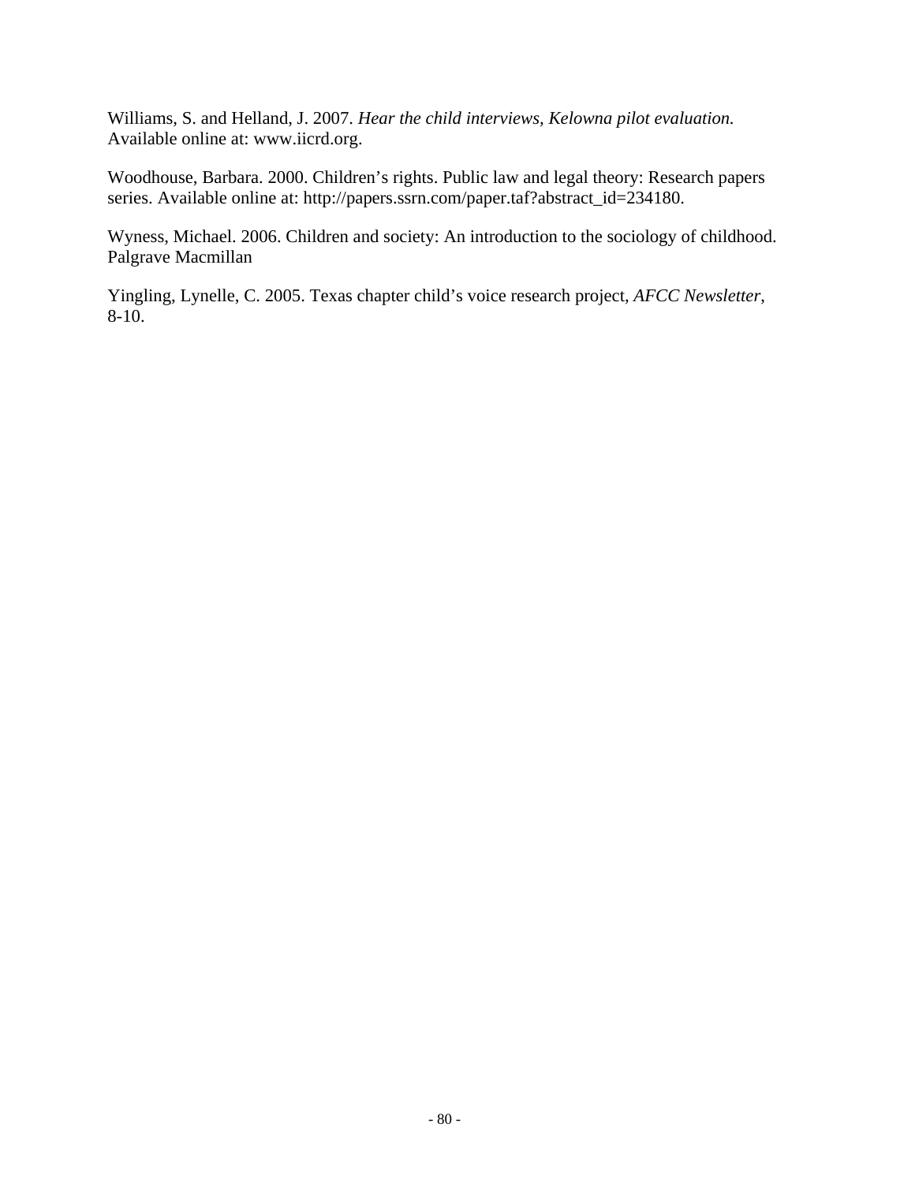Williams, S. and Helland, J. 2007. *Hear the child interviews, Kelowna pilot evaluation.* Available online at: www.iicrd.org.

Woodhouse, Barbara. 2000. Children's rights. Public law and legal theory: Research papers series. Available online at: http://papers.ssrn.com/paper.taf?abstract_id=234180.

Wyness, Michael. 2006. Children and society: An introduction to the sociology of childhood. Palgrave Macmillan

Yingling, Lynelle, C. 2005. Texas chapter child's voice research project, *AFCC Newsletter*, 8-10.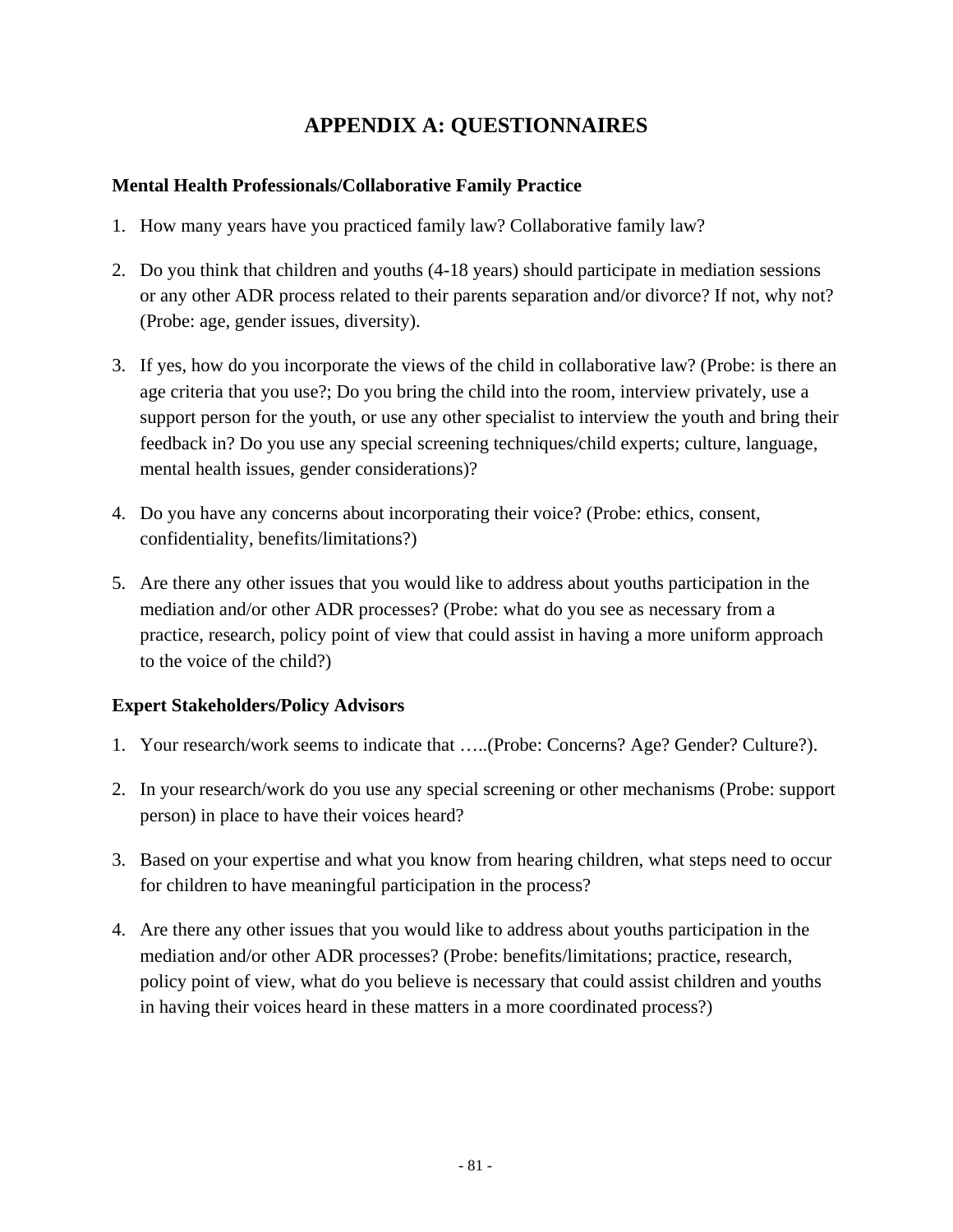# APPENDIX A: QUESTIONNAIRES

**Mental Health Professionals/Collaborative Family Practice**

1. How many years have you practiced family law? Collaborative family law?

2. Do you think that children and youths (4-18 years) should participate in mediation sessions or any other ADR process related to their parents separation and/or divorce? If not, why not? (Probe: age, gender issues, diversity).

3. If yes, how do you incorporate the views of the child in collaborative law? (Probe: is there an age criteria that you use?; Do you bring the child into the room, interview privately, use a support person for the youth, or use any other specialist to interview the youth and bring their feedback in? Do you use any special screening techniques/child experts; culture, language, mental health issues, gender considerations)?

4. Do you have any concerns about incorporating their voice? (Probe: ethics, consent, confidentiality, benefits/limitations?)

5. Are there any other issues that you would like to address about youths participation in the mediation and/or other ADR processes? (Probe: what do you see as necessary from a practice, research, policy point of view that could assist in having a more uniform approach to the voice of the child?)

**Expert Stakeholders/Policy Advisors**

1. Your research/work seems to indicate that …..(Probe: Concerns? Age? Gender? Culture?).

2. In your research/work do you use any special screening or other mechanisms (Probe: support person) in place to have their voices heard?

3. Based on your expertise and what you know from hearing children, what steps need to occur for children to have meaningful participation in the process?

4. Are there any other issues that you would like to address about youths participation in the mediation and/or other ADR processes? (Probe: benefits/limitations; practice, research, policy point of view, what do you believe is necessary that could assist children and youths in having their voices heard in these matters in a more coordinated process?)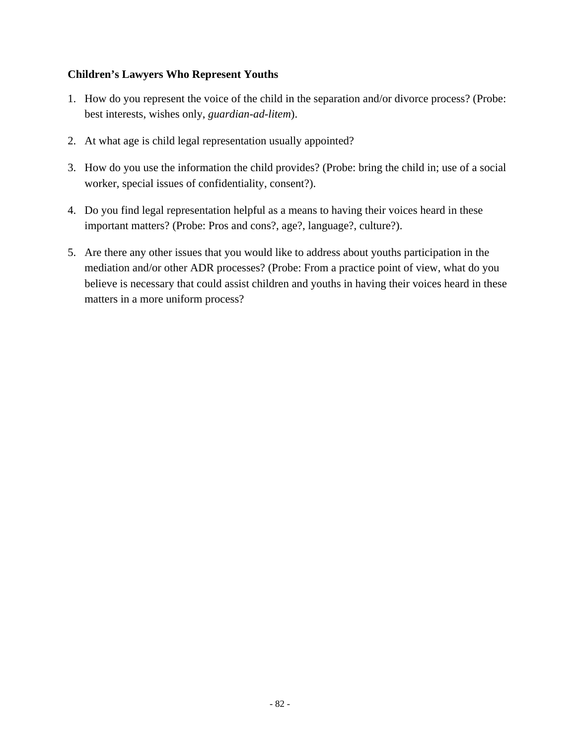**Children's Lawyers Who Represent Youths**

1. How do you represent the voice of the child in the separation and/or divorce process? (Probe: best interests, wishes only, *guardian-ad-litem*).

2. At what age is child legal representation usually appointed?

3. How do you use the information the child provides? (Probe: bring the child in; use of a social worker, special issues of confidentiality, consent?).

4. Do you find legal representation helpful as a means to having their voices heard in these important matters? (Probe: Pros and cons?, age?, language?, culture?).

5. Are there any other issues that you would like to address about youths participation in the mediation and/or other ADR processes? (Probe: From a practice point of view, what do you believe is necessary that could assist children and youths in having their voices heard in these matters in a more uniform process?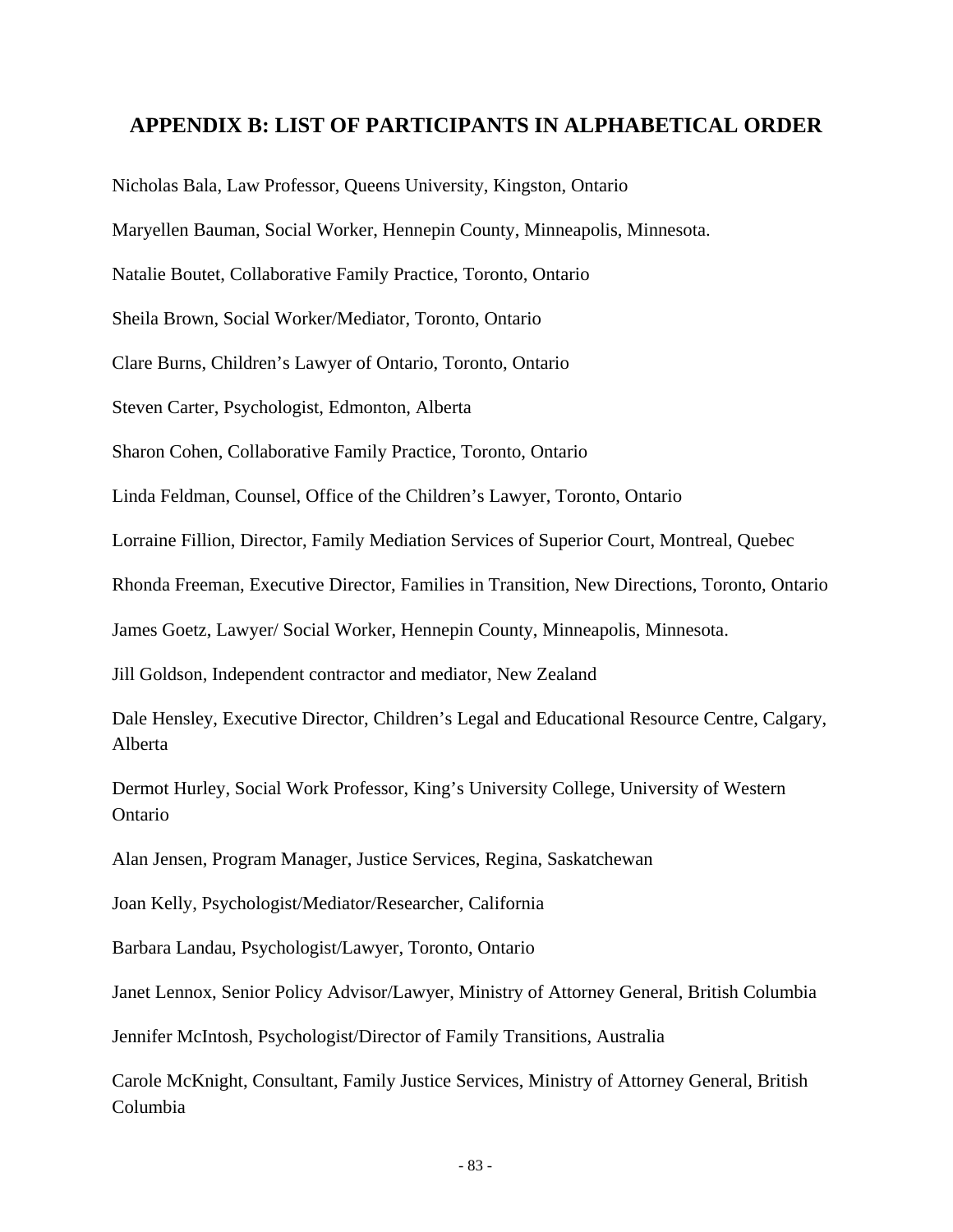## APPENDIX B: LIST OF PARTICIPANTS IN ALPHABETICAL ORDER

Nicholas Bala, Law Professor, Queens University, Kingston, Ontario

Maryellen Bauman, Social Worker, Hennepin County, Minneapolis, Minnesota.

Natalie Boutet, Collaborative Family Practice, Toronto, Ontario

Sheila Brown, Social Worker/Mediator, Toronto, Ontario

Clare Burns, Children's Lawyer of Ontario, Toronto, Ontario

Steven Carter, Psychologist, Edmonton, Alberta

Sharon Cohen, Collaborative Family Practice, Toronto, Ontario

Linda Feldman, Counsel, Office of the Children's Lawyer, Toronto, Ontario

Lorraine Fillion, Director, Family Mediation Services of Superior Court, Montreal, Quebec

Rhonda Freeman, Executive Director, Families in Transition, New Directions, Toronto, Ontario

James Goetz, Lawyer/ Social Worker, Hennepin County, Minneapolis, Minnesota.

Jill Goldson, Independent contractor and mediator, New Zealand

Dale Hensley, Executive Director, Children's Legal and Educational Resource Centre, Calgary, Alberta

Dermot Hurley, Social Work Professor, King's University College, University of Western Ontario

Alan Jensen, Program Manager, Justice Services, Regina, Saskatchewan

Joan Kelly, Psychologist/Mediator/Researcher, California

Barbara Landau, Psychologist/Lawyer, Toronto, Ontario

Janet Lennox, Senior Policy Advisor/Lawyer, Ministry of Attorney General, British Columbia

Jennifer McIntosh, Psychologist/Director of Family Transitions, Australia

Carole McKnight, Consultant, Family Justice Services, Ministry of Attorney General, British Columbia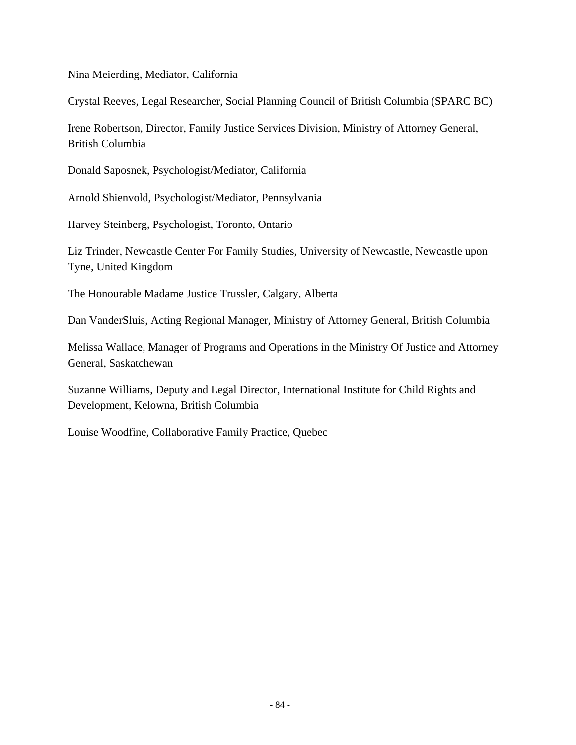Nina Meierding, Mediator, California

Crystal Reeves, Legal Researcher, Social Planning Council of British Columbia (SPARC BC)

Irene Robertson, Director, Family Justice Services Division, Ministry of Attorney General, British Columbia

Donald Saposnek, Psychologist/Mediator, California

Arnold Shienvold, Psychologist/Mediator, Pennsylvania

Harvey Steinberg, Psychologist, Toronto, Ontario

Liz Trinder, Newcastle Center For Family Studies, University of Newcastle, Newcastle upon Tyne, United Kingdom

The Honourable Madame Justice Trussler, Calgary, Alberta

Dan VanderSluis, Acting Regional Manager, Ministry of Attorney General, British Columbia

Melissa Wallace, Manager of Programs and Operations in the Ministry Of Justice and Attorney General, Saskatchewan

Suzanne Williams, Deputy and Legal Director, International Institute for Child Rights and Development, Kelowna, British Columbia

Louise Woodfine, Collaborative Family Practice, Quebec